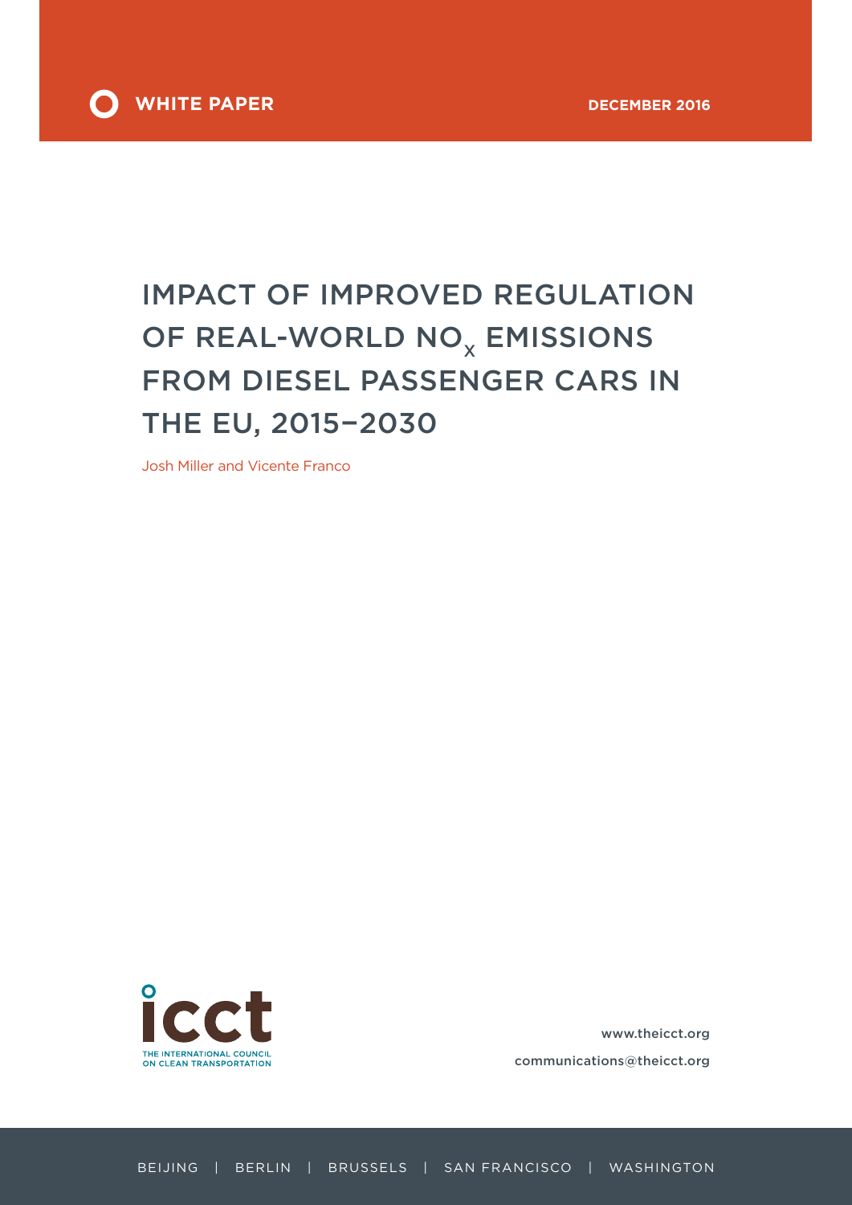**WHITE PAPER** **DECEMBER 2016**

# IMPACT OF IMPROVED REGULATION OF REAL-WORLD $NO_x$ EMISSIONS FROM DIESEL PASSENGER CARS IN THE EU, 2015–2030

Josh Miller and Vicente Franco

THE INTERNATIONAL COUNCIL ON CLEAN TRANSPORTATION

www.theicct.org

communications@theicct.org

BEIJING | BERLIN | BRUSSELS | SAN FRANCISCO | WASHINGTON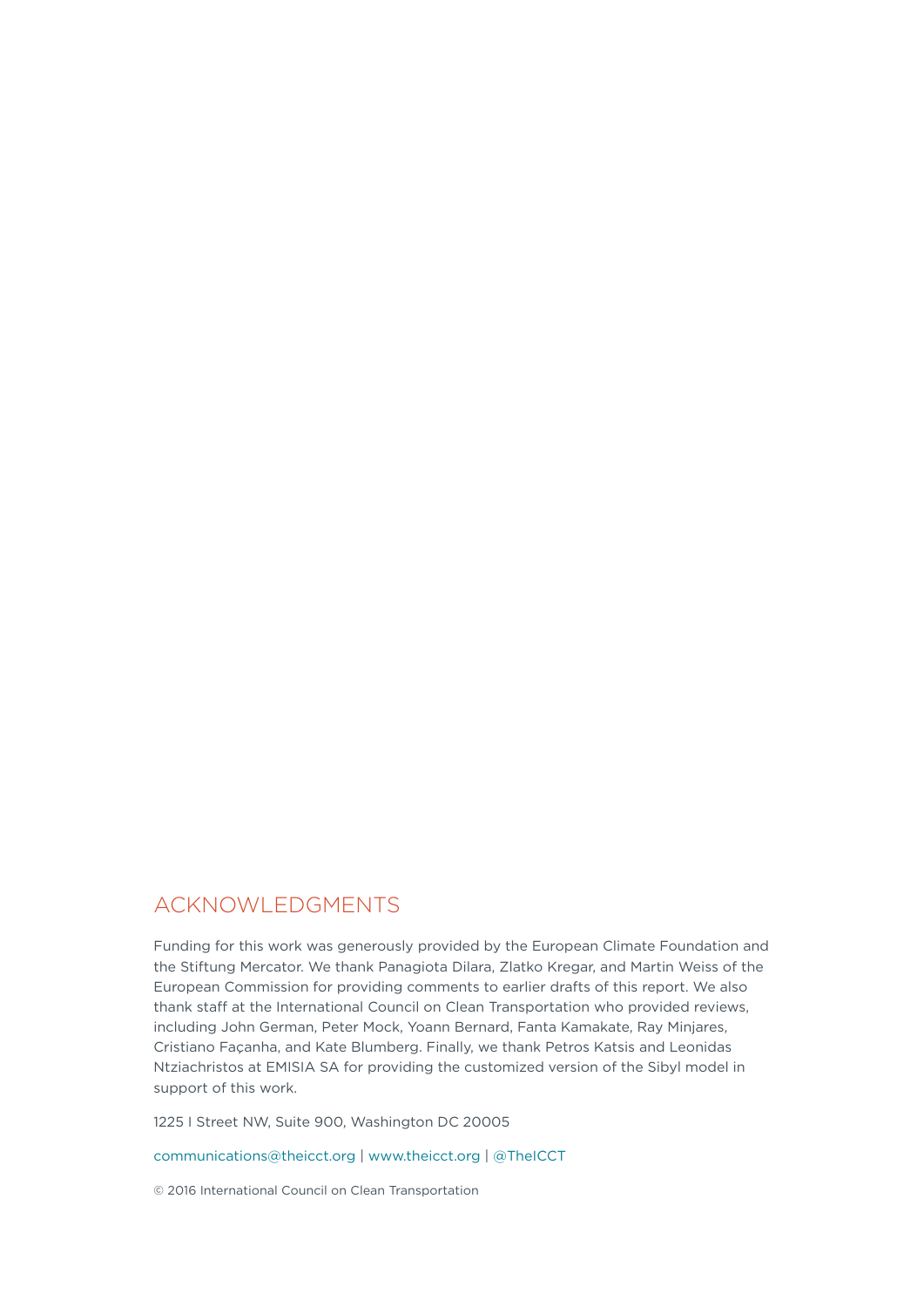## ACKNOWLEDGMENTS

Funding for this work was generously provided by the European Climate Foundation and the Stiftung Mercator. We thank Panagiota Dilara, Zlatko Kregar, and Martin Weiss of the European Commission for providing comments to earlier drafts of this report. We also thank staff at the International Council on Clean Transportation who provided reviews, including John German, Peter Mock, Yoann Bernard, Fanta Kamakate, Ray Minjares, Cristiano Façanha, and Kate Blumberg. Finally, we thank Petros Katsis and Leonidas Ntziachristos at EMISIA SA for providing the customized version of the Sibyl model in support of this work.

1225 I Street NW, Suite 900, Washington DC 20005

communications@theicct.org | www.theicct.org | @TheICCT

© 2016 International Council on Clean Transportation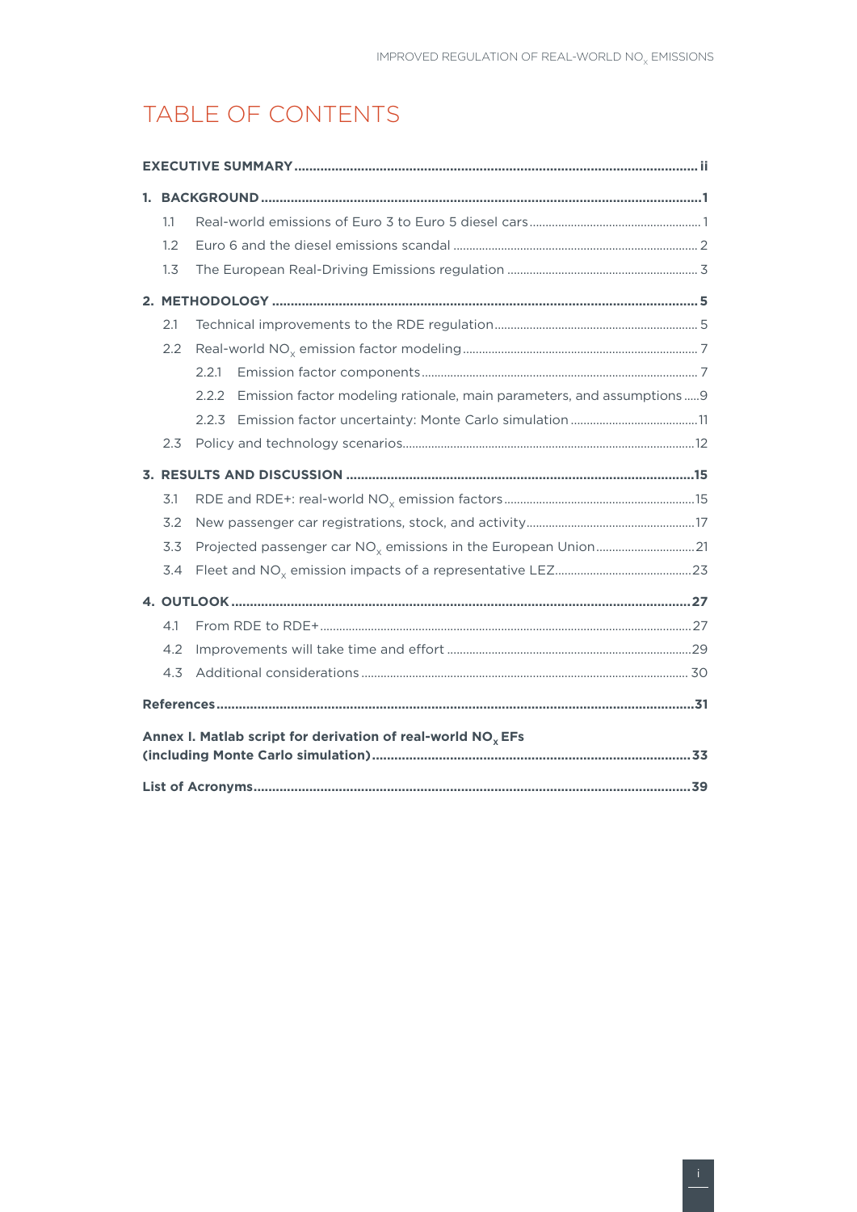# TABLE OF CONTENTS

**EXECUTIVE SUMMARY** ........ ii

**1. BACKGROUND** ........ 1

- 1.1 Real-world emissions of Euro 3 to Euro 5 diesel cars ........ 1
- 1.2 Euro 6 and the diesel emissions scandal ........ 2
- 1.3 The European Real-Driving Emissions regulation ........ 3

**2. METHODOLOGY** ........ 5

- 2.1 Technical improvements to the RDE regulation ........ 5
- 2.2 Real-world $NO_x$ emission factor modeling ........ 7
  - 2.2.1 Emission factor components ........ 7
  - 2.2.2 Emission factor modeling rationale, main parameters, and assumptions ........ 9
  - 2.2.3 Emission factor uncertainty: Monte Carlo simulation ........ 11
- 2.3 Policy and technology scenarios ........ 12

**3. RESULTS AND DISCUSSION** ........ 15

- 3.1 RDE and RDE+: real-world $NO_x$ emission factors ........ 15
- 3.2 New passenger car registrations, stock, and activity ........ 17
- 3.3 Projected passenger car $NO_x$ emissions in the European Union ........ 21
- 3.4 Fleet and $NO_x$ emission impacts of a representative LEZ ........ 23

**4. OUTLOOK** ........ 27

- 4.1 From RDE to RDE+ ........ 27
- 4.2 Improvements will take time and effort ........ 29
- 4.3 Additional considerations ........ 30

**References** ........ 31

**Annex I. Matlab script for derivation of real-world $NO_x$ EFs (including Monte Carlo simulation)** ........ 33

**List of Acronyms** ........ 39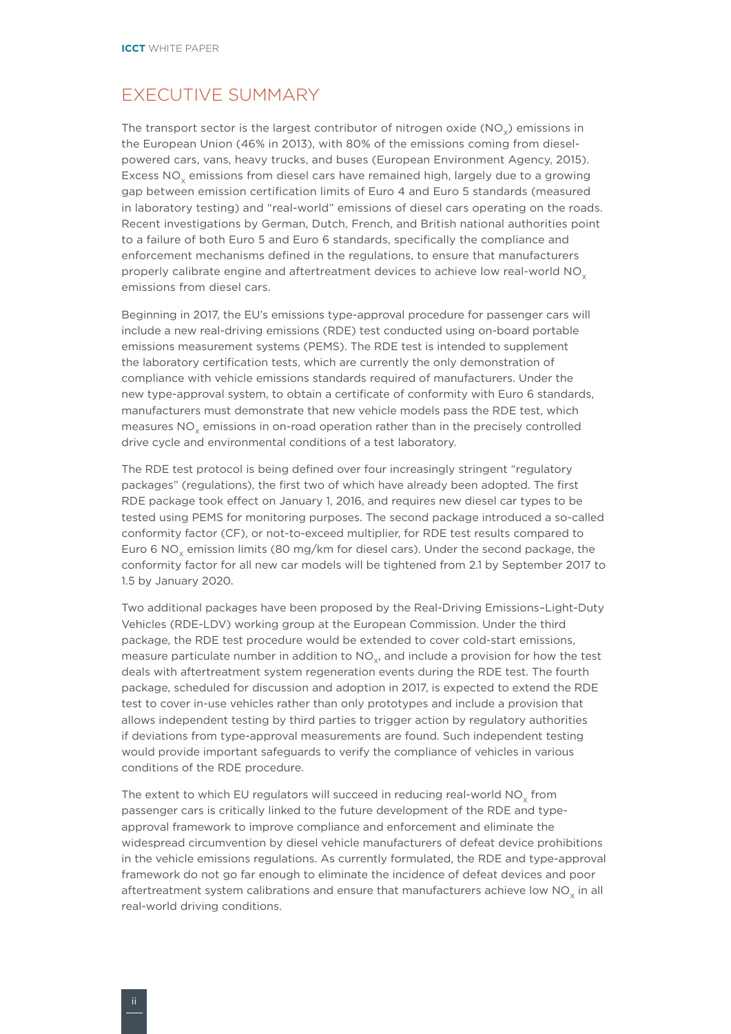# EXECUTIVE SUMMARY

The transport sector is the largest contributor of nitrogen oxide ($NO_x$) emissions in the European Union (46% in 2013), with 80% of the emissions coming from diesel-powered cars, vans, heavy trucks, and buses (European Environment Agency, 2015). Excess $NO_x$ emissions from diesel cars have remained high, largely due to a growing gap between emission certification limits of Euro 4 and Euro 5 standards (measured in laboratory testing) and "real-world" emissions of diesel cars operating on the roads. Recent investigations by German, Dutch, French, and British national authorities point to a failure of both Euro 5 and Euro 6 standards, specifically the compliance and enforcement mechanisms defined in the regulations, to ensure that manufacturers properly calibrate engine and aftertreatment devices to achieve low real-world $NO_x$ emissions from diesel cars.

Beginning in 2017, the EU's emissions type-approval procedure for passenger cars will include a new real-driving emissions (RDE) test conducted using on-board portable emissions measurement systems (PEMS). The RDE test is intended to supplement the laboratory certification tests, which are currently the only demonstration of compliance with vehicle emissions standards required of manufacturers. Under the new type-approval system, to obtain a certificate of conformity with Euro 6 standards, manufacturers must demonstrate that new vehicle models pass the RDE test, which measures $NO_x$ emissions in on-road operation rather than in the precisely controlled drive cycle and environmental conditions of a test laboratory.

The RDE test protocol is being defined over four increasingly stringent "regulatory packages" (regulations), the first two of which have already been adopted. The first RDE package took effect on January 1, 2016, and requires new diesel car types to be tested using PEMS for monitoring purposes. The second package introduced a so-called conformity factor (CF), or not-to-exceed multiplier, for RDE test results compared to Euro 6 $NO_x$ emission limits (80 mg/km for diesel cars). Under the second package, the conformity factor for all new car models will be tightened from 2.1 by September 2017 to 1.5 by January 2020.

Two additional packages have been proposed by the Real-Driving Emissions–Light-Duty Vehicles (RDE-LDV) working group at the European Commission. Under the third package, the RDE test procedure would be extended to cover cold-start emissions, measure particulate number in addition to $NO_x$, and include a provision for how the test deals with aftertreatment system regeneration events during the RDE test. The fourth package, scheduled for discussion and adoption in 2017, is expected to extend the RDE test to cover in-use vehicles rather than only prototypes and include a provision that allows independent testing by third parties to trigger action by regulatory authorities if deviations from type-approval measurements are found. Such independent testing would provide important safeguards to verify the compliance of vehicles in various conditions of the RDE procedure.

The extent to which EU regulators will succeed in reducing real-world $NO_x$ from passenger cars is critically linked to the future development of the RDE and type-approval framework to improve compliance and enforcement and eliminate the widespread circumvention by diesel vehicle manufacturers of defeat device prohibitions in the vehicle emissions regulations. As currently formulated, the RDE and type-approval framework do not go far enough to eliminate the incidence of defeat devices and poor aftertreatment system calibrations and ensure that manufacturers achieve low $NO_x$ in all real-world driving conditions.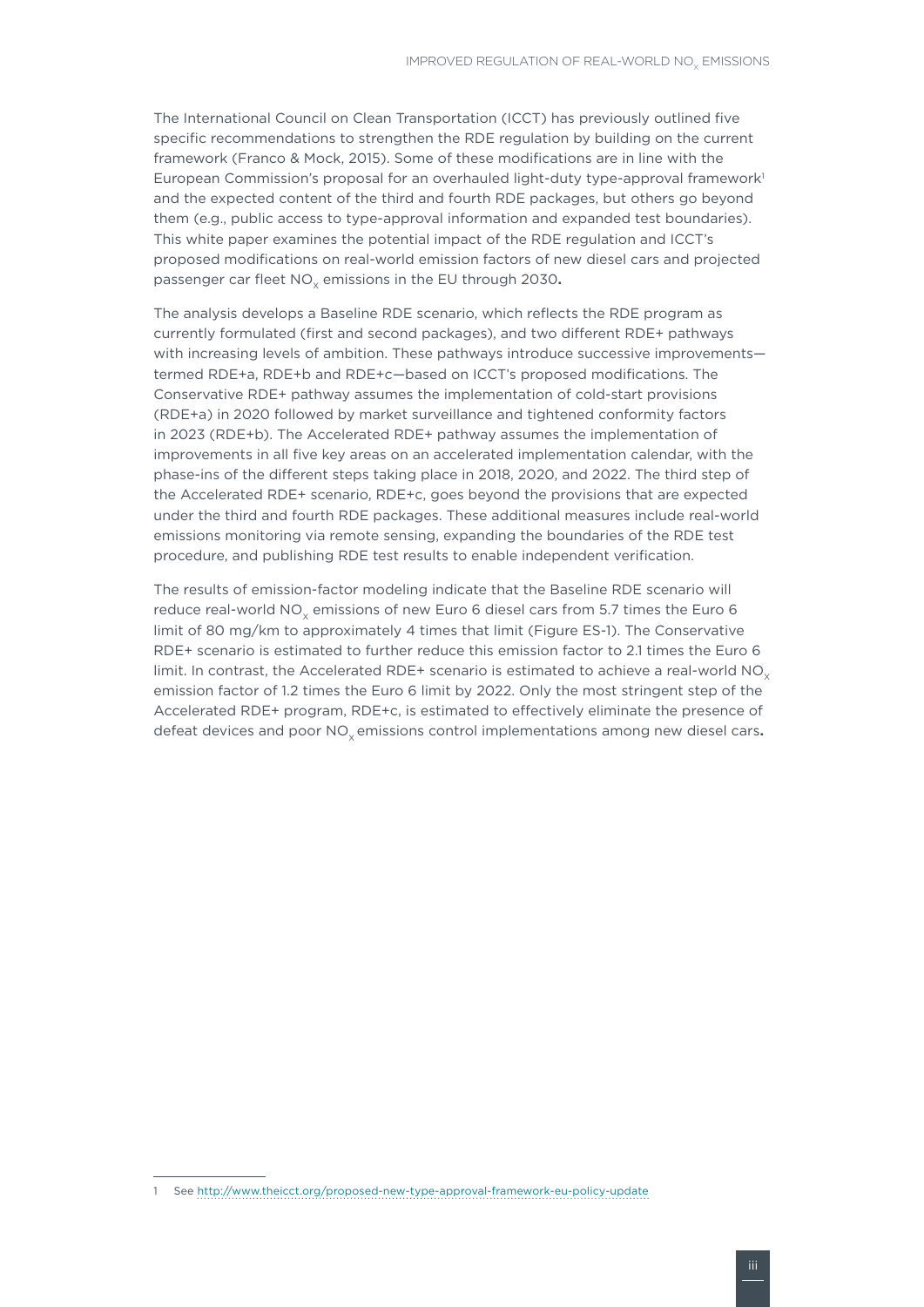The International Council on Clean Transportation (ICCT) has previously outlined five specific recommendations to strengthen the RDE regulation by building on the current framework (Franco & Mock, 2015). Some of these modifications are in line with the European Commission's proposal for an overhauled light-duty type-approval framework[1] and the expected content of the third and fourth RDE packages, but others go beyond them (e.g., public access to type-approval information and expanded test boundaries). This white paper examines the potential impact of the RDE regulation and ICCT's proposed modifications on real-world emission factors of new diesel cars and projected passenger car fleet $NO_x$ emissions in the EU through 2030**.**

The analysis develops a Baseline RDE scenario, which reflects the RDE program as currently formulated (first and second packages), and two different RDE+ pathways with increasing levels of ambition. These pathways introduce successive improvements—termed RDE+a, RDE+b and RDE+c—based on ICCT's proposed modifications. The Conservative RDE+ pathway assumes the implementation of cold-start provisions (RDE+a) in 2020 followed by market surveillance and tightened conformity factors in 2023 (RDE+b). The Accelerated RDE+ pathway assumes the implementation of improvements in all five key areas on an accelerated implementation calendar, with the phase-ins of the different steps taking place in 2018, 2020, and 2022. The third step of the Accelerated RDE+ scenario, RDE+c, goes beyond the provisions that are expected under the third and fourth RDE packages. These additional measures include real-world emissions monitoring via remote sensing, expanding the boundaries of the RDE test procedure, and publishing RDE test results to enable independent verification.

The results of emission-factor modeling indicate that the Baseline RDE scenario will reduce real-world $NO_x$ emissions of new Euro 6 diesel cars from 5.7 times the Euro 6 limit of 80 mg/km to approximately 4 times that limit (Figure ES-1). The Conservative RDE+ scenario is estimated to further reduce this emission factor to 2.1 times the Euro 6 limit. In contrast, the Accelerated RDE+ scenario is estimated to achieve a real-world $NO_x$ emission factor of 1.2 times the Euro 6 limit by 2022. Only the most stringent step of the Accelerated RDE+ program, RDE+c, is estimated to effectively eliminate the presence of defeat devices and poor $NO_x$ emissions control implementations among new diesel cars**.**

[1] See http://www.theicct.org/proposed-new-type-approval-framework-eu-policy-update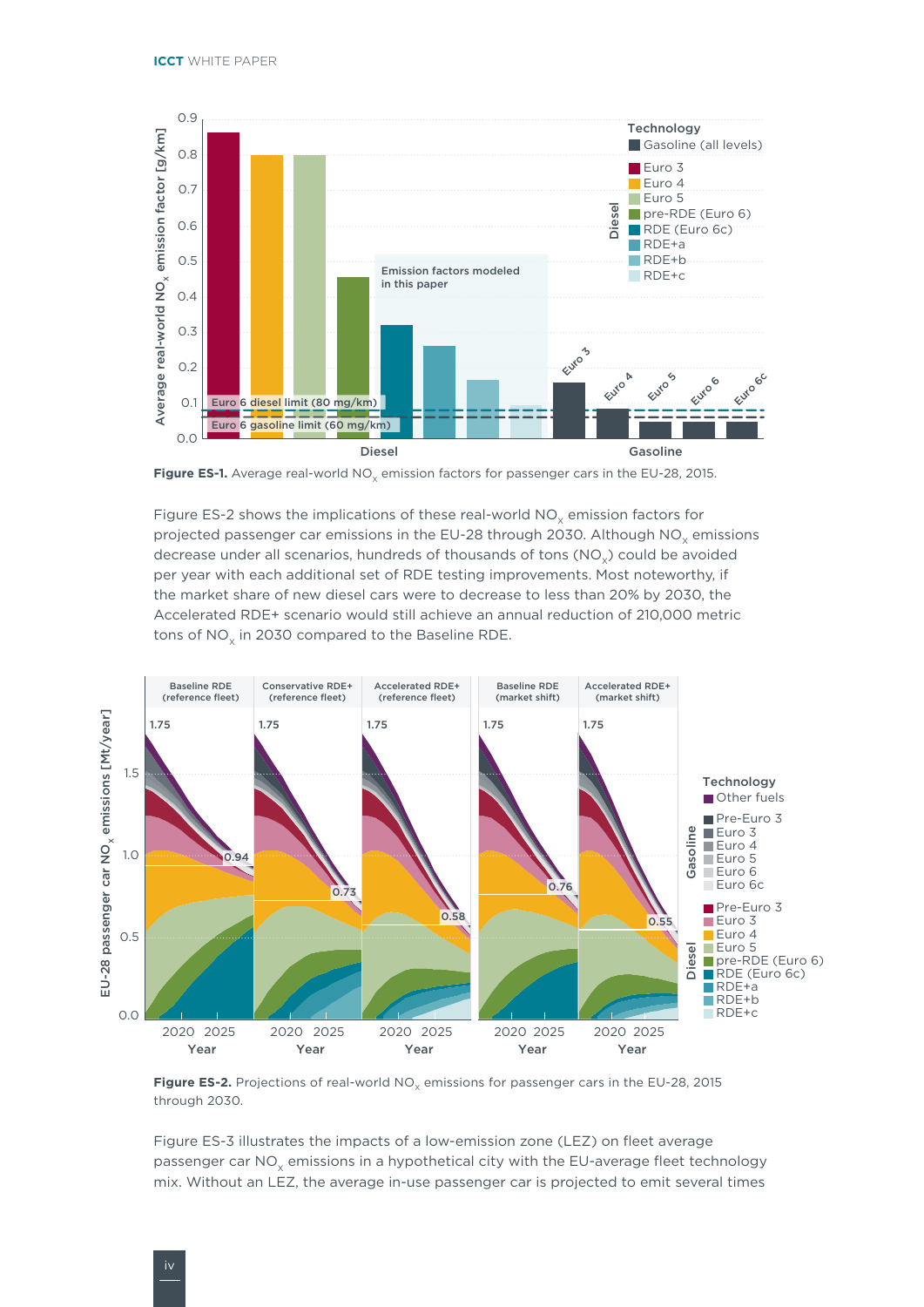Figure ES-1. Average real-world $NO_x$ emission factors for passenger cars in the EU-28, 2015.

Figure ES-2 shows the implications of these real-world $NO_x$ emission factors for projected passenger car emissions in the EU-28 through 2030. Although $NO_x$ emissions decrease under all scenarios, hundreds of thousands of tons ($NO_x$) could be avoided per year with each additional set of RDE testing improvements. Most noteworthy, if the market share of new diesel cars were to decrease to less than 20% by 2030, the Accelerated RDE+ scenario would still achieve an annual reduction of 210,000 metric tons of $NO_x$ in 2030 compared to the Baseline RDE.

Figure ES-2. Projections of real-world $NO_x$ emissions for passenger cars in the EU-28, 2015 through 2030.

Figure ES-3 illustrates the impacts of a low-emission zone (LEZ) on fleet average passenger car $NO_x$ emissions in a hypothetical city with the EU-average fleet technology mix. Without an LEZ, the average in-use passenger car is projected to emit several times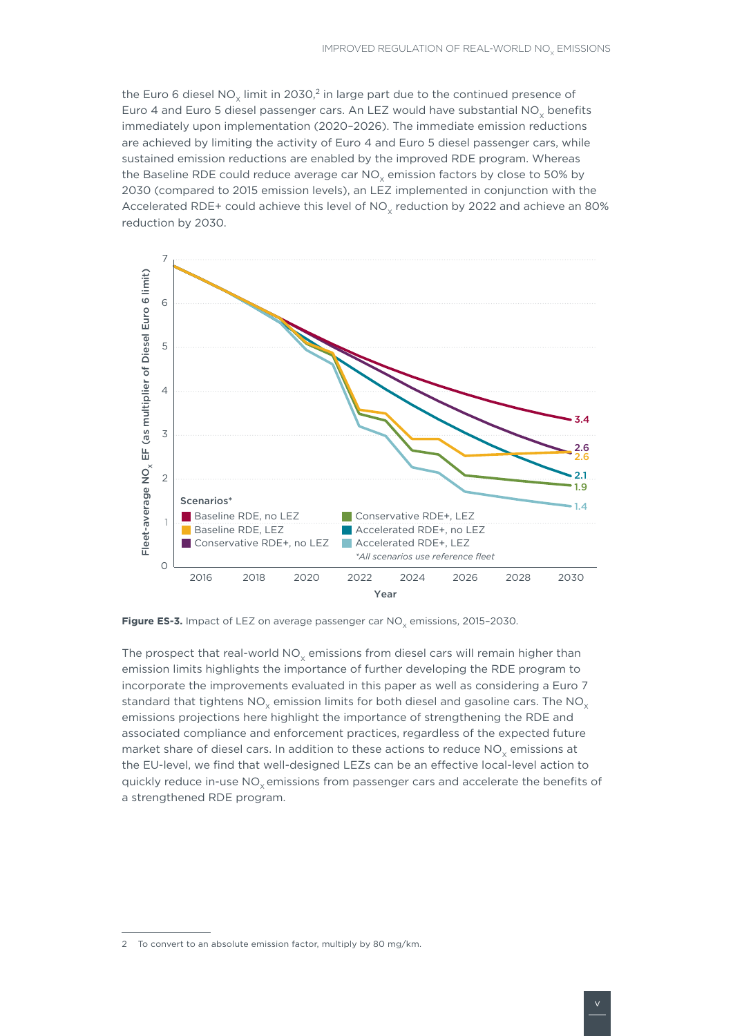the Euro 6 diesel $NO_x$ limit in 2030,[2] in large part due to the continued presence of Euro 4 and Euro 5 diesel passenger cars. An LEZ would have substantial $NO_x$ benefits immediately upon implementation (2020–2026). The immediate emission reductions are achieved by limiting the activity of Euro 4 and Euro 5 diesel passenger cars, while sustained emission reductions are enabled by the improved RDE program. Whereas the Baseline RDE could reduce average car $NO_x$ emission factors by close to 50% by 2030 (compared to 2015 emission levels), an LEZ implemented in conjunction with the Accelerated RDE+ could achieve this level of $NO_x$ reduction by 2022 and achieve an 80% reduction by 2030.

**Figure ES-3.** Impact of LEZ on average passenger car $NO_x$ emissions, 2015–2030.

The prospect that real-world $NO_x$ emissions from diesel cars will remain higher than emission limits highlights the importance of further developing the RDE program to incorporate the improvements evaluated in this paper as well as considering a Euro 7 standard that tightens $NO_x$ emission limits for both diesel and gasoline cars. The $NO_x$ emissions projections here highlight the importance of strengthening the RDE and associated compliance and enforcement practices, regardless of the expected future market share of diesel cars. In addition to these actions to reduce $NO_x$ emissions at the EU-level, we find that well-designed LEZs can be an effective local-level action to quickly reduce in-use $NO_x$ emissions from passenger cars and accelerate the benefits of a strengthened RDE program.

---

2 To convert to an absolute emission factor, multiply by 80 mg/km.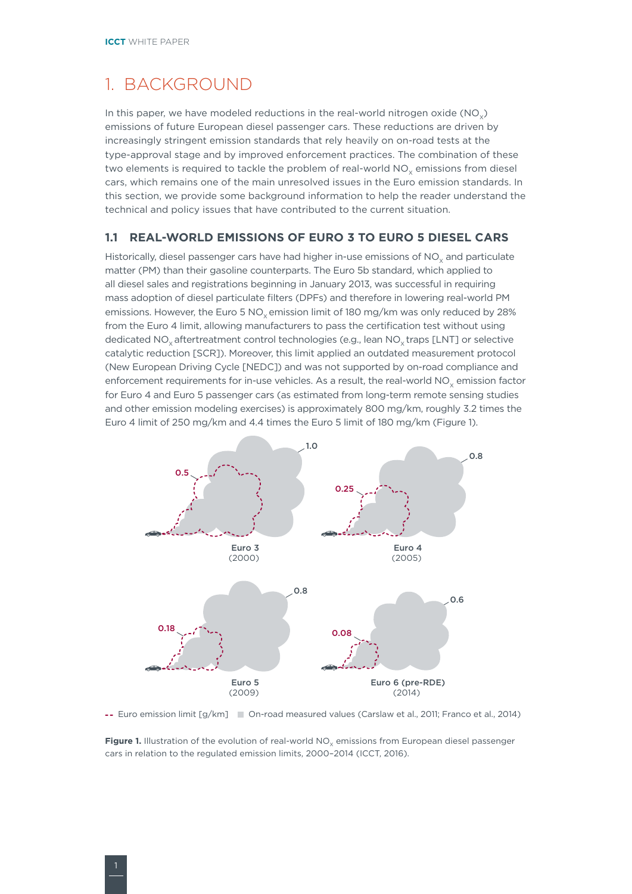# 1. BACKGROUND

In this paper, we have modeled reductions in the real-world nitrogen oxide ($NO_x$) emissions of future European diesel passenger cars. These reductions are driven by increasingly stringent emission standards that rely heavily on on-road tests at the type-approval stage and by improved enforcement practices. The combination of these two elements is required to tackle the problem of real-world $NO_x$ emissions from diesel cars, which remains one of the main unresolved issues in the Euro emission standards. In this section, we provide some background information to help the reader understand the technical and policy issues that have contributed to the current situation.

## 1.1 REAL-WORLD EMISSIONS OF EURO 3 TO EURO 5 DIESEL CARS

Historically, diesel passenger cars have had higher in-use emissions of $NO_x$ and particulate matter (PM) than their gasoline counterparts. The Euro 5b standard, which applied to all diesel sales and registrations beginning in January 2013, was successful in requiring mass adoption of diesel particulate filters (DPFs) and therefore in lowering real-world PM emissions. However, the Euro 5 $NO_x$ emission limit of 180 mg/km was only reduced by 28% from the Euro 4 limit, allowing manufacturers to pass the certification test without using dedicated $NO_x$ aftertreatment control technologies (e.g., lean $NO_x$ traps [LNT] or selective catalytic reduction [SCR]). Moreover, this limit applied an outdated measurement protocol (New European Driving Cycle [NEDC]) and was not supported by on-road compliance and enforcement requirements for in-use vehicles. As a result, the real-world $NO_x$ emission factor for Euro 4 and Euro 5 passenger cars (as estimated from long-term remote sensing studies and other emission modeling exercises) is approximately 800 mg/km, roughly 3.2 times the Euro 4 limit of 250 mg/km and 4.4 times the Euro 5 limit of 180 mg/km (Figure 1).

| | Euro emission limit [g/km] | On-road measured values [g/km] |
|---|---|---|
| Euro 3 (2000) | 0.5 | 1.0 |
| Euro 4 (2005) | 0.25 | 0.8 |
| Euro 5 (2009) | 0.18 | 0.8 |
| Euro 6 (pre-RDE) (2014) | 0.08 | 0.6 |

-- Euro emission limit [g/km] ■ On-road measured values (Carslaw et al., 2011; Franco et al., 2014)

**Figure 1.** Illustration of the evolution of real-world $NO_x$ emissions from European diesel passenger cars in relation to the regulated emission limits, 2000–2014 (ICCT, 2016).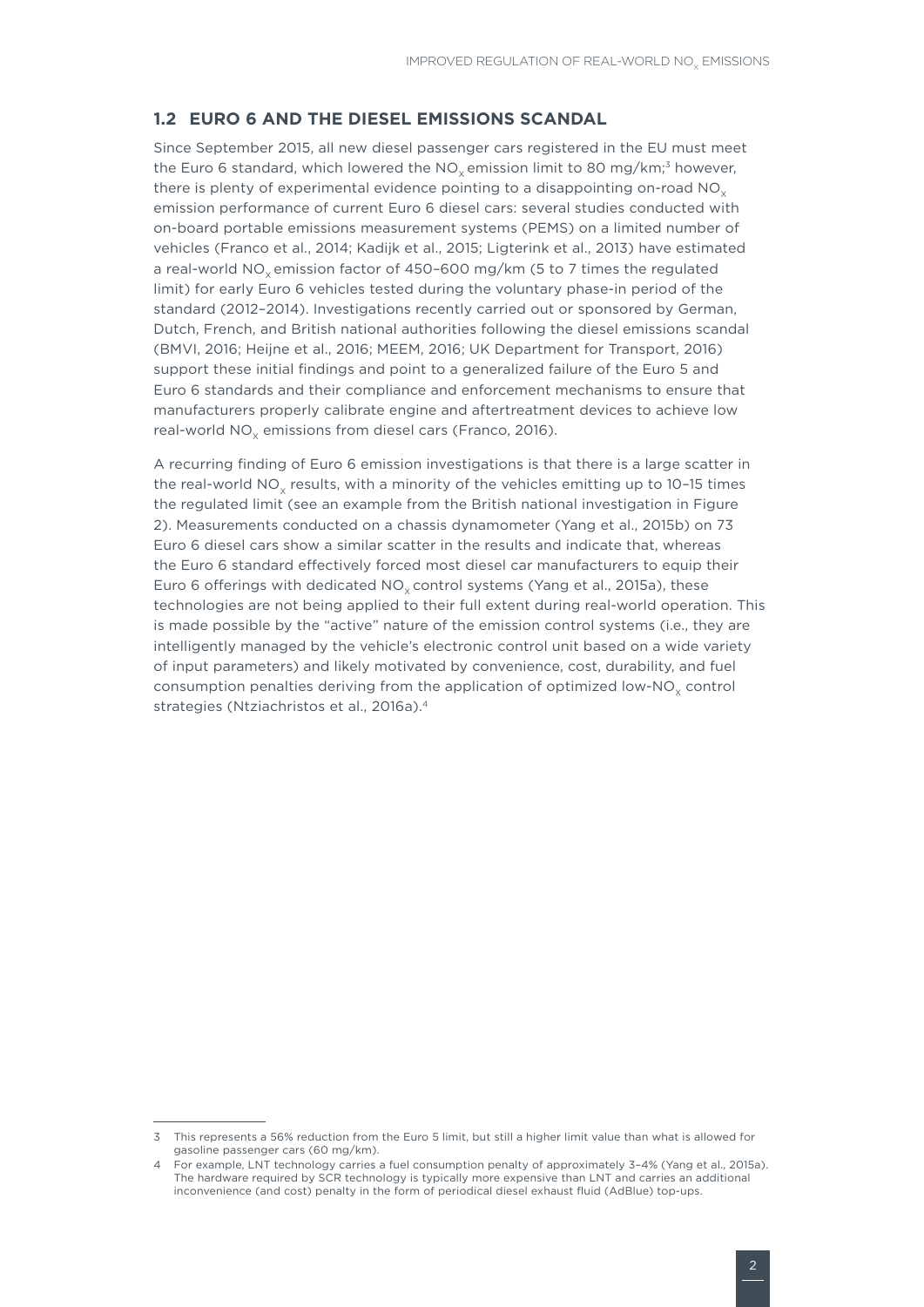## 1.2 EURO 6 AND THE DIESEL EMISSIONS SCANDAL

Since September 2015, all new diesel passenger cars registered in the EU must meet the Euro 6 standard, which lowered the $NO_x$ emission limit to 80 mg/km;[3] however, there is plenty of experimental evidence pointing to a disappointing on-road $NO_x$ emission performance of current Euro 6 diesel cars: several studies conducted with on-board portable emissions measurement systems (PEMS) on a limited number of vehicles (Franco et al., 2014; Kadijk et al., 2015; Ligterink et al., 2013) have estimated a real-world $NO_x$ emission factor of 450–600 mg/km (5 to 7 times the regulated limit) for early Euro 6 vehicles tested during the voluntary phase-in period of the standard (2012–2014). Investigations recently carried out or sponsored by German, Dutch, French, and British national authorities following the diesel emissions scandal (BMVI, 2016; Heijne et al., 2016; MEEM, 2016; UK Department for Transport, 2016) support these initial findings and point to a generalized failure of the Euro 5 and Euro 6 standards and their compliance and enforcement mechanisms to ensure that manufacturers properly calibrate engine and aftertreatment devices to achieve low real-world $NO_x$ emissions from diesel cars (Franco, 2016).

A recurring finding of Euro 6 emission investigations is that there is a large scatter in the real-world $NO_x$ results, with a minority of the vehicles emitting up to 10–15 times the regulated limit (see an example from the British national investigation in Figure 2). Measurements conducted on a chassis dynamometer (Yang et al., 2015b) on 73 Euro 6 diesel cars show a similar scatter in the results and indicate that, whereas the Euro 6 standard effectively forced most diesel car manufacturers to equip their Euro 6 offerings with dedicated $NO_x$ control systems (Yang et al., 2015a), these technologies are not being applied to their full extent during real-world operation. This is made possible by the "active" nature of the emission control systems (i.e., they are intelligently managed by the vehicle's electronic control unit based on a wide variety of input parameters) and likely motivated by convenience, cost, durability, and fuel consumption penalties deriving from the application of optimized low-$NO_x$ control strategies (Ntziachristos et al., 2016a).[4]

---

3 This represents a 56% reduction from the Euro 5 limit, but still a higher limit value than what is allowed for gasoline passenger cars (60 mg/km).

4 For example, LNT technology carries a fuel consumption penalty of approximately 3–4% (Yang et al., 2015a). The hardware required by SCR technology is typically more expensive than LNT and carries an additional inconvenience (and cost) penalty in the form of periodical diesel exhaust fluid (AdBlue) top-ups.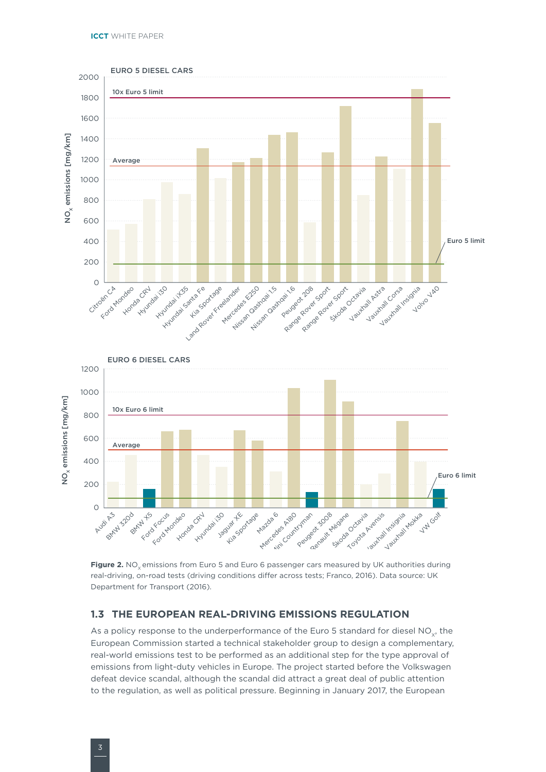**Figure 2.** $NO_x$ emissions from Euro 5 and Euro 6 passenger cars measured by UK authorities during real-driving, on-road tests (driving conditions differ across tests; Franco, 2016). Data source: UK Department for Transport (2016).

### 1.3 THE EUROPEAN REAL-DRIVING EMISSIONS REGULATION

As a policy response to the underperformance of the Euro 5 standard for diesel $NO_x$, the European Commission started a technical stakeholder group to design a complementary, real-world emissions test to be performed as an additional step for the type approval of emissions from light-duty vehicles in Europe. The project started before the Volkswagen defeat device scandal, although the scandal did attract a great deal of public attention to the regulation, as well as political pressure. Beginning in January 2017, the European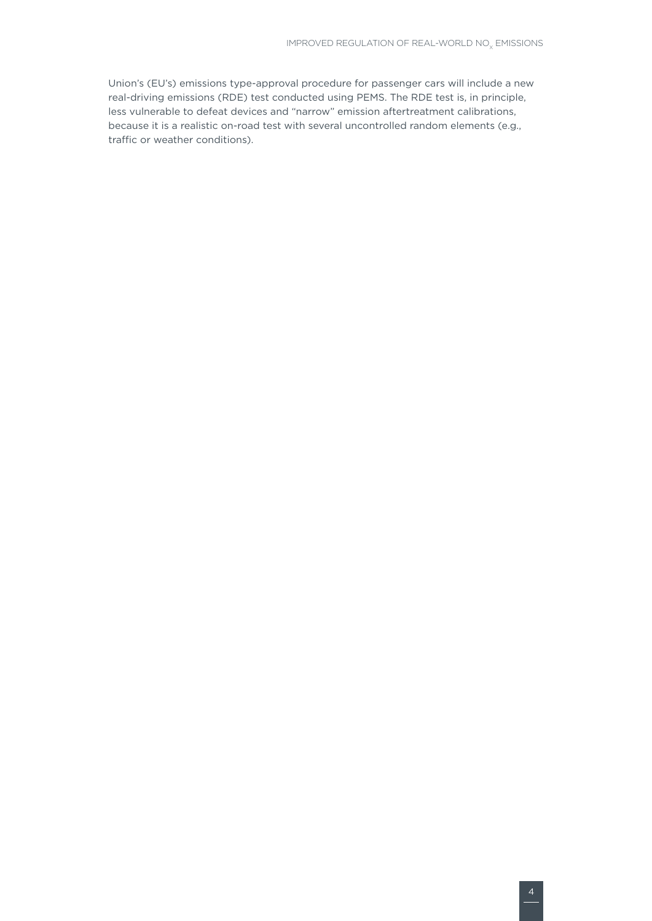Union's (EU's) emissions type-approval procedure for passenger cars will include a new real-driving emissions (RDE) test conducted using PEMS. The RDE test is, in principle, less vulnerable to defeat devices and "narrow" emission aftertreatment calibrations, because it is a realistic on-road test with several uncontrolled random elements (e.g., traffic or weather conditions).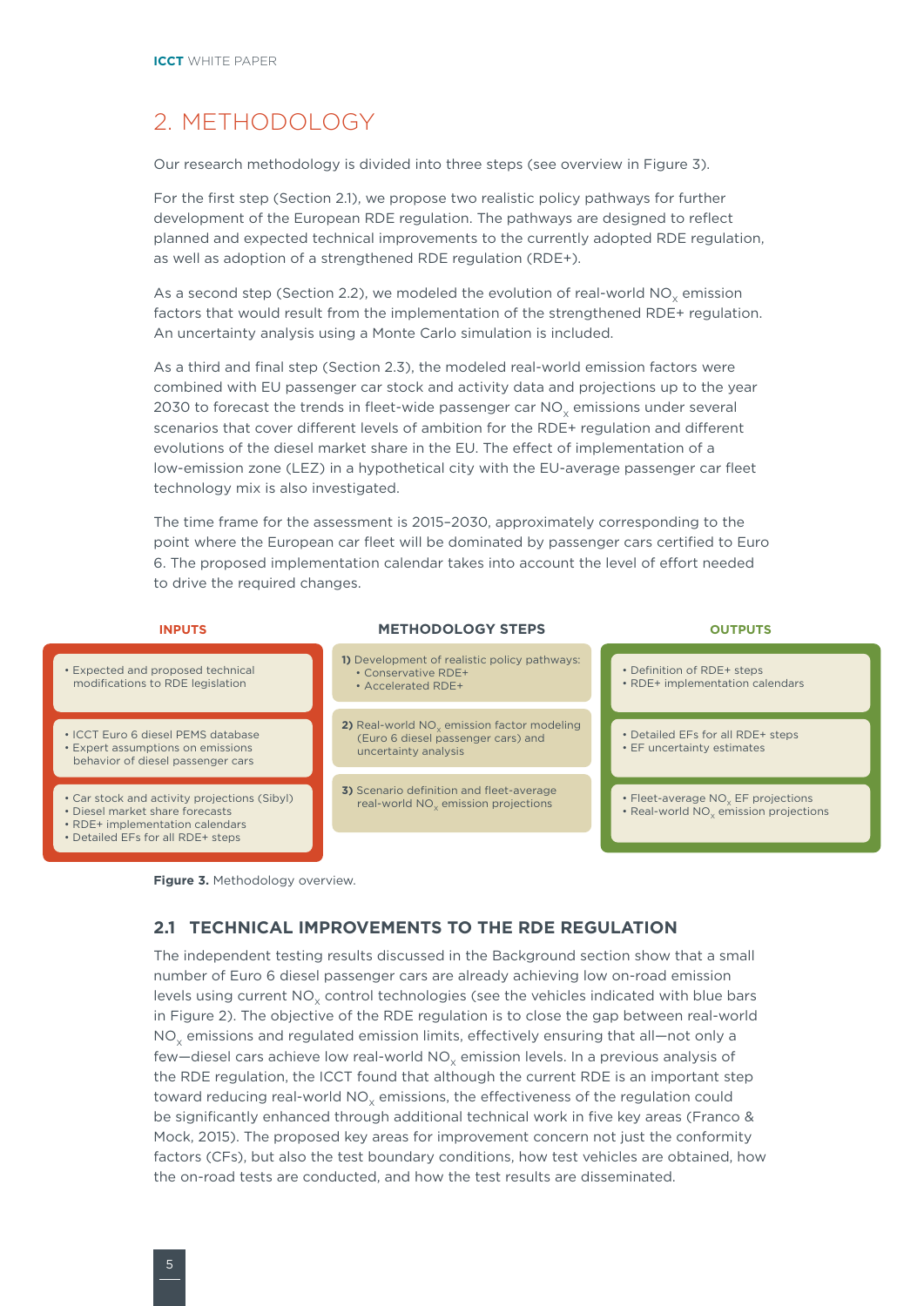# 2. METHODOLOGY

Our research methodology is divided into three steps (see overview in Figure 3).

For the first step (Section 2.1), we propose two realistic policy pathways for further development of the European RDE regulation. The pathways are designed to reflect planned and expected technical improvements to the currently adopted RDE regulation, as well as adoption of a strengthened RDE regulation (RDE+).

As a second step (Section 2.2), we modeled the evolution of real-world $NO_x$ emission factors that would result from the implementation of the strengthened RDE+ regulation. An uncertainty analysis using a Monte Carlo simulation is included.

As a third and final step (Section 2.3), the modeled real-world emission factors were combined with EU passenger car stock and activity data and projections up to the year 2030 to forecast the trends in fleet-wide passenger car $NO_x$ emissions under several scenarios that cover different levels of ambition for the RDE+ regulation and different evolutions of the diesel market share in the EU. The effect of implementation of a low-emission zone (LEZ) in a hypothetical city with the EU-average passenger car fleet technology mix is also investigated.

The time frame for the assessment is 2015–2030, approximately corresponding to the point where the European car fleet will be dominated by passenger cars certified to Euro 6. The proposed implementation calendar takes into account the level of effort needed to drive the required changes.

| INPUTS | METHODOLOGY STEPS | OUTPUTS |
|---|---|---|
| • Expected and proposed technical modifications to RDE legislation | **1)** Development of realistic policy pathways:<br>• Conservative RDE+<br>• Accelerated RDE+ | • Definition of RDE+ steps<br>• RDE+ implementation calendars |
| • ICCT Euro 6 diesel PEMS database<br>• Expert assumptions on emissions behavior of diesel passenger cars | **2)** Real-world $NO_x$ emission factor modeling (Euro 6 diesel passenger cars) and uncertainty analysis | • Detailed EFs for all RDE+ steps<br>• EF uncertainty estimates |
| • Car stock and activity projections (Sibyl)<br>• Diesel market share forecasts<br>• RDE+ implementation calendars<br>• Detailed EFs for all RDE+ steps | **3)** Scenario definition and fleet-average real-world $NO_x$ emission projections | • Fleet-average $NO_x$ EF projections<br>• Real-world $NO_x$ emission projections |

**Figure 3.** Methodology overview.

## 2.1 TECHNICAL IMPROVEMENTS TO THE RDE REGULATION

The independent testing results discussed in the Background section show that a small number of Euro 6 diesel passenger cars are already achieving low on-road emission levels using current $NO_x$ control technologies (see the vehicles indicated with blue bars in Figure 2). The objective of the RDE regulation is to close the gap between real-world $NO_x$ emissions and regulated emission limits, effectively ensuring that all—not only a few—diesel cars achieve low real-world $NO_x$ emission levels. In a previous analysis of the RDE regulation, the ICCT found that although the current RDE is an important step toward reducing real-world $NO_x$ emissions, the effectiveness of the regulation could be significantly enhanced through additional technical work in five key areas (Franco & Mock, 2015). The proposed key areas for improvement concern not just the conformity factors (CFs), but also the test boundary conditions, how test vehicles are obtained, how the on-road tests are conducted, and how the test results are disseminated.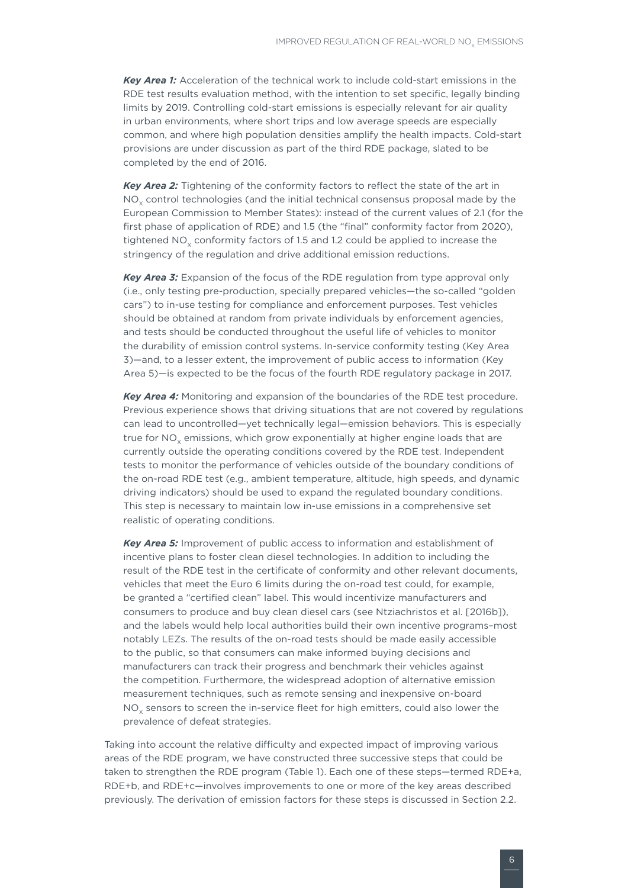***Key Area 1:*** Acceleration of the technical work to include cold-start emissions in the RDE test results evaluation method, with the intention to set specific, legally binding limits by 2019. Controlling cold-start emissions is especially relevant for air quality in urban environments, where short trips and low average speeds are especially common, and where high population densities amplify the health impacts. Cold-start provisions are under discussion as part of the third RDE package, slated to be completed by the end of 2016.

***Key Area 2:*** Tightening of the conformity factors to reflect the state of the art in $NO_x$ control technologies (and the initial technical consensus proposal made by the European Commission to Member States): instead of the current values of 2.1 (for the first phase of application of RDE) and 1.5 (the "final" conformity factor from 2020), tightened $NO_x$ conformity factors of 1.5 and 1.2 could be applied to increase the stringency of the regulation and drive additional emission reductions.

***Key Area 3:*** Expansion of the focus of the RDE regulation from type approval only (i.e., only testing pre-production, specially prepared vehicles—the so-called "golden cars") to in-use testing for compliance and enforcement purposes. Test vehicles should be obtained at random from private individuals by enforcement agencies, and tests should be conducted throughout the useful life of vehicles to monitor the durability of emission control systems. In-service conformity testing (Key Area 3)—and, to a lesser extent, the improvement of public access to information (Key Area 5)—is expected to be the focus of the fourth RDE regulatory package in 2017.

***Key Area 4:*** Monitoring and expansion of the boundaries of the RDE test procedure. Previous experience shows that driving situations that are not covered by regulations can lead to uncontrolled—yet technically legal—emission behaviors. This is especially true for $NO_x$ emissions, which grow exponentially at higher engine loads that are currently outside the operating conditions covered by the RDE test. Independent tests to monitor the performance of vehicles outside of the boundary conditions of the on-road RDE test (e.g., ambient temperature, altitude, high speeds, and dynamic driving indicators) should be used to expand the regulated boundary conditions. This step is necessary to maintain low in-use emissions in a comprehensive set realistic of operating conditions.

***Key Area 5:*** Improvement of public access to information and establishment of incentive plans to foster clean diesel technologies. In addition to including the result of the RDE test in the certificate of conformity and other relevant documents, vehicles that meet the Euro 6 limits during the on-road test could, for example, be granted a "certified clean" label. This would incentivize manufacturers and consumers to produce and buy clean diesel cars (see Ntziachristos et al. [2016b]), and the labels would help local authorities build their own incentive programs–most notably LEZs. The results of the on-road tests should be made easily accessible to the public, so that consumers can make informed buying decisions and manufacturers can track their progress and benchmark their vehicles against the competition. Furthermore, the widespread adoption of alternative emission measurement techniques, such as remote sensing and inexpensive on-board $NO_x$ sensors to screen the in-service fleet for high emitters, could also lower the prevalence of defeat strategies.

Taking into account the relative difficulty and expected impact of improving various areas of the RDE program, we have constructed three successive steps that could be taken to strengthen the RDE program (Table 1). Each one of these steps—termed RDE+a, RDE+b, and RDE+c—involves improvements to one or more of the key areas described previously. The derivation of emission factors for these steps is discussed in Section 2.2.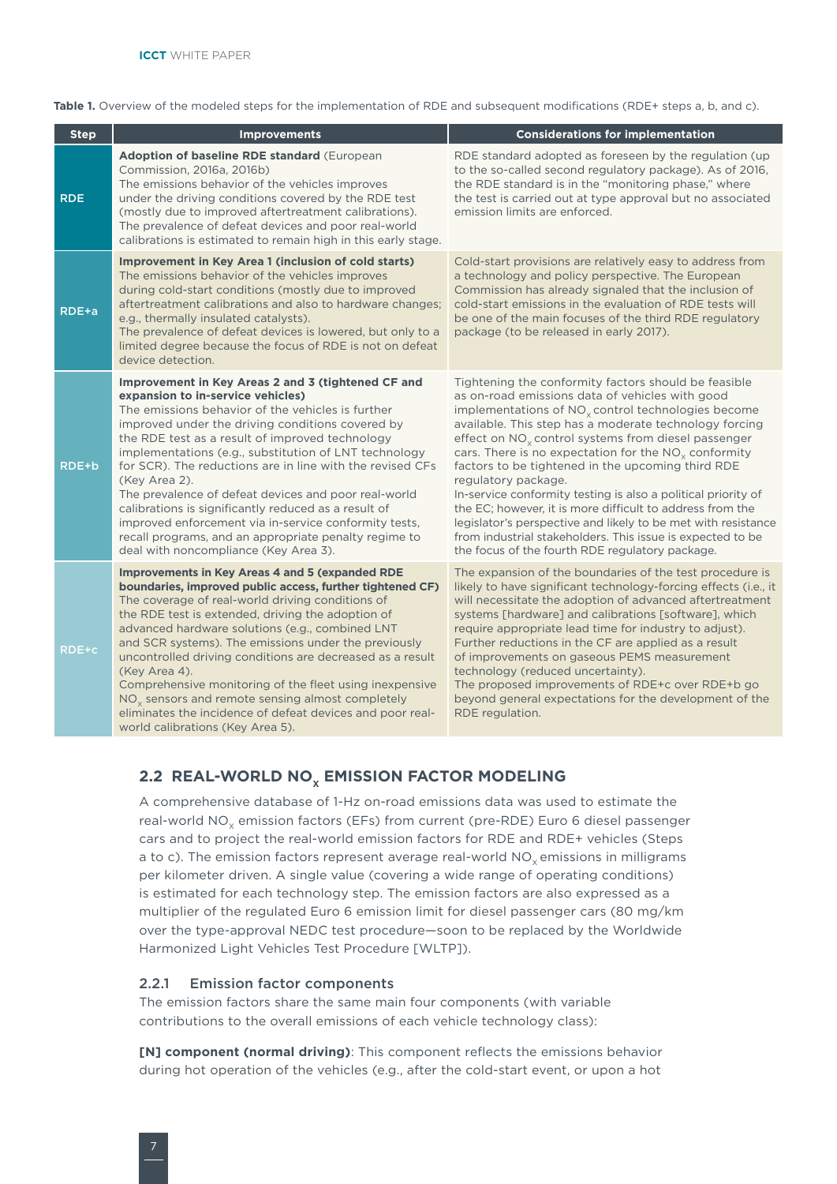**Table 1.** Overview of the modeled steps for the implementation of RDE and subsequent modifications (RDE+ steps a, b, and c).

| Step | Improvements | Considerations for implementation |
|---|---|---|
| RDE | **Adoption of baseline RDE standard** (European Commission, 2016a, 2016b)<br>The emissions behavior of the vehicles improves under the driving conditions covered by the RDE test (mostly due to improved aftertreatment calibrations).<br>The prevalence of defeat devices and poor real-world calibrations is estimated to remain high in this early stage. | RDE standard adopted as foreseen by the regulation (up to the so-called second regulatory package). As of 2016, the RDE standard is in the "monitoring phase," where the test is carried out at type approval but no associated emission limits are enforced. |
| RDE+a | **Improvement in Key Area 1 (inclusion of cold starts)**<br>The emissions behavior of the vehicles improves during cold-start conditions (mostly due to improved aftertreatment calibrations and also to hardware changes; e.g., thermally insulated catalysts).<br>The prevalence of defeat devices is lowered, but only to a limited degree because the focus of RDE is not on defeat device detection. | Cold-start provisions are relatively easy to address from a technology and policy perspective. The European Commission has already signaled that the inclusion of cold-start emissions in the evaluation of RDE tests will be one of the main focuses of the third RDE regulatory package (to be released in early 2017). |
| RDE+b | **Improvement in Key Areas 2 and 3 (tightened CF and expansion to in-service vehicles)**<br>The emissions behavior of the vehicles is further improved under the driving conditions covered by the RDE test as a result of improved technology implementations (e.g., substitution of LNT technology for SCR). The reductions are in line with the revised CFs (Key Area 2).<br>The prevalence of defeat devices and poor real-world calibrations is significantly reduced as a result of improved enforcement via in-service conformity tests, recall programs, and an appropriate penalty regime to deal with noncompliance (Key Area 3). | Tightening the conformity factors should be feasible as on-road emissions data of vehicles with good implementations of $NO_x$ control technologies become available. This step has a moderate technology forcing effect on $NO_x$ control systems from diesel passenger cars. There is no expectation for the $NO_x$ conformity factors to be tightened in the upcoming third RDE regulatory package.<br>In-service conformity testing is also a political priority of the EC; however, it is more difficult to address from the legislator's perspective and likely to be met with resistance from industrial stakeholders. This issue is expected to be the focus of the fourth RDE regulatory package. |
| RDE+c | **Improvements in Key Areas 4 and 5 (expanded RDE boundaries, improved public access, further tightened CF)**<br>The coverage of real-world driving conditions of the RDE test is extended, driving the adoption of advanced hardware solutions (e.g., combined LNT and SCR systems). The emissions under the previously uncontrolled driving conditions are decreased as a result (Key Area 4).<br>Comprehensive monitoring of the fleet using inexpensive $NO_x$ sensors and remote sensing almost completely eliminates the incidence of defeat devices and poor real-world calibrations (Key Area 5). | The expansion of the boundaries of the test procedure is likely to have significant technology-forcing effects (i.e., it will necessitate the adoption of advanced aftertreatment systems [hardware] and calibrations [software], which require appropriate lead time for industry to adjust).<br>Further reductions in the CF are applied as a result of improvements on gaseous PEMS measurement technology (reduced uncertainty).<br>The proposed improvements of RDE+c over RDE+b go beyond general expectations for the development of the RDE regulation. |

## 2.2 REAL-WORLD $NO_x$ EMISSION FACTOR MODELING

A comprehensive database of 1-Hz on-road emissions data was used to estimate the real-world $NO_x$ emission factors (EFs) from current (pre-RDE) Euro 6 diesel passenger cars and to project the real-world emission factors for RDE and RDE+ vehicles (Steps a to c). The emission factors represent average real-world $NO_x$ emissions in milligrams per kilometer driven. A single value (covering a wide range of operating conditions) is estimated for each technology step. The emission factors are also expressed as a multiplier of the regulated Euro 6 emission limit for diesel passenger cars (80 mg/km over the type-approval NEDC test procedure—soon to be replaced by the Worldwide Harmonized Light Vehicles Test Procedure [WLTP]).

### 2.2.1 Emission factor components

The emission factors share the same main four components (with variable contributions to the overall emissions of each vehicle technology class):

**[N] component (normal driving)**: This component reflects the emissions behavior during hot operation of the vehicles (e.g., after the cold-start event, or upon a hot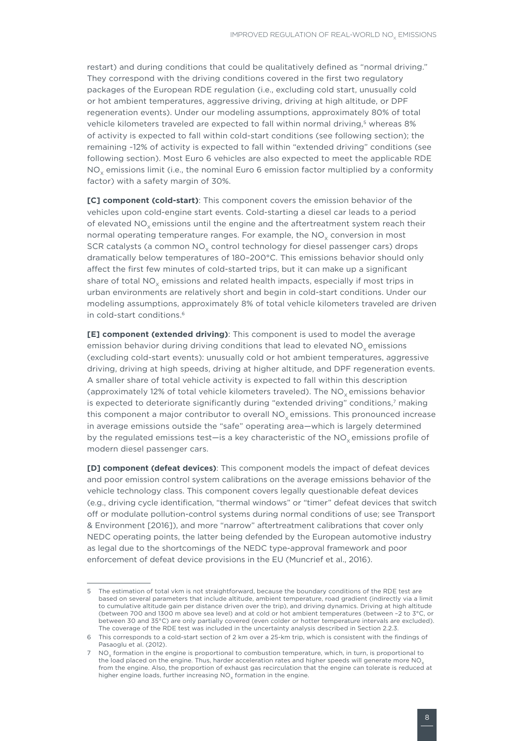restart) and during conditions that could be qualitatively defined as "normal driving." They correspond with the driving conditions covered in the first two regulatory packages of the European RDE regulation (i.e., excluding cold start, unusually cold or hot ambient temperatures, aggressive driving, driving at high altitude, or DPF regeneration events). Under our modeling assumptions, approximately 80% of total vehicle kilometers traveled are expected to fall within normal driving,[5] whereas 8% of activity is expected to fall within cold-start conditions (see following section); the remaining ~12% of activity is expected to fall within "extended driving" conditions (see following section). Most Euro 6 vehicles are also expected to meet the applicable RDE $NO_x$ emissions limit (i.e., the nominal Euro 6 emission factor multiplied by a conformity factor) with a safety margin of 30%.

**[C] component (cold-start)**: This component covers the emission behavior of the vehicles upon cold-engine start events. Cold-starting a diesel car leads to a period of elevated $NO_x$ emissions until the engine and the aftertreatment system reach their normal operating temperature ranges. For example, the $NO_x$ conversion in most SCR catalysts (a common $NO_x$ control technology for diesel passenger cars) drops dramatically below temperatures of 180–200°C. This emissions behavior should only affect the first few minutes of cold-started trips, but it can make up a significant share of total $NO_x$ emissions and related health impacts, especially if most trips in urban environments are relatively short and begin in cold-start conditions. Under our modeling assumptions, approximately 8% of total vehicle kilometers traveled are driven in cold-start conditions.[6]

**[E] component (extended driving)**: This component is used to model the average emission behavior during driving conditions that lead to elevated $NO_x$ emissions (excluding cold-start events): unusually cold or hot ambient temperatures, aggressive driving, driving at high speeds, driving at higher altitude, and DPF regeneration events. A smaller share of total vehicle activity is expected to fall within this description (approximately 12% of total vehicle kilometers traveled). The $NO_x$ emissions behavior is expected to deteriorate significantly during "extended driving" conditions,[7] making this component a major contributor to overall $NO_x$ emissions. This pronounced increase in average emissions outside the "safe" operating area—which is largely determined by the regulated emissions test—is a key characteristic of the $NO_x$ emissions profile of modern diesel passenger cars.

**[D] component (defeat devices)**: This component models the impact of defeat devices and poor emission control system calibrations on the average emissions behavior of the vehicle technology class. This component covers legally questionable defeat devices (e.g., driving cycle identification, "thermal windows" or "timer" defeat devices that switch off or modulate pollution-control systems during normal conditions of use; see Transport & Environment [2016]), and more "narrow" aftertreatment calibrations that cover only NEDC operating points, the latter being defended by the European automotive industry as legal due to the shortcomings of the NEDC type-approval framework and poor enforcement of defeat device provisions in the EU (Muncrief et al., 2016).

---

5 The estimation of total vkm is not straightforward, because the boundary conditions of the RDE test are based on several parameters that include altitude, ambient temperature, road gradient (indirectly via a limit to cumulative altitude gain per distance driven over the trip), and driving dynamics. Driving at high altitude (between 700 and 1300 m above sea level) and at cold or hot ambient temperatures (between –2 to 3°C, or between 30 and 35°C) are only partially covered (even colder or hotter temperature intervals are excluded). The coverage of the RDE test was included in the uncertainty analysis described in Section 2.2.3.

6 This corresponds to a cold-start section of 2 km over a 25-km trip, which is consistent with the findings of Pasaoglu et al. (2012).

7 $NO_x$ formation in the engine is proportional to combustion temperature, which, in turn, is proportional to the load placed on the engine. Thus, harder acceleration rates and higher speeds will generate more $NO_x$ from the engine. Also, the proportion of exhaust gas recirculation that the engine can tolerate is reduced at higher engine loads, further increasing $NO_x$ formation in the engine.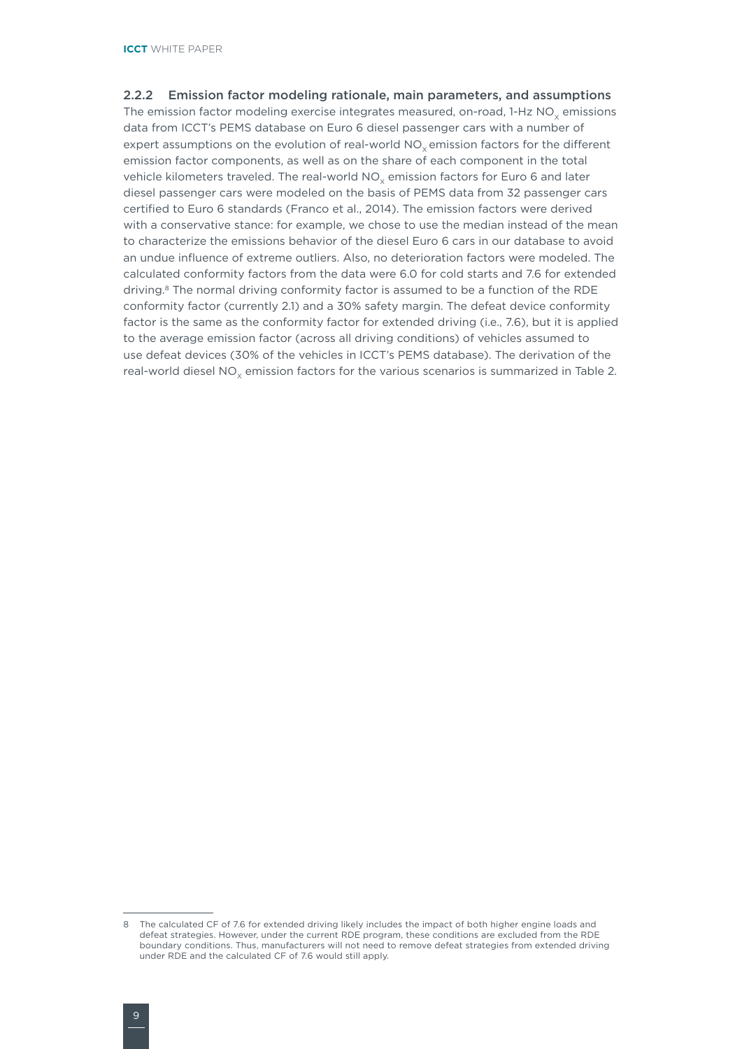### 2.2.2 Emission factor modeling rationale, main parameters, and assumptions

The emission factor modeling exercise integrates measured, on-road, 1-Hz $NO_x$ emissions data from ICCT's PEMS database on Euro 6 diesel passenger cars with a number of expert assumptions on the evolution of real-world $NO_x$ emission factors for the different emission factor components, as well as on the share of each component in the total vehicle kilometers traveled. The real-world $NO_x$ emission factors for Euro 6 and later diesel passenger cars were modeled on the basis of PEMS data from 32 passenger cars certified to Euro 6 standards (Franco et al., 2014). The emission factors were derived with a conservative stance: for example, we chose to use the median instead of the mean to characterize the emissions behavior of the diesel Euro 6 cars in our database to avoid an undue influence of extreme outliers. Also, no deterioration factors were modeled. The calculated conformity factors from the data were 6.0 for cold starts and 7.6 for extended driving.[8] The normal driving conformity factor is assumed to be a function of the RDE conformity factor (currently 2.1) and a 30% safety margin. The defeat device conformity factor is the same as the conformity factor for extended driving (i.e., 7.6), but it is applied to the average emission factor (across all driving conditions) of vehicles assumed to use defeat devices (30% of the vehicles in ICCT's PEMS database). The derivation of the real-world diesel $NO_x$ emission factors for the various scenarios is summarized in Table 2.

8 The calculated CF of 7.6 for extended driving likely includes the impact of both higher engine loads and defeat strategies. However, under the current RDE program, these conditions are excluded from the RDE boundary conditions. Thus, manufacturers will not need to remove defeat strategies from extended driving under RDE and the calculated CF of 7.6 would still apply.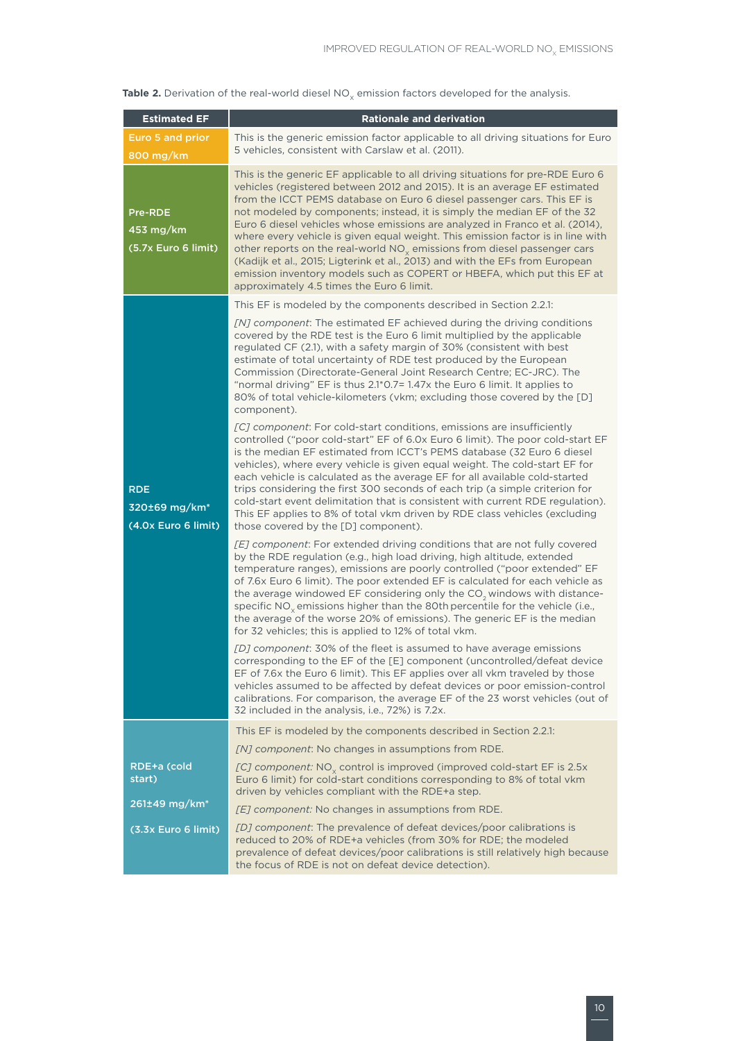**Table 2.** Derivation of the real-world diesel $NO_x$ emission factors developed for the analysis.

| Estimated EF | Rationale and derivation |
| --- | --- |
| Euro 5 and prior<br>800 mg/km | This is the generic emission factor applicable to all driving situations for Euro 5 vehicles, consistent with Carslaw et al. (2011). |
| Pre-RDE<br>453 mg/km<br>(5.7x Euro 6 limit) | This is the generic EF applicable to all driving situations for pre-RDE Euro 6 vehicles (registered between 2012 and 2015). It is an average EF estimated from the ICCT PEMS database on Euro 6 diesel passenger cars. This EF is not modeled by components; instead, it is simply the median EF of the 32 Euro 6 diesel vehicles whose emissions are analyzed in Franco et al. (2014), where every vehicle is given equal weight. This emission factor is in line with other reports on the real-world $NO_x$ emissions from diesel passenger cars (Kadijk et al., 2015; Ligterink et al., 2013) and with the EFs from European emission inventory models such as COPERT or HBEFA, which put this EF at approximately 4.5 times the Euro 6 limit. |
| RDE<br>320±69 mg/km*<br>(4.0x Euro 6 limit) | This EF is modeled by the components described in Section 2.2.1:<br><br>*[N] component*: The estimated EF achieved during the driving conditions covered by the RDE test is the Euro 6 limit multiplied by the applicable regulated CF (2.1), with a safety margin of 30% (consistent with best estimate of total uncertainty of RDE test produced by the European Commission (Directorate-General Joint Research Centre; EC-JRC). The "normal driving" EF is thus 2.1*0.7= 1.47x the Euro 6 limit. It applies to 80% of total vehicle-kilometers (vkm; excluding those covered by the [D] component).<br><br>*[C] component*: For cold-start conditions, emissions are insufficiently controlled ("poor cold-start" EF of 6.0x Euro 6 limit). The poor cold-start EF is the median EF estimated from ICCT's PEMS database (32 Euro 6 diesel vehicles), where every vehicle is given equal weight. The cold-start EF for each vehicle is calculated as the average EF for all available cold-started trips considering the first 300 seconds of each trip (a simple criterion for cold-start event delimitation that is consistent with current RDE regulation). This EF applies to 8% of total vkm driven by RDE class vehicles (excluding those covered by the [D] component).<br><br>*[E] component*: For extended driving conditions that are not fully covered by the RDE regulation (e.g., high load driving, high altitude, extended temperature ranges), emissions are poorly controlled ("poor extended" EF of 7.6x Euro 6 limit). The poor extended EF is calculated for each vehicle as the average windowed EF considering only the $CO_2$ windows with distance-specific $NO_x$ emissions higher than the 80th percentile for the vehicle (i.e., the average of the worse 20% of emissions). The generic EF is the median for 32 vehicles; this is applied to 12% of total vkm.<br><br>*[D] component*: 30% of the fleet is assumed to have average emissions corresponding to the EF of the [E] component (uncontrolled/defeat device EF of 7.6x the Euro 6 limit). This EF applies over all vkm traveled by those vehicles assumed to be affected by defeat devices or poor emission-control calibrations. For comparison, the average EF of the 23 worst vehicles (out of 32 included in the analysis, i.e., 72%) is 7.2x. |
| RDE+a (cold start)<br>261±49 mg/km*<br>(3.3x Euro 6 limit) | This EF is modeled by the components described in Section 2.2.1:<br><br>*[N] component*: No changes in assumptions from RDE.<br><br>*[C] component:* $NO_x$ control is improved (improved cold-start EF is 2.5x Euro 6 limit) for cold-start conditions corresponding to 8% of total vkm driven by vehicles compliant with the RDE+a step.<br><br>*[E] component:* No changes in assumptions from RDE.<br><br>*[D] component*: The prevalence of defeat devices/poor calibrations is reduced to 20% of RDE+a vehicles (from 30% for RDE; the modeled prevalence of defeat devices/poor calibrations is still relatively high because the focus of RDE is not on defeat device detection). |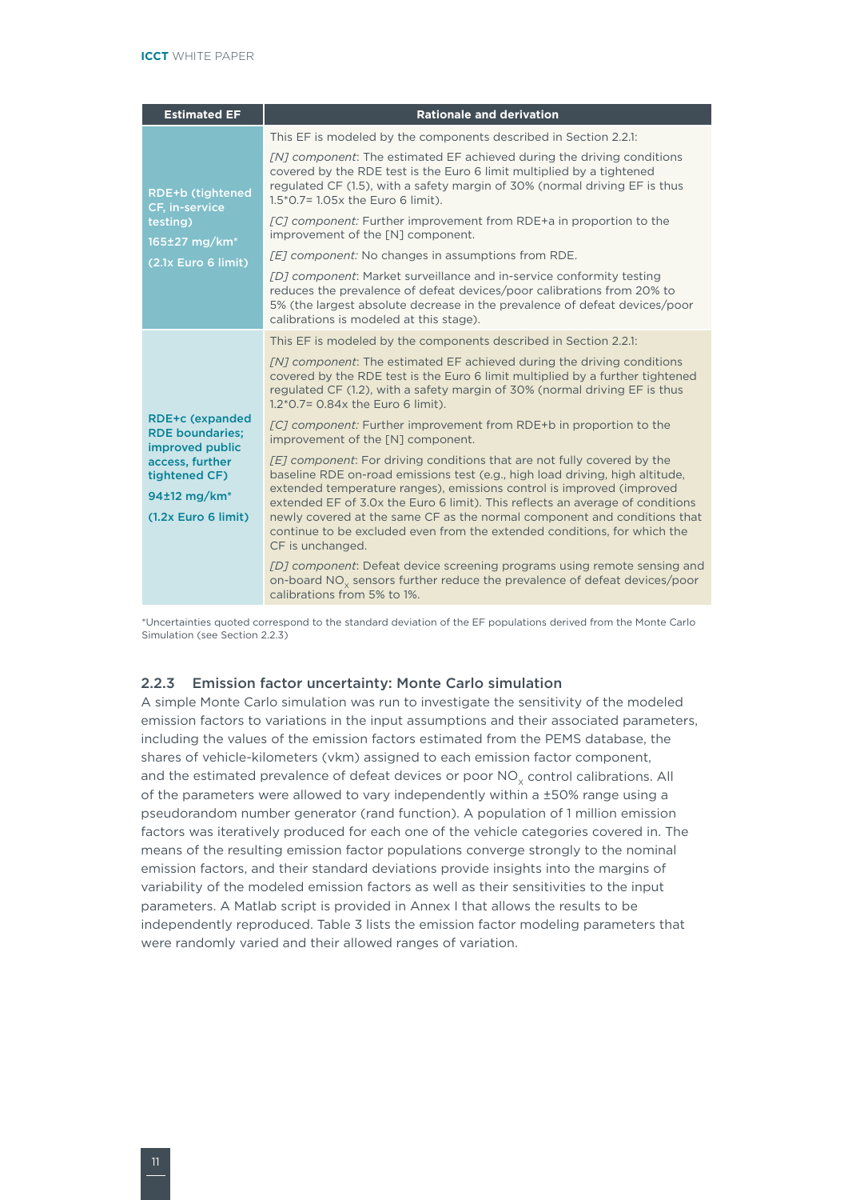| Estimated EF | Rationale and derivation |
|---|---|
| RDE+b (tightened CF, in-service testing)<br>165±27 mg/km*<br>(2.1x Euro 6 limit) | This EF is modeled by the components described in Section 2.2.1:<br>*[N] component*: The estimated EF achieved during the driving conditions covered by the RDE test is the Euro 6 limit multiplied by a tightened regulated CF (1.5), with a safety margin of 30% (normal driving EF is thus 1.5*0.7= 1.05x the Euro 6 limit).<br>*[C] component:* Further improvement from RDE+a in proportion to the improvement of the [N] component.<br>*[E] component:* No changes in assumptions from RDE.<br>*[D] component*: Market surveillance and in-service conformity testing reduces the prevalence of defeat devices/poor calibrations from 20% to 5% (the largest absolute decrease in the prevalence of defeat devices/poor calibrations is modeled at this stage). |
| RDE+c (expanded RDE boundaries; improved public access, further tightened CF)<br>94±12 mg/km*<br>(1.2x Euro 6 limit) | This EF is modeled by the components described in Section 2.2.1:<br>*[N] component*: The estimated EF achieved during the driving conditions covered by the RDE test is the Euro 6 limit multiplied by a further tightened regulated CF (1.2), with a safety margin of 30% (normal driving EF is thus 1.2*0.7= 0.84x the Euro 6 limit).<br>*[C] component:* Further improvement from RDE+b in proportion to the improvement of the [N] component.<br>*[E] component*: For driving conditions that are not fully covered by the baseline RDE on-road emissions test (e.g., high load driving, high altitude, extended temperature ranges), emissions control is improved (improved extended EF of 3.0x the Euro 6 limit). This reflects an average of conditions newly covered at the same CF as the normal component and conditions that continue to be excluded even from the extended conditions, for which the CF is unchanged.<br>*[D] component*: Defeat device screening programs using remote sensing and on-board $NO_x$ sensors further reduce the prevalence of defeat devices/poor calibrations from 5% to 1%. |

*Uncertainties quoted correspond to the standard deviation of the EF populations derived from the Monte Carlo Simulation (see Section 2.2.3)

### 2.2.3 Emission factor uncertainty: Monte Carlo simulation

A simple Monte Carlo simulation was run to investigate the sensitivity of the modeled emission factors to variations in the input assumptions and their associated parameters, including the values of the emission factors estimated from the PEMS database, the shares of vehicle-kilometers (vkm) assigned to each emission factor component, and the estimated prevalence of defeat devices or poor $NO_x$ control calibrations. All of the parameters were allowed to vary independently within a ±50% range using a pseudorandom number generator (rand function). A population of 1 million emission factors was iteratively produced for each one of the vehicle categories covered in. The means of the resulting emission factor populations converge strongly to the nominal emission factors, and their standard deviations provide insights into the margins of variability of the modeled emission factors as well as their sensitivities to the input parameters. A Matlab script is provided in Annex I that allows the results to be independently reproduced. Table 3 lists the emission factor modeling parameters that were randomly varied and their allowed ranges of variation.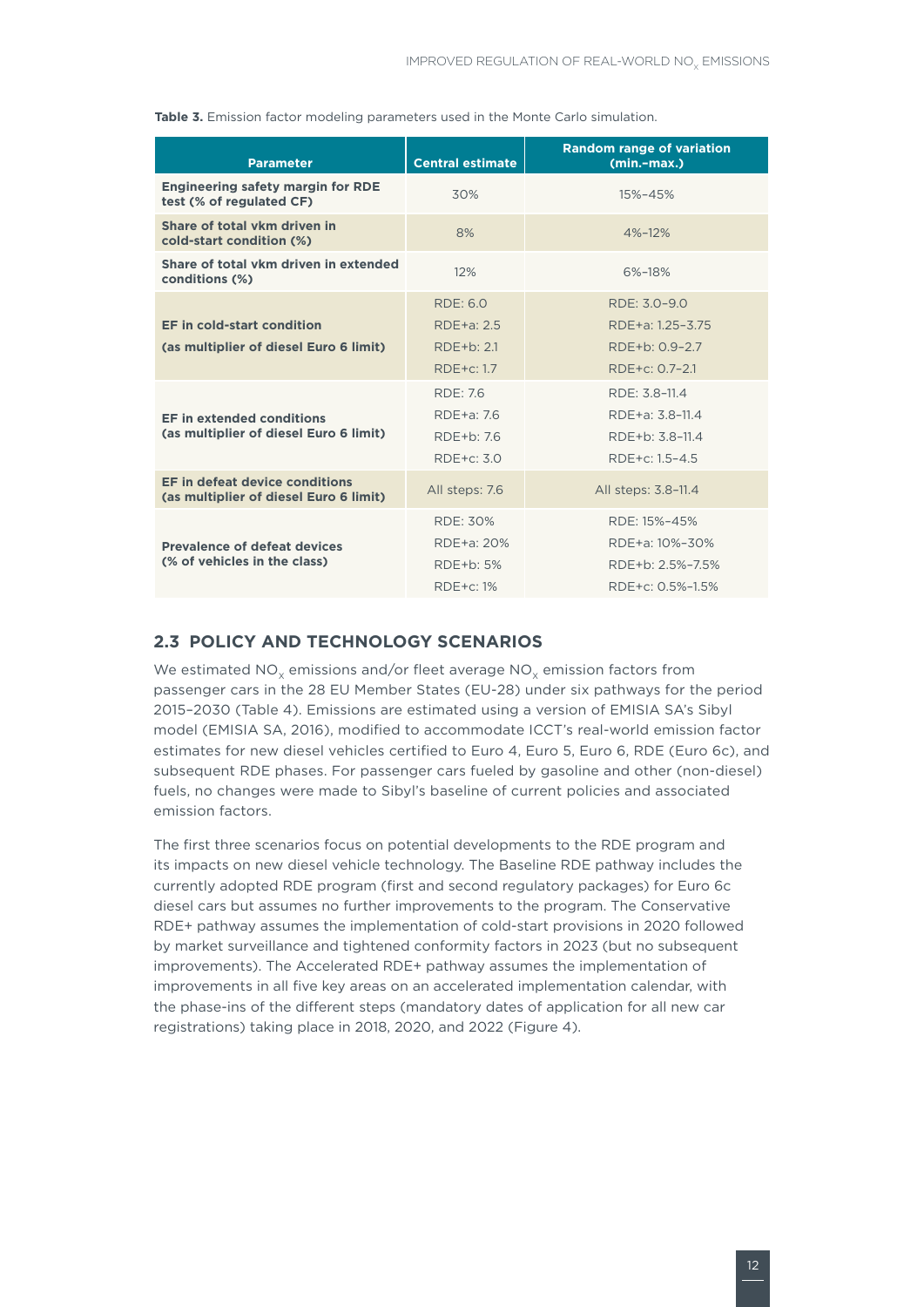**Table 3.** Emission factor modeling parameters used in the Monte Carlo simulation.

| Parameter | Central estimate | Random range of variation (min.–max.) |
|---|---|---|
| **Engineering safety margin for RDE test (% of regulated CF)** | 30% | 15%–45% |
| **Share of total vkm driven in cold-start condition (%)** | 8% | 4%–12% |
| **Share of total vkm driven in extended conditions (%)** | 12% | 6%–18% |
| **EF in cold-start condition (as multiplier of diesel Euro 6 limit)** | RDE: 6.0<br>RDE+a: 2.5<br>RDE+b: 2.1<br>RDE+c: 1.7 | RDE: 3.0–9.0<br>RDE+a: 1.25–3.75<br>RDE+b: 0.9–2.7<br>RDE+c: 0.7–2.1 |
| **EF in extended conditions (as multiplier of diesel Euro 6 limit)** | RDE: 7.6<br>RDE+a: 7.6<br>RDE+b: 7.6<br>RDE+c: 3.0 | RDE: 3.8–11.4<br>RDE+a: 3.8–11.4<br>RDE+b: 3.8–11.4<br>RDE+c: 1.5–4.5 |
| **EF in defeat device conditions (as multiplier of diesel Euro 6 limit)** | All steps: 7.6 | All steps: 3.8–11.4 |
| **Prevalence of defeat devices (% of vehicles in the class)** | RDE: 30%<br>RDE+a: 20%<br>RDE+b: 5%<br>RDE+c: 1% | RDE: 15%–45%<br>RDE+a: 10%–30%<br>RDE+b: 2.5%–7.5%<br>RDE+c: 0.5%–1.5% |

## 2.3 POLICY AND TECHNOLOGY SCENARIOS

We estimated $NO_x$ emissions and/or fleet average $NO_x$ emission factors from passenger cars in the 28 EU Member States (EU-28) under six pathways for the period 2015–2030 (Table 4). Emissions are estimated using a version of EMISIA SA's Sibyl model (EMISIA SA, 2016), modified to accommodate ICCT's real-world emission factor estimates for new diesel vehicles certified to Euro 4, Euro 5, Euro 6, RDE (Euro 6c), and subsequent RDE phases. For passenger cars fueled by gasoline and other (non-diesel) fuels, no changes were made to Sibyl's baseline of current policies and associated emission factors.

The first three scenarios focus on potential developments to the RDE program and its impacts on new diesel vehicle technology. The Baseline RDE pathway includes the currently adopted RDE program (first and second regulatory packages) for Euro 6c diesel cars but assumes no further improvements to the program. The Conservative RDE+ pathway assumes the implementation of cold-start provisions in 2020 followed by market surveillance and tightened conformity factors in 2023 (but no subsequent improvements). The Accelerated RDE+ pathway assumes the implementation of improvements in all five key areas on an accelerated implementation calendar, with the phase-ins of the different steps (mandatory dates of application for all new car registrations) taking place in 2018, 2020, and 2022 (Figure 4).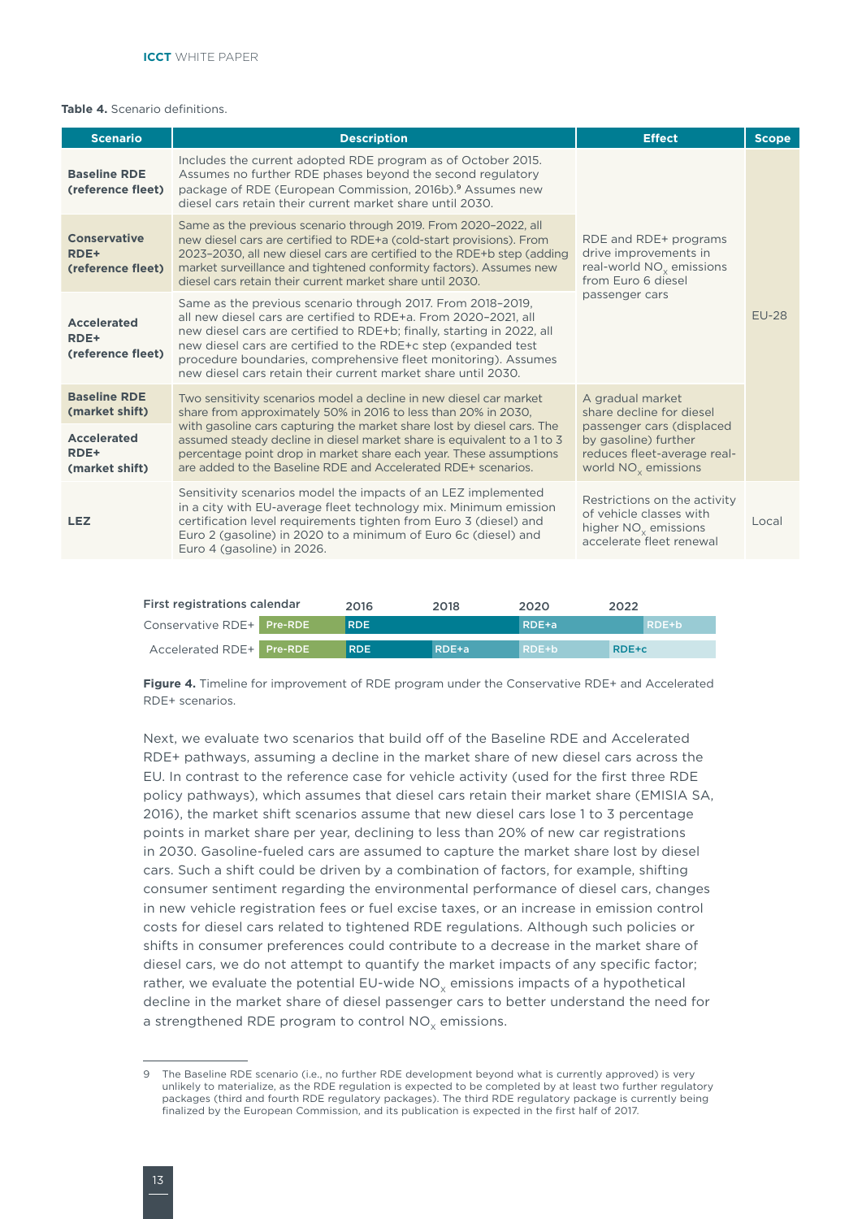**Table 4.** Scenario definitions.

| Scenario | Description | Effect | Scope |
|---|---|---|---|
| **Baseline RDE (reference fleet)** | Includes the current adopted RDE program as of October 2015. Assumes no further RDE phases beyond the second regulatory package of RDE (European Commission, 2016b).[9] Assumes new diesel cars retain their current market share until 2030. | RDE and RDE+ programs drive improvements in real-world $NO_x$ emissions from Euro 6 diesel passenger cars | EU-28 |
| **Conservative RDE+ (reference fleet)** | Same as the previous scenario through 2019. From 2020–2022, all new diesel cars are certified to RDE+a (cold-start provisions). From 2023–2030, all new diesel cars are certified to the RDE+b step (adding market surveillance and tightened conformity factors). Assumes new diesel cars retain their current market share until 2030. | | |
| **Accelerated RDE+ (reference fleet)** | Same as the previous scenario through 2017. From 2018–2019, all new diesel cars are certified to RDE+a. From 2020–2021, all new diesel cars are certified to RDE+b; finally, starting in 2022, all new diesel cars are certified to the RDE+c step (expanded test procedure boundaries, comprehensive fleet monitoring). Assumes new diesel cars retain their current market share until 2030. | | |
| **Baseline RDE (market shift)**<br>**Accelerated RDE+ (market shift)** | Two sensitivity scenarios model a decline in new diesel car market share from approximately 50% in 2016 to less than 20% in 2030, with gasoline cars capturing the market share lost by diesel cars. The assumed steady decline in diesel market share is equivalent to a 1 to 3 percentage point drop in market share each year. These assumptions are added to the Baseline RDE and Accelerated RDE+ scenarios. | A gradual market share decline for diesel passenger cars (displaced by gasoline) further reduces fleet-average real-world $NO_x$ emissions | |
| **LEZ** | Sensitivity scenarios model the impacts of an LEZ implemented in a city with EU-average fleet technology mix. Minimum emission certification level requirements tighten from Euro 3 (diesel) and Euro 2 (gasoline) in 2020 to a minimum of Euro 6c (diesel) and Euro 4 (gasoline) in 2026. | Restrictions on the activity of vehicle classes with higher $NO_x$ emissions accelerate fleet renewal | Local |

| First registrations calendar | | 2016 | | 2018 | | 2020 | | 2022 | |
|---|---|---|---|---|---|---|---|---|---|
| Conservative RDE+ | Pre-RDE | RDE | | | | RDE+a | | | RDE+b |
| Accelerated RDE+ | Pre-RDE | RDE | | RDE+a | | RDE+b | | RDE+c | |

**Figure 4.** Timeline for improvement of RDE program under the Conservative RDE+ and Accelerated RDE+ scenarios.

Next, we evaluate two scenarios that build off of the Baseline RDE and Accelerated RDE+ pathways, assuming a decline in the market share of new diesel cars across the EU. In contrast to the reference case for vehicle activity (used for the first three RDE policy pathways), which assumes that diesel cars retain their market share (EMISIA SA, 2016), the market shift scenarios assume that new diesel cars lose 1 to 3 percentage points in market share per year, declining to less than 20% of new car registrations in 2030. Gasoline-fueled cars are assumed to capture the market share lost by diesel cars. Such a shift could be driven by a combination of factors, for example, shifting consumer sentiment regarding the environmental performance of diesel cars, changes in new vehicle registration fees or fuel excise taxes, or an increase in emission control costs for diesel cars related to tightened RDE regulations. Although such policies or shifts in consumer preferences could contribute to a decrease in the market share of diesel cars, we do not attempt to quantify the market impacts of any specific factor; rather, we evaluate the potential EU-wide $NO_x$ emissions impacts of a hypothetical decline in the market share of diesel passenger cars to better understand the need for a strengthened RDE program to control $NO_x$ emissions.

---

9 The Baseline RDE scenario (i.e., no further RDE development beyond what is currently approved) is very unlikely to materialize, as the RDE regulation is expected to be completed by at least two further regulatory packages (third and fourth RDE regulatory packages). The third RDE regulatory package is currently being finalized by the European Commission, and its publication is expected in the first half of 2017.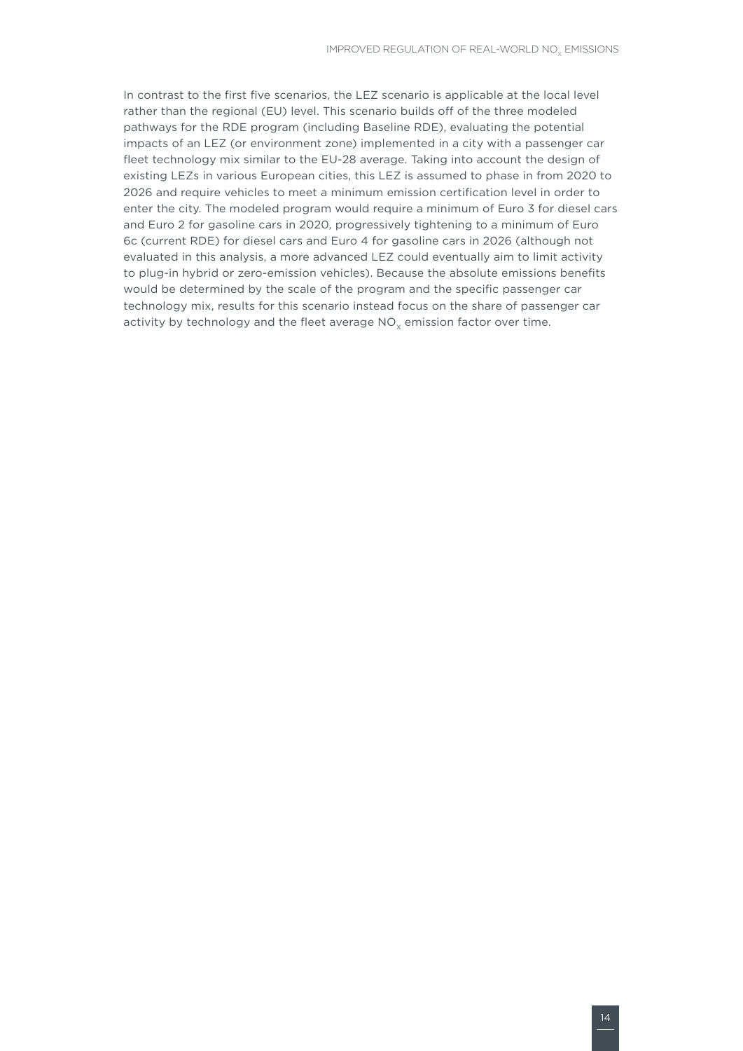In contrast to the first five scenarios, the LEZ scenario is applicable at the local level rather than the regional (EU) level. This scenario builds off of the three modeled pathways for the RDE program (including Baseline RDE), evaluating the potential impacts of an LEZ (or environment zone) implemented in a city with a passenger car fleet technology mix similar to the EU-28 average. Taking into account the design of existing LEZs in various European cities, this LEZ is assumed to phase in from 2020 to 2026 and require vehicles to meet a minimum emission certification level in order to enter the city. The modeled program would require a minimum of Euro 3 for diesel cars and Euro 2 for gasoline cars in 2020, progressively tightening to a minimum of Euro 6c (current RDE) for diesel cars and Euro 4 for gasoline cars in 2026 (although not evaluated in this analysis, a more advanced LEZ could eventually aim to limit activity to plug-in hybrid or zero-emission vehicles). Because the absolute emissions benefits would be determined by the scale of the program and the specific passenger car technology mix, results for this scenario instead focus on the share of passenger car activity by technology and the fleet average $NO_x$ emission factor over time.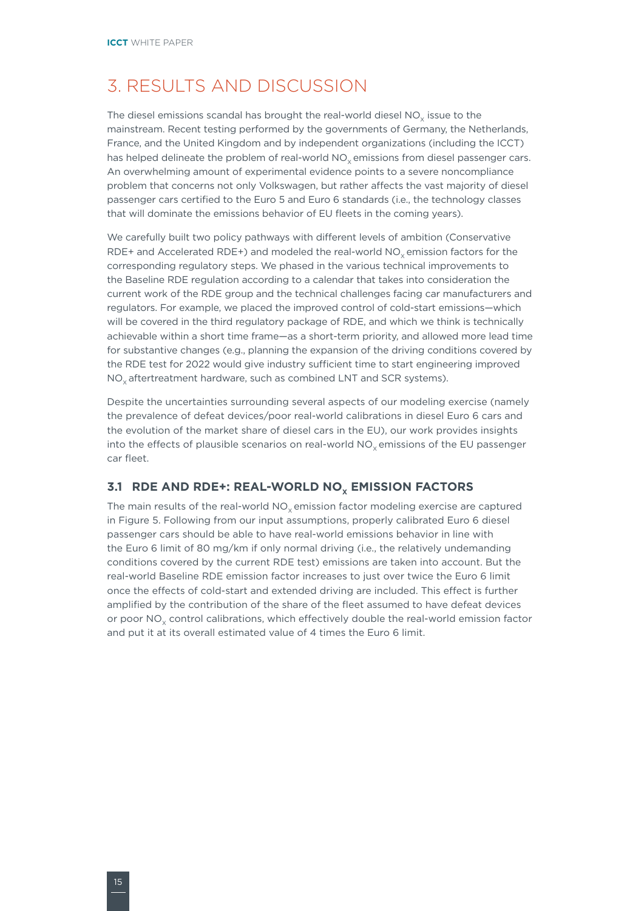# 3. RESULTS AND DISCUSSION

The diesel emissions scandal has brought the real-world diesel $NO_x$ issue to the mainstream. Recent testing performed by the governments of Germany, the Netherlands, France, and the United Kingdom and by independent organizations (including the ICCT) has helped delineate the problem of real-world $NO_x$ emissions from diesel passenger cars. An overwhelming amount of experimental evidence points to a severe noncompliance problem that concerns not only Volkswagen, but rather affects the vast majority of diesel passenger cars certified to the Euro 5 and Euro 6 standards (i.e., the technology classes that will dominate the emissions behavior of EU fleets in the coming years).

We carefully built two policy pathways with different levels of ambition (Conservative RDE+ and Accelerated RDE+) and modeled the real-world $NO_x$ emission factors for the corresponding regulatory steps. We phased in the various technical improvements to the Baseline RDE regulation according to a calendar that takes into consideration the current work of the RDE group and the technical challenges facing car manufacturers and regulators. For example, we placed the improved control of cold-start emissions—which will be covered in the third regulatory package of RDE, and which we think is technically achievable within a short time frame—as a short-term priority, and allowed more lead time for substantive changes (e.g., planning the expansion of the driving conditions covered by the RDE test for 2022 would give industry sufficient time to start engineering improved $NO_x$ aftertreatment hardware, such as combined LNT and SCR systems).

Despite the uncertainties surrounding several aspects of our modeling exercise (namely the prevalence of defeat devices/poor real-world calibrations in diesel Euro 6 cars and the evolution of the market share of diesel cars in the EU), our work provides insights into the effects of plausible scenarios on real-world $NO_x$ emissions of the EU passenger car fleet.

## 3.1 RDE AND RDE+: REAL-WORLD $NO_x$ EMISSION FACTORS

The main results of the real-world $NO_x$ emission factor modeling exercise are captured in Figure 5. Following from our input assumptions, properly calibrated Euro 6 diesel passenger cars should be able to have real-world emissions behavior in line with the Euro 6 limit of 80 mg/km if only normal driving (i.e., the relatively undemanding conditions covered by the current RDE test) emissions are taken into account. But the real-world Baseline RDE emission factor increases to just over twice the Euro 6 limit once the effects of cold-start and extended driving are included. This effect is further amplified by the contribution of the share of the fleet assumed to have defeat devices or poor $NO_x$ control calibrations, which effectively double the real-world emission factor and put it at its overall estimated value of 4 times the Euro 6 limit.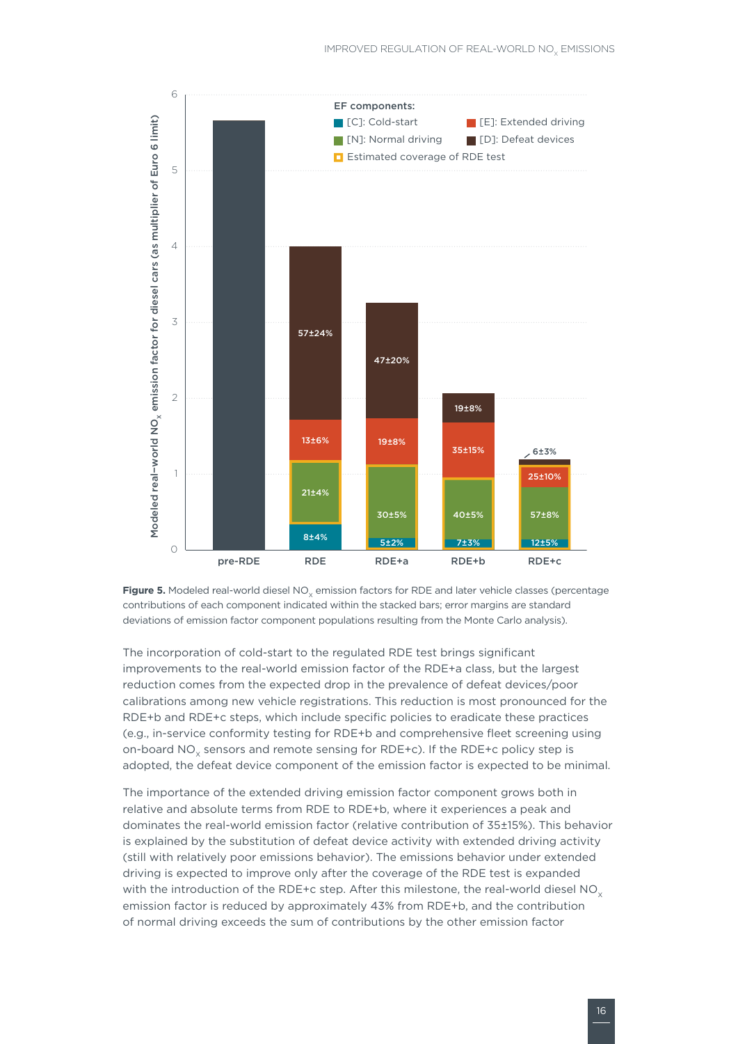Figure 5. Modeled real-world diesel $NO_x$ emission factors for RDE and later vehicle classes (percentage contributions of each component indicated within the stacked bars; error margins are standard deviations of emission factor component populations resulting from the Monte Carlo analysis).

The incorporation of cold-start to the regulated RDE test brings significant improvements to the real-world emission factor of the RDE+a class, but the largest reduction comes from the expected drop in the prevalence of defeat devices/poor calibrations among new vehicle registrations. This reduction is most pronounced for the RDE+b and RDE+c steps, which include specific policies to eradicate these practices (e.g., in-service conformity testing for RDE+b and comprehensive fleet screening using on-board $NO_x$ sensors and remote sensing for RDE+c). If the RDE+c policy step is adopted, the defeat device component of the emission factor is expected to be minimal.

The importance of the extended driving emission factor component grows both in relative and absolute terms from RDE to RDE+b, where it experiences a peak and dominates the real-world emission factor (relative contribution of 35±15%). This behavior is explained by the substitution of defeat device activity with extended driving activity (still with relatively poor emissions behavior). The emissions behavior under extended driving is expected to improve only after the coverage of the RDE test is expanded with the introduction of the RDE+c step. After this milestone, the real-world diesel $NO_x$ emission factor is reduced by approximately 43% from RDE+b, and the contribution of normal driving exceeds the sum of contributions by the other emission factor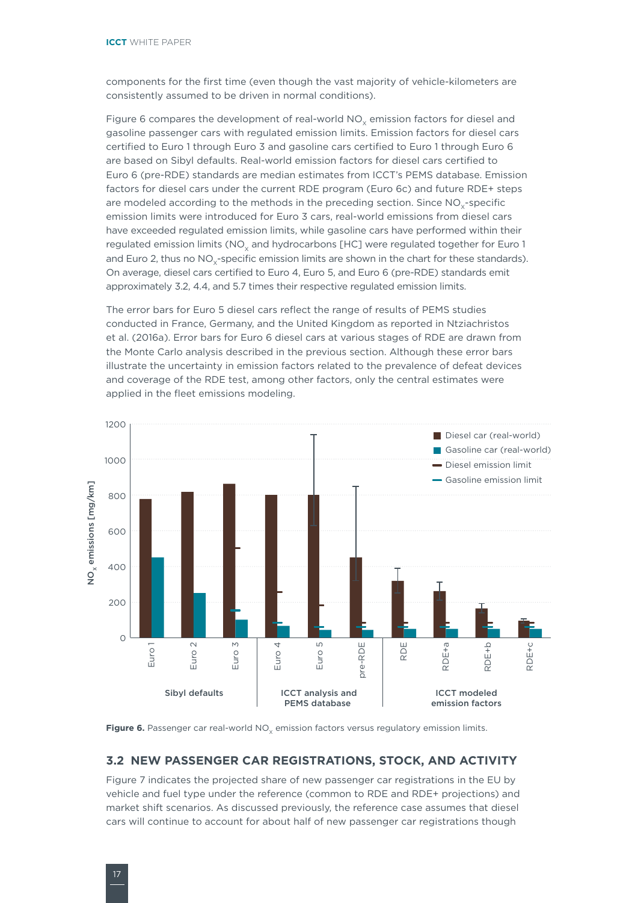components for the first time (even though the vast majority of vehicle-kilometers are consistently assumed to be driven in normal conditions).

Figure 6 compares the development of real-world $NO_x$ emission factors for diesel and gasoline passenger cars with regulated emission limits. Emission factors for diesel cars certified to Euro 1 through Euro 3 and gasoline cars certified to Euro 1 through Euro 6 are based on Sibyl defaults. Real-world emission factors for diesel cars certified to Euro 6 (pre-RDE) standards are median estimates from ICCT's PEMS database. Emission factors for diesel cars under the current RDE program (Euro 6c) and future RDE+ steps are modeled according to the methods in the preceding section. Since $NO_x$-specific emission limits were introduced for Euro 3 cars, real-world emissions from diesel cars have exceeded regulated emission limits, while gasoline cars have performed within their regulated emission limits ($NO_x$ and hydrocarbons [HC] were regulated together for Euro 1 and Euro 2, thus no $NO_x$-specific emission limits are shown in the chart for these standards). On average, diesel cars certified to Euro 4, Euro 5, and Euro 6 (pre-RDE) standards emit approximately 3.2, 4.4, and 5.7 times their respective regulated emission limits.

The error bars for Euro 5 diesel cars reflect the range of results of PEMS studies conducted in France, Germany, and the United Kingdom as reported in Ntziachristos et al. (2016a). Error bars for Euro 6 diesel cars at various stages of RDE are drawn from the Monte Carlo analysis described in the previous section. Although these error bars illustrate the uncertainty in emission factors related to the prevalence of defeat devices and coverage of the RDE test, among other factors, only the central estimates were applied in the fleet emissions modeling.

**Figure 6.** Passenger car real-world $NO_x$ emission factors versus regulatory emission limits.

## 3.2 NEW PASSENGER CAR REGISTRATIONS, STOCK, AND ACTIVITY

Figure 7 indicates the projected share of new passenger car registrations in the EU by vehicle and fuel type under the reference (common to RDE and RDE+ projections) and market shift scenarios. As discussed previously, the reference case assumes that diesel cars will continue to account for about half of new passenger car registrations though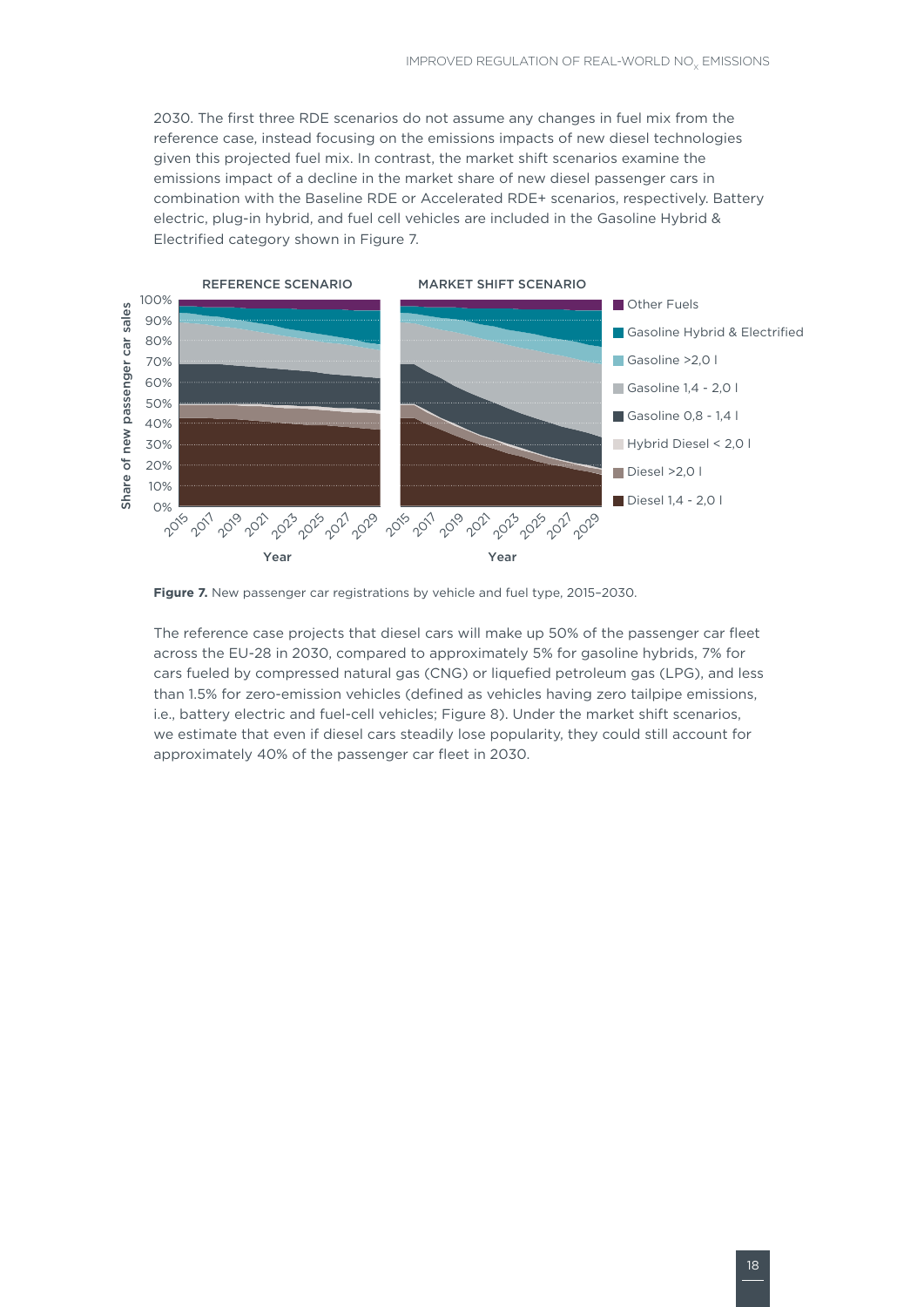2030. The first three RDE scenarios do not assume any changes in fuel mix from the reference case, instead focusing on the emissions impacts of new diesel technologies given this projected fuel mix. In contrast, the market shift scenarios examine the emissions impact of a decline in the market share of new diesel passenger cars in combination with the Baseline RDE or Accelerated RDE+ scenarios, respectively. Battery electric, plug-in hybrid, and fuel cell vehicles are included in the Gasoline Hybrid & Electrified category shown in Figure 7.

**Figure 7.** New passenger car registrations by vehicle and fuel type, 2015–2030.

The reference case projects that diesel cars will make up 50% of the passenger car fleet across the EU-28 in 2030, compared to approximately 5% for gasoline hybrids, 7% for cars fueled by compressed natural gas (CNG) or liquefied petroleum gas (LPG), and less than 1.5% for zero-emission vehicles (defined as vehicles having zero tailpipe emissions, i.e., battery electric and fuel-cell vehicles; Figure 8). Under the market shift scenarios, we estimate that even if diesel cars steadily lose popularity, they could still account for approximately 40% of the passenger car fleet in 2030.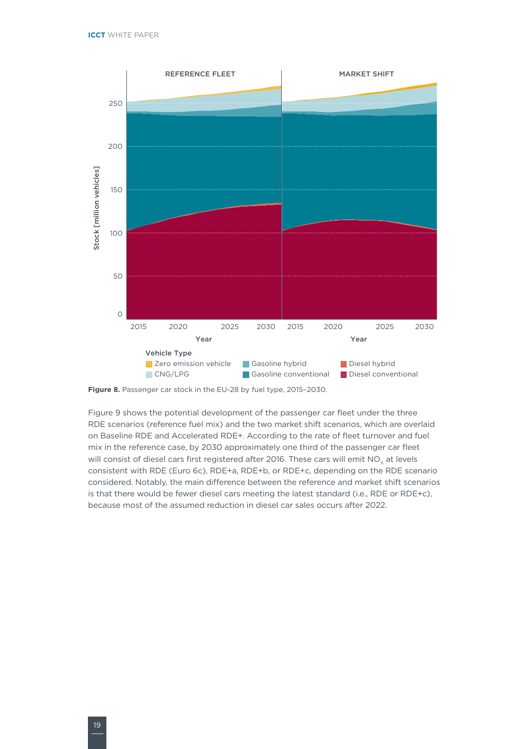**Figure 8.** Passenger car stock in the EU-28 by fuel type, 2015–2030.

Figure 9 shows the potential development of the passenger car fleet under the three RDE scenarios (reference fuel mix) and the two market shift scenarios, which are overlaid on Baseline RDE and Accelerated RDE+. According to the rate of fleet turnover and fuel mix in the reference case, by 2030 approximately one third of the passenger car fleet will consist of diesel cars first registered after 2016. These cars will emit $NO_x$ at levels consistent with RDE (Euro 6c), RDE+a, RDE+b, or RDE+c, depending on the RDE scenario considered. Notably, the main difference between the reference and market shift scenarios is that there would be fewer diesel cars meeting the latest standard (i.e., RDE or RDE+c), because most of the assumed reduction in diesel car sales occurs after 2022.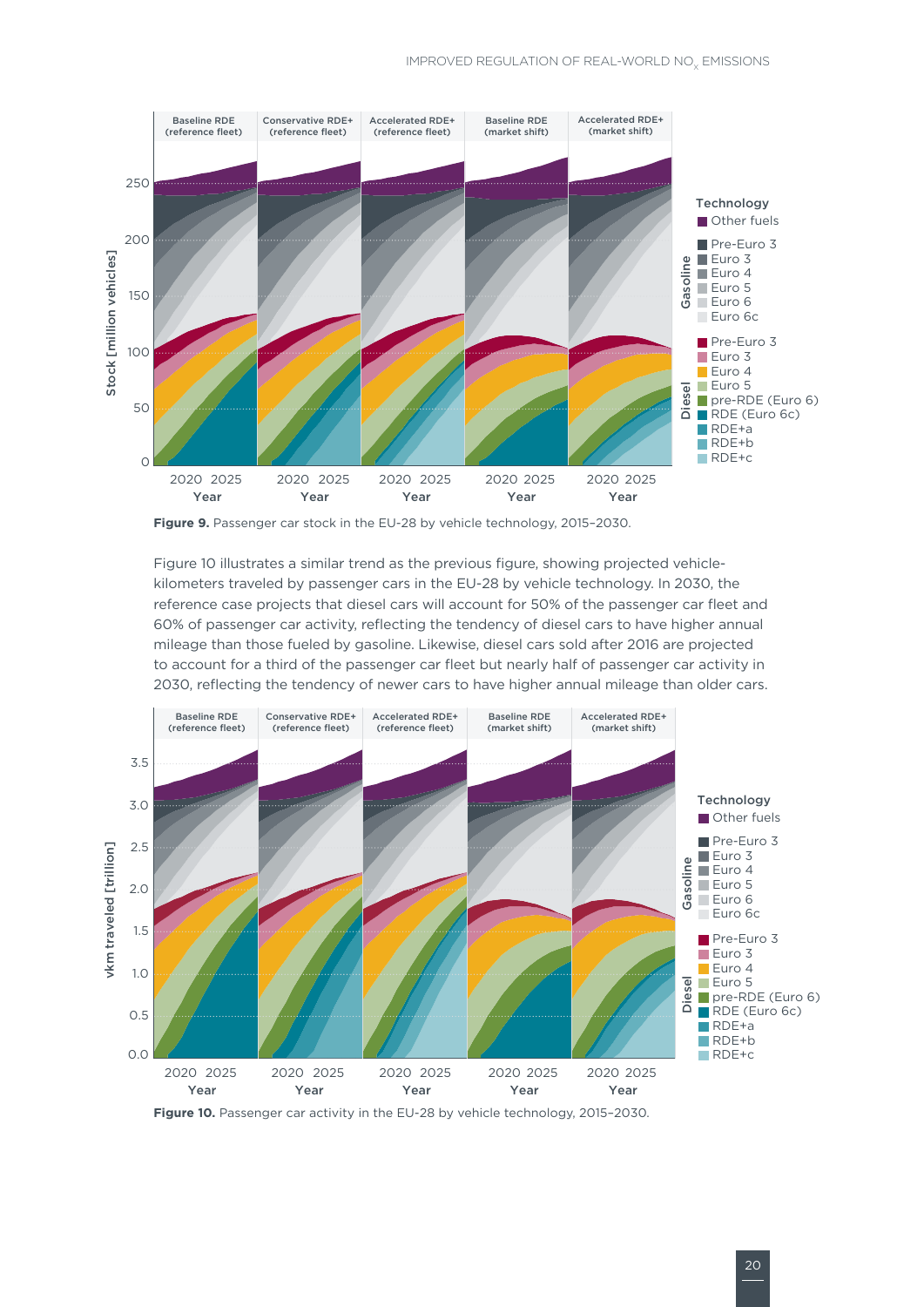**Figure 9.** Passenger car stock in the EU-28 by vehicle technology, 2015–2030.

Figure 10 illustrates a similar trend as the previous figure, showing projected vehicle-kilometers traveled by passenger cars in the EU-28 by vehicle technology. In 2030, the reference case projects that diesel cars will account for 50% of the passenger car fleet and 60% of passenger car activity, reflecting the tendency of diesel cars to have higher annual mileage than those fueled by gasoline. Likewise, diesel cars sold after 2016 are projected to account for a third of the passenger car fleet but nearly half of passenger car activity in 2030, reflecting the tendency of newer cars to have higher annual mileage than older cars.

**Figure 10.** Passenger car activity in the EU-28 by vehicle technology, 2015–2030.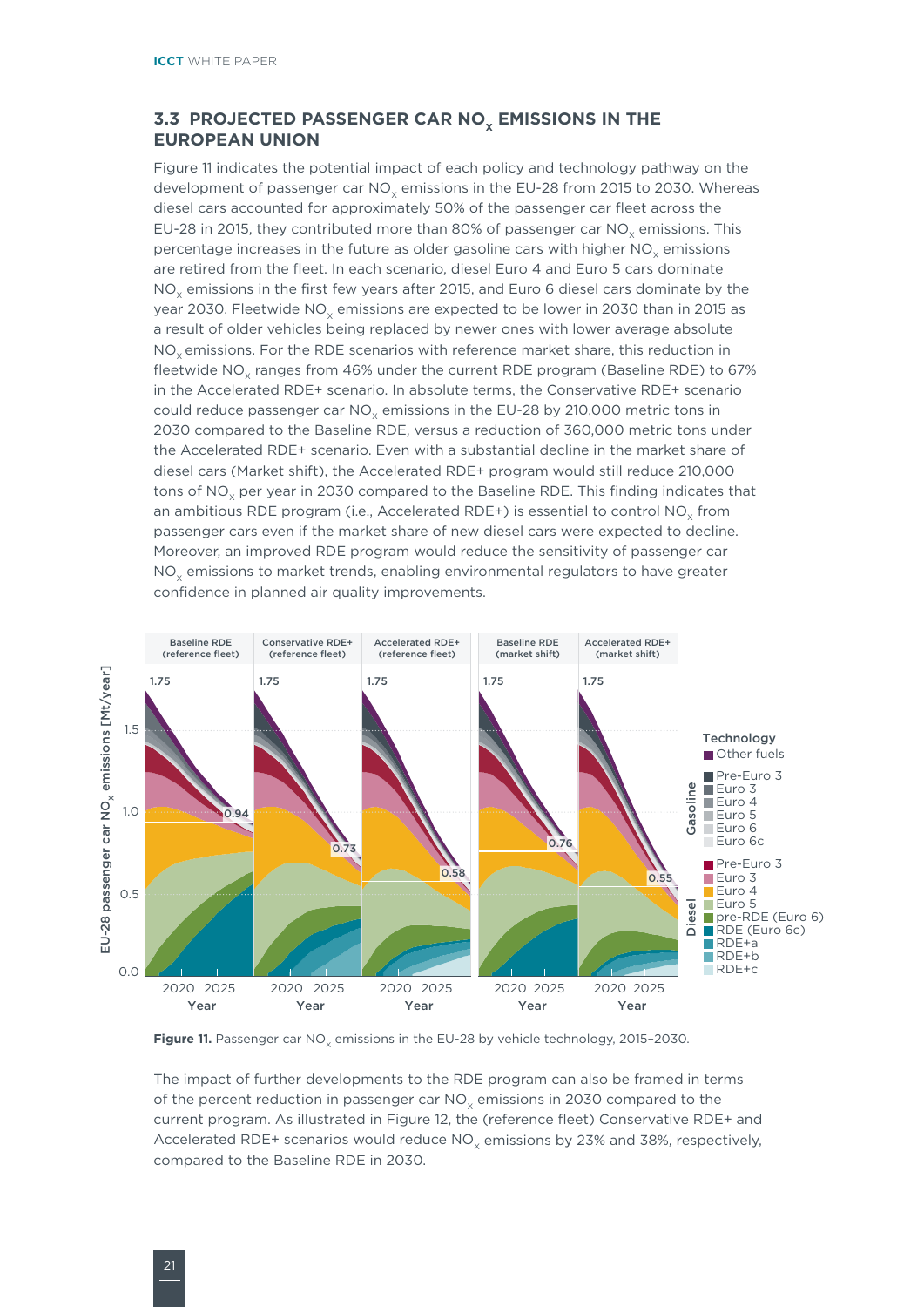## 3.3 PROJECTED PASSENGER CAR $NO_x$ EMISSIONS IN THE EUROPEAN UNION

Figure 11 indicates the potential impact of each policy and technology pathway on the development of passenger car $NO_x$ emissions in the EU-28 from 2015 to 2030. Whereas diesel cars accounted for approximately 50% of the passenger car fleet across the EU-28 in 2015, they contributed more than 80% of passenger car $NO_x$ emissions. This percentage increases in the future as older gasoline cars with higher $NO_x$ emissions are retired from the fleet. In each scenario, diesel Euro 4 and Euro 5 cars dominate $NO_x$ emissions in the first few years after 2015, and Euro 6 diesel cars dominate by the year 2030. Fleetwide $NO_x$ emissions are expected to be lower in 2030 than in 2015 as a result of older vehicles being replaced by newer ones with lower average absolute $NO_x$ emissions. For the RDE scenarios with reference market share, this reduction in fleetwide $NO_x$ ranges from 46% under the current RDE program (Baseline RDE) to 67% in the Accelerated RDE+ scenario. In absolute terms, the Conservative RDE+ scenario could reduce passenger car $NO_x$ emissions in the EU-28 by 210,000 metric tons in 2030 compared to the Baseline RDE, versus a reduction of 360,000 metric tons under the Accelerated RDE+ scenario. Even with a substantial decline in the market share of diesel cars (Market shift), the Accelerated RDE+ program would still reduce 210,000 tons of $NO_x$ per year in 2030 compared to the Baseline RDE. This finding indicates that an ambitious RDE program (i.e., Accelerated RDE+) is essential to control $NO_x$ from passenger cars even if the market share of new diesel cars were expected to decline. Moreover, an improved RDE program would reduce the sensitivity of passenger car $NO_x$ emissions to market trends, enabling environmental regulators to have greater confidence in planned air quality improvements.

**Figure 11.** Passenger car $NO_x$ emissions in the EU-28 by vehicle technology, 2015–2030.

The impact of further developments to the RDE program can also be framed in terms of the percent reduction in passenger car $NO_x$ emissions in 2030 compared to the current program. As illustrated in Figure 12, the (reference fleet) Conservative RDE+ and Accelerated RDE+ scenarios would reduce $NO_x$ emissions by 23% and 38%, respectively, compared to the Baseline RDE in 2030.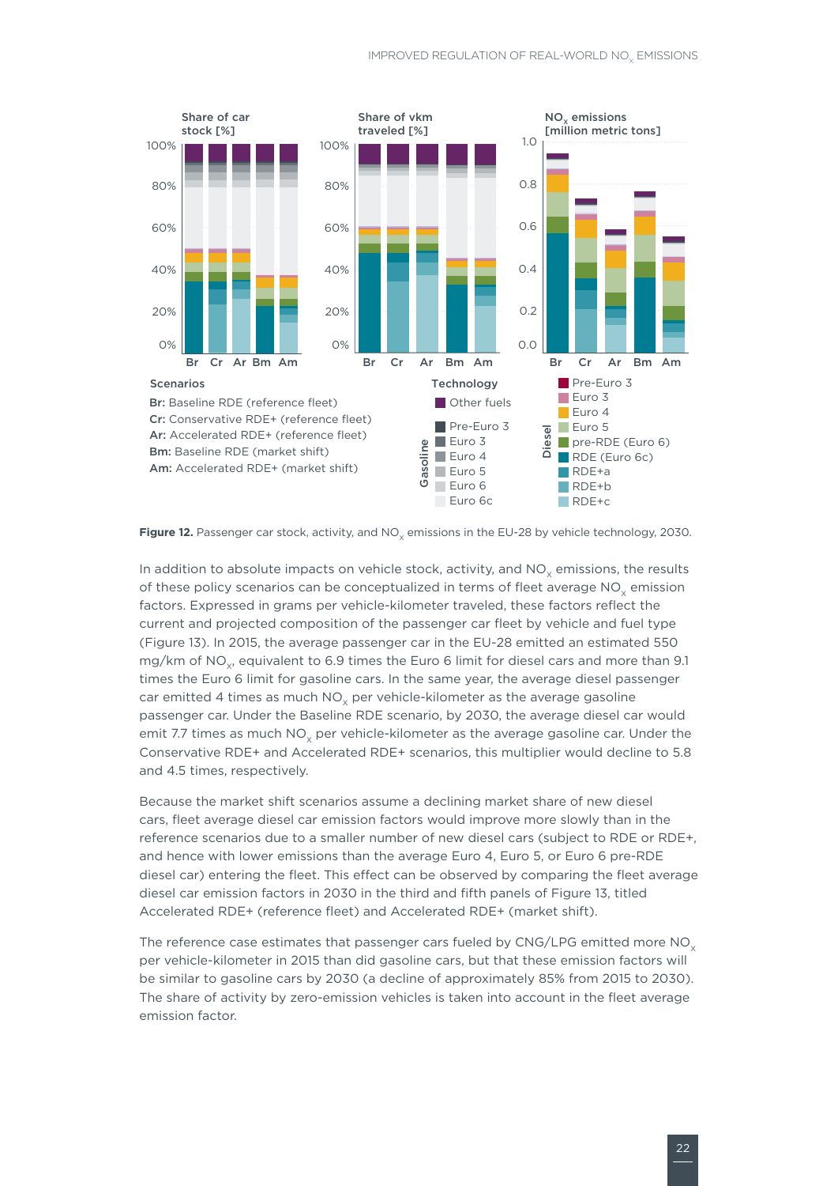Figure 12. Passenger car stock, activity, and $NO_x$ emissions in the EU-28 by vehicle technology, 2030.

In addition to absolute impacts on vehicle stock, activity, and $NO_x$ emissions, the results of these policy scenarios can be conceptualized in terms of fleet average $NO_x$ emission factors. Expressed in grams per vehicle-kilometer traveled, these factors reflect the current and projected composition of the passenger car fleet by vehicle and fuel type (Figure 13). In 2015, the average passenger car in the EU-28 emitted an estimated 550 mg/km of $NO_x$, equivalent to 6.9 times the Euro 6 limit for diesel cars and more than 9.1 times the Euro 6 limit for gasoline cars. In the same year, the average diesel passenger car emitted 4 times as much $NO_x$ per vehicle-kilometer as the average gasoline passenger car. Under the Baseline RDE scenario, by 2030, the average diesel car would emit 7.7 times as much $NO_x$ per vehicle-kilometer as the average gasoline car. Under the Conservative RDE+ and Accelerated RDE+ scenarios, this multiplier would decline to 5.8 and 4.5 times, respectively.

Because the market shift scenarios assume a declining market share of new diesel cars, fleet average diesel car emission factors would improve more slowly than in the reference scenarios due to a smaller number of new diesel cars (subject to RDE or RDE+, and hence with lower emissions than the average Euro 4, Euro 5, or Euro 6 pre-RDE diesel car) entering the fleet. This effect can be observed by comparing the fleet average diesel car emission factors in 2030 in the third and fifth panels of Figure 13, titled Accelerated RDE+ (reference fleet) and Accelerated RDE+ (market shift).

The reference case estimates that passenger cars fueled by CNG/LPG emitted more $NO_x$ per vehicle-kilometer in 2015 than did gasoline cars, but that these emission factors will be similar to gasoline cars by 2030 (a decline of approximately 85% from 2015 to 2030). The share of activity by zero-emission vehicles is taken into account in the fleet average emission factor.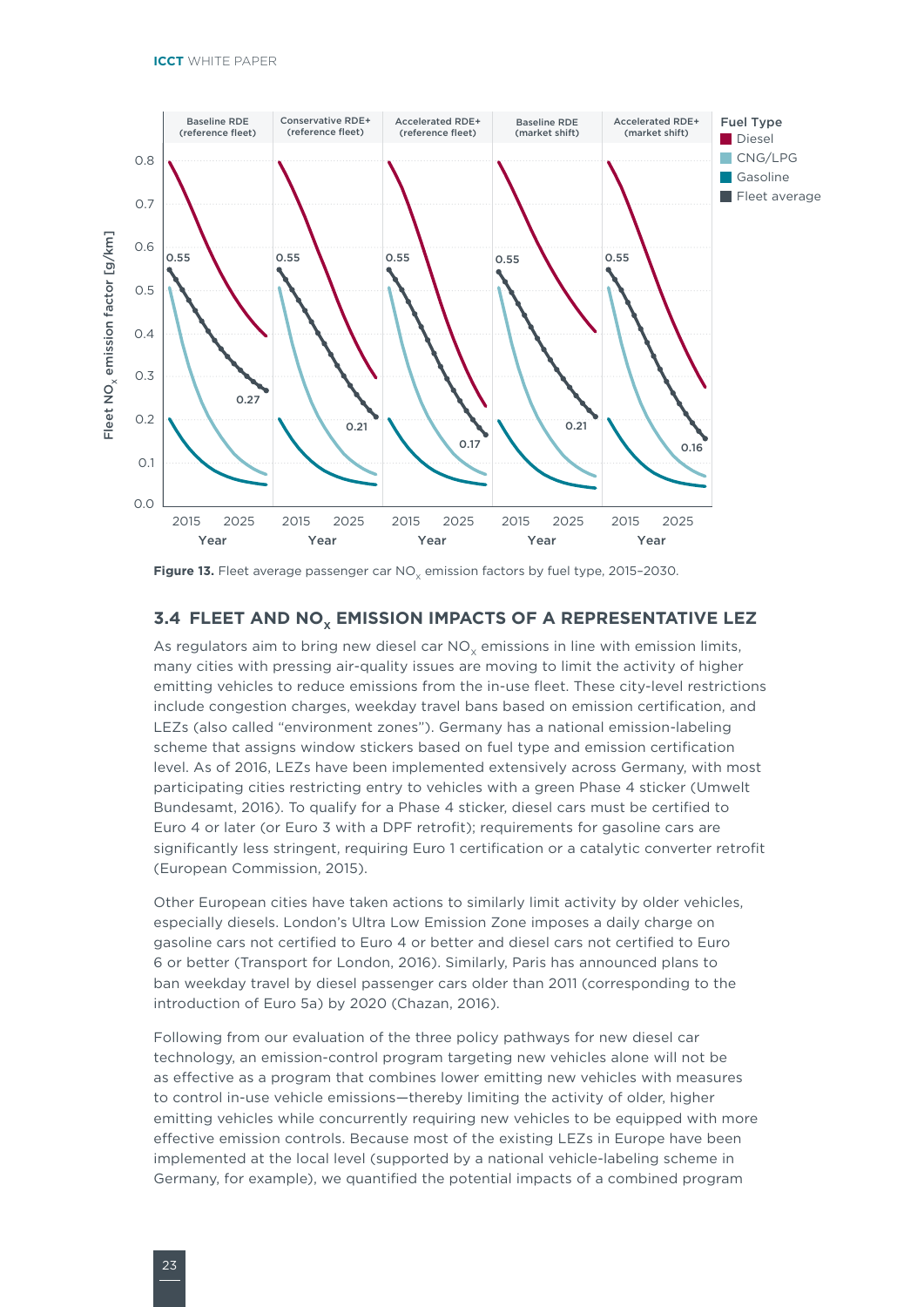**Figure 13.** Fleet average passenger car $NO_x$ emission factors by fuel type, 2015–2030.

## 3.4 FLEET AND $NO_X$ EMISSION IMPACTS OF A REPRESENTATIVE LEZ

As regulators aim to bring new diesel car $NO_x$ emissions in line with emission limits, many cities with pressing air-quality issues are moving to limit the activity of higher emitting vehicles to reduce emissions from the in-use fleet. These city-level restrictions include congestion charges, weekday travel bans based on emission certification, and LEZs (also called "environment zones"). Germany has a national emission-labeling scheme that assigns window stickers based on fuel type and emission certification level. As of 2016, LEZs have been implemented extensively across Germany, with most participating cities restricting entry to vehicles with a green Phase 4 sticker (Umwelt Bundesamt, 2016). To qualify for a Phase 4 sticker, diesel cars must be certified to Euro 4 or later (or Euro 3 with a DPF retrofit); requirements for gasoline cars are significantly less stringent, requiring Euro 1 certification or a catalytic converter retrofit (European Commission, 2015).

Other European cities have taken actions to similarly limit activity by older vehicles, especially diesels. London's Ultra Low Emission Zone imposes a daily charge on gasoline cars not certified to Euro 4 or better and diesel cars not certified to Euro 6 or better (Transport for London, 2016). Similarly, Paris has announced plans to ban weekday travel by diesel passenger cars older than 2011 (corresponding to the introduction of Euro 5a) by 2020 (Chazan, 2016).

Following from our evaluation of the three policy pathways for new diesel car technology, an emission-control program targeting new vehicles alone will not be as effective as a program that combines lower emitting new vehicles with measures to control in-use vehicle emissions—thereby limiting the activity of older, higher emitting vehicles while concurrently requiring new vehicles to be equipped with more effective emission controls. Because most of the existing LEZs in Europe have been implemented at the local level (supported by a national vehicle-labeling scheme in Germany, for example), we quantified the potential impacts of a combined program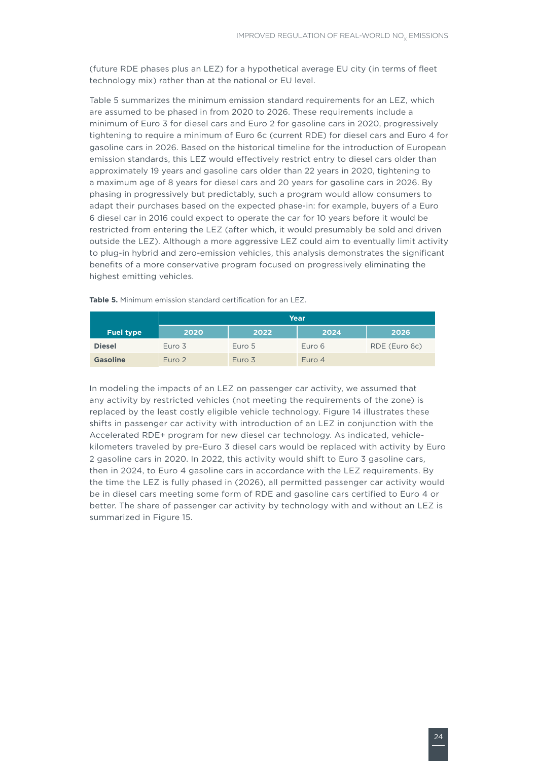(future RDE phases plus an LEZ) for a hypothetical average EU city (in terms of fleet technology mix) rather than at the national or EU level.

Table 5 summarizes the minimum emission standard requirements for an LEZ, which are assumed to be phased in from 2020 to 2026. These requirements include a minimum of Euro 3 for diesel cars and Euro 2 for gasoline cars in 2020, progressively tightening to require a minimum of Euro 6c (current RDE) for diesel cars and Euro 4 for gasoline cars in 2026. Based on the historical timeline for the introduction of European emission standards, this LEZ would effectively restrict entry to diesel cars older than approximately 19 years and gasoline cars older than 22 years in 2020, tightening to a maximum age of 8 years for diesel cars and 20 years for gasoline cars in 2026. By phasing in progressively but predictably, such a program would allow consumers to adapt their purchases based on the expected phase-in: for example, buyers of a Euro 6 diesel car in 2016 could expect to operate the car for 10 years before it would be restricted from entering the LEZ (after which, it would presumably be sold and driven outside the LEZ). Although a more aggressive LEZ could aim to eventually limit activity to plug-in hybrid and zero-emission vehicles, this analysis demonstrates the significant benefits of a more conservative program focused on progressively eliminating the highest emitting vehicles.

**Table 5.** Minimum emission standard certification for an LEZ.

| Fuel type | Year | | | |
|---|---|---|---|---|
| | 2020 | 2022 | 2024 | 2026 |
| **Diesel** | Euro 3 | Euro 5 | Euro 6 | RDE (Euro 6c) |
| **Gasoline** | Euro 2 | Euro 3 | Euro 4 | |

In modeling the impacts of an LEZ on passenger car activity, we assumed that any activity by restricted vehicles (not meeting the requirements of the zone) is replaced by the least costly eligible vehicle technology. Figure 14 illustrates these shifts in passenger car activity with introduction of an LEZ in conjunction with the Accelerated RDE+ program for new diesel car technology. As indicated, vehicle-kilometers traveled by pre-Euro 3 diesel cars would be replaced with activity by Euro 2 gasoline cars in 2020. In 2022, this activity would shift to Euro 3 gasoline cars, then in 2024, to Euro 4 gasoline cars in accordance with the LEZ requirements. By the time the LEZ is fully phased in (2026), all permitted passenger car activity would be in diesel cars meeting some form of RDE and gasoline cars certified to Euro 4 or better. The share of passenger car activity by technology with and without an LEZ is summarized in Figure 15.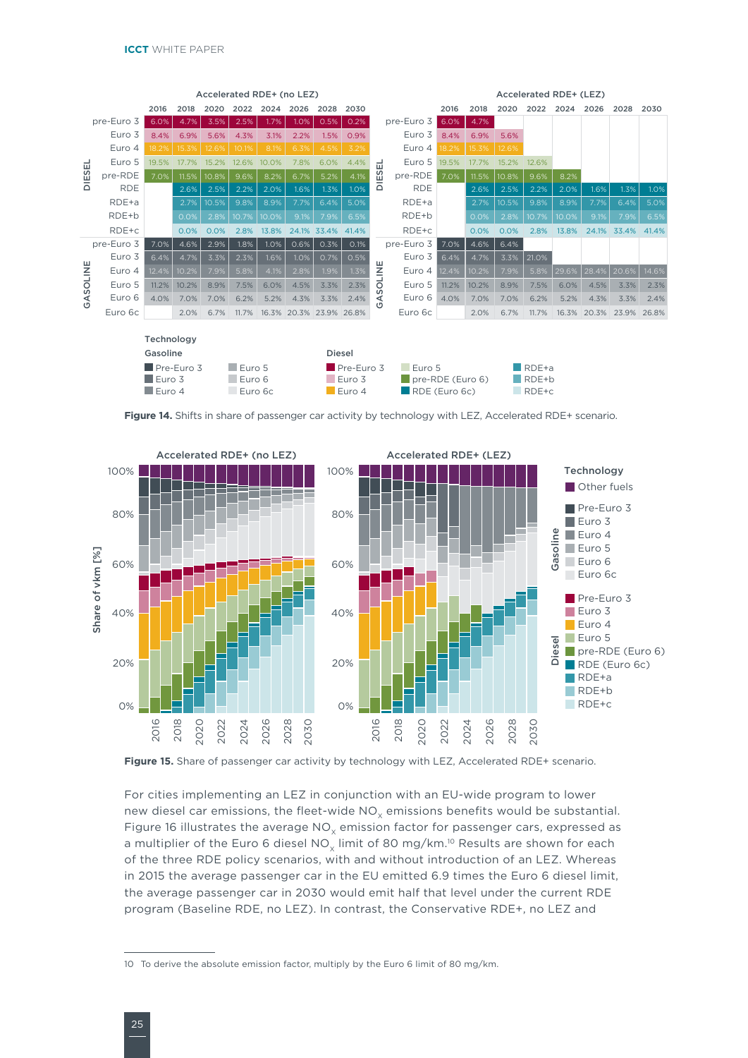**Accelerated RDE+ (no LEZ)**

| | | 2016 | 2018 | 2020 | 2022 | 2024 | 2026 | 2028 | 2030 |
|---|---|---|---|---|---|---|---|---|---|
| DIESEL | pre-Euro 3 | 6.0% | 4.7% | 3.5% | 2.5% | 1.7% | 1.0% | 0.5% | 0.2% |
| | Euro 3 | 8.4% | 6.9% | 5.6% | 4.3% | 3.1% | 2.2% | 1.5% | 0.9% |
| | Euro 4 | 18.2% | 15.3% | 12.6% | 10.1% | 8.1% | 6.3% | 4.5% | 3.2% |
| | Euro 5 | 19.5% | 17.7% | 15.2% | 12.6% | 10.0% | 7.8% | 6.0% | 4.4% |
| | pre-RDE | 7.0% | 11.5% | 10.8% | 9.6% | 8.2% | 6.7% | 5.2% | 4.1% |
| | RDE | | 2.6% | 2.5% | 2.2% | 2.0% | 1.6% | 1.3% | 1.0% |
| | RDE+a | | 2.7% | 10.5% | 9.8% | 8.9% | 7.7% | 6.4% | 5.0% |
| | RDE+b | | 0.0% | 2.8% | 10.7% | 10.0% | 9.1% | 7.9% | 6.5% |
| | RDE+c | | 0.0% | 0.0% | 2.8% | 13.8% | 24.1% | 33.4% | 41.4% |
| GASOLINE | pre-Euro 3 | 7.0% | 4.6% | 2.9% | 1.8% | 1.0% | 0.6% | 0.3% | 0.1% |
| | Euro 3 | 6.4% | 4.7% | 3.3% | 2.3% | 1.6% | 1.0% | 0.7% | 0.5% |
| | Euro 4 | 12.4% | 10.2% | 7.9% | 5.8% | 4.1% | 2.8% | 1.9% | 1.3% |
| | Euro 5 | 11.2% | 10.2% | 8.9% | 7.5% | 6.0% | 4.5% | 3.3% | 2.3% |
| | Euro 6 | 4.0% | 7.0% | 7.0% | 6.2% | 5.2% | 4.3% | 3.3% | 2.4% |
| | Euro 6c | | 2.0% | 6.7% | 11.7% | 16.3% | 20.3% | 23.9% | 26.8% |

**Accelerated RDE+ (LEZ)**

| | | 2016 | 2018 | 2020 | 2022 | 2024 | 2026 | 2028 | 2030 |
|---|---|---|---|---|---|---|---|---|---|
| DIESEL | pre-Euro 3 | 6.0% | 4.7% | | | | | | |
| | Euro 3 | 8.4% | 6.9% | 5.6% | | | | | |
| | Euro 4 | 18.2% | 15.3% | 12.6% | | | | | |
| | Euro 5 | 19.5% | 17.7% | 15.2% | 12.6% | | | | |
| | pre-RDE | 7.0% | 11.5% | 10.8% | 9.6% | 8.2% | | | |
| | RDE | | 2.6% | 2.5% | 2.2% | 2.0% | 1.6% | 1.3% | 1.0% |
| | RDE+a | | 2.7% | 10.5% | 9.8% | 8.9% | 7.7% | 6.4% | 5.0% |
| | RDE+b | | 0.0% | 2.8% | 10.7% | 10.0% | 9.1% | 7.9% | 6.5% |
| | RDE+c | | 0.0% | 0.0% | 2.8% | 13.8% | 24.1% | 33.4% | 41.4% |
| GASOLINE | pre-Euro 3 | 7.0% | 4.6% | 6.4% | | | | | |
| | Euro 3 | 6.4% | 4.7% | 3.3% | 21.0% | | | | |
| | Euro 4 | 12.4% | 10.2% | 7.9% | 5.8% | 29.6% | 28.4% | 20.6% | 14.6% |
| | Euro 5 | 11.2% | 10.2% | 8.9% | 7.5% | 6.0% | 4.5% | 3.3% | 2.3% |
| | Euro 6 | 4.0% | 7.0% | 7.0% | 6.2% | 5.2% | 4.3% | 3.3% | 2.4% |
| | Euro 6c | | 2.0% | 6.7% | 11.7% | 16.3% | 20.3% | 23.9% | 26.8% |

Technology — Gasoline: Pre-Euro 3, Euro 3, Euro 4, Euro 5, Euro 6, Euro 6c; Diesel: Pre-Euro 3, Euro 3, Euro 4, Euro 5, pre-RDE (Euro 6), RDE (Euro 6c), RDE+a, RDE+b, RDE+c

**Figure 14.** Shifts in share of passenger car activity by technology with LEZ, Accelerated RDE+ scenario.

**Figure 15.** Share of passenger car activity by technology with LEZ, Accelerated RDE+ scenario.

For cities implementing an LEZ in conjunction with an EU-wide program to lower new diesel car emissions, the fleet-wide $NO_x$ emissions benefits would be substantial. Figure 16 illustrates the average $NO_x$ emission factor for passenger cars, expressed as a multiplier of the Euro 6 diesel $NO_x$ limit of 80 mg/km.[10] Results are shown for each of the three RDE policy scenarios, with and without introduction of an LEZ. Whereas in 2015 the average passenger car in the EU emitted 6.9 times the Euro 6 diesel limit, the average passenger car in 2030 would emit half that level under the current RDE program (Baseline RDE, no LEZ). In contrast, the Conservative RDE+, no LEZ and

10 To derive the absolute emission factor, multiply by the Euro 6 limit of 80 mg/km.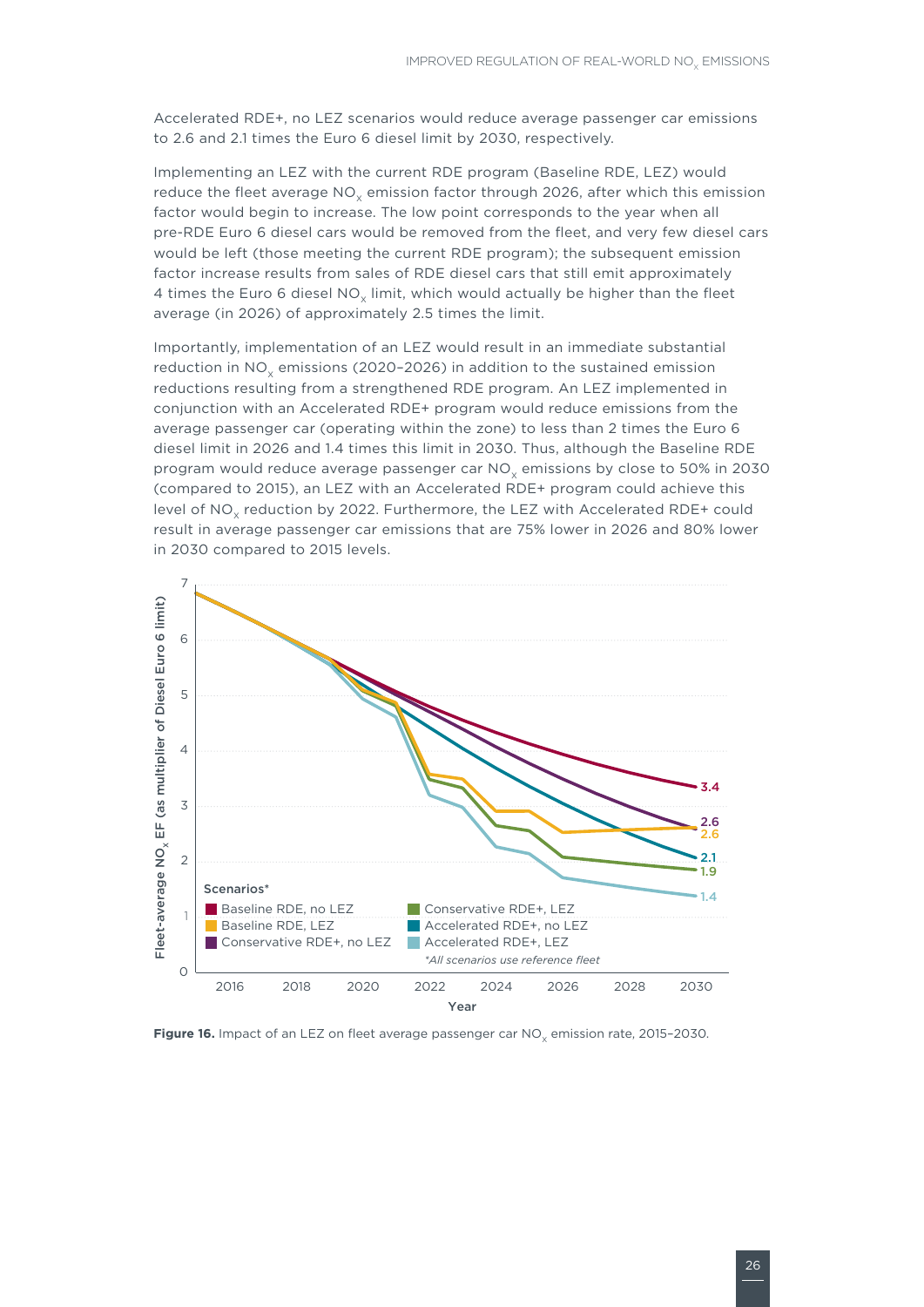Accelerated RDE+, no LEZ scenarios would reduce average passenger car emissions to 2.6 and 2.1 times the Euro 6 diesel limit by 2030, respectively.

Implementing an LEZ with the current RDE program (Baseline RDE, LEZ) would reduce the fleet average $NO_x$ emission factor through 2026, after which this emission factor would begin to increase. The low point corresponds to the year when all pre-RDE Euro 6 diesel cars would be removed from the fleet, and very few diesel cars would be left (those meeting the current RDE program); the subsequent emission factor increase results from sales of RDE diesel cars that still emit approximately 4 times the Euro 6 diesel $NO_x$ limit, which would actually be higher than the fleet average (in 2026) of approximately 2.5 times the limit.

Importantly, implementation of an LEZ would result in an immediate substantial reduction in $NO_x$ emissions (2020–2026) in addition to the sustained emission reductions resulting from a strengthened RDE program. An LEZ implemented in conjunction with an Accelerated RDE+ program would reduce emissions from the average passenger car (operating within the zone) to less than 2 times the Euro 6 diesel limit in 2026 and 1.4 times this limit in 2030. Thus, although the Baseline RDE program would reduce average passenger car $NO_x$ emissions by close to 50% in 2030 (compared to 2015), an LEZ with an Accelerated RDE+ program could achieve this level of $NO_x$ reduction by 2022. Furthermore, the LEZ with Accelerated RDE+ could result in average passenger car emissions that are 75% lower in 2026 and 80% lower in 2030 compared to 2015 levels.

**Figure 16.** Impact of an LEZ on fleet average passenger car $NO_x$ emission rate, 2015–2030.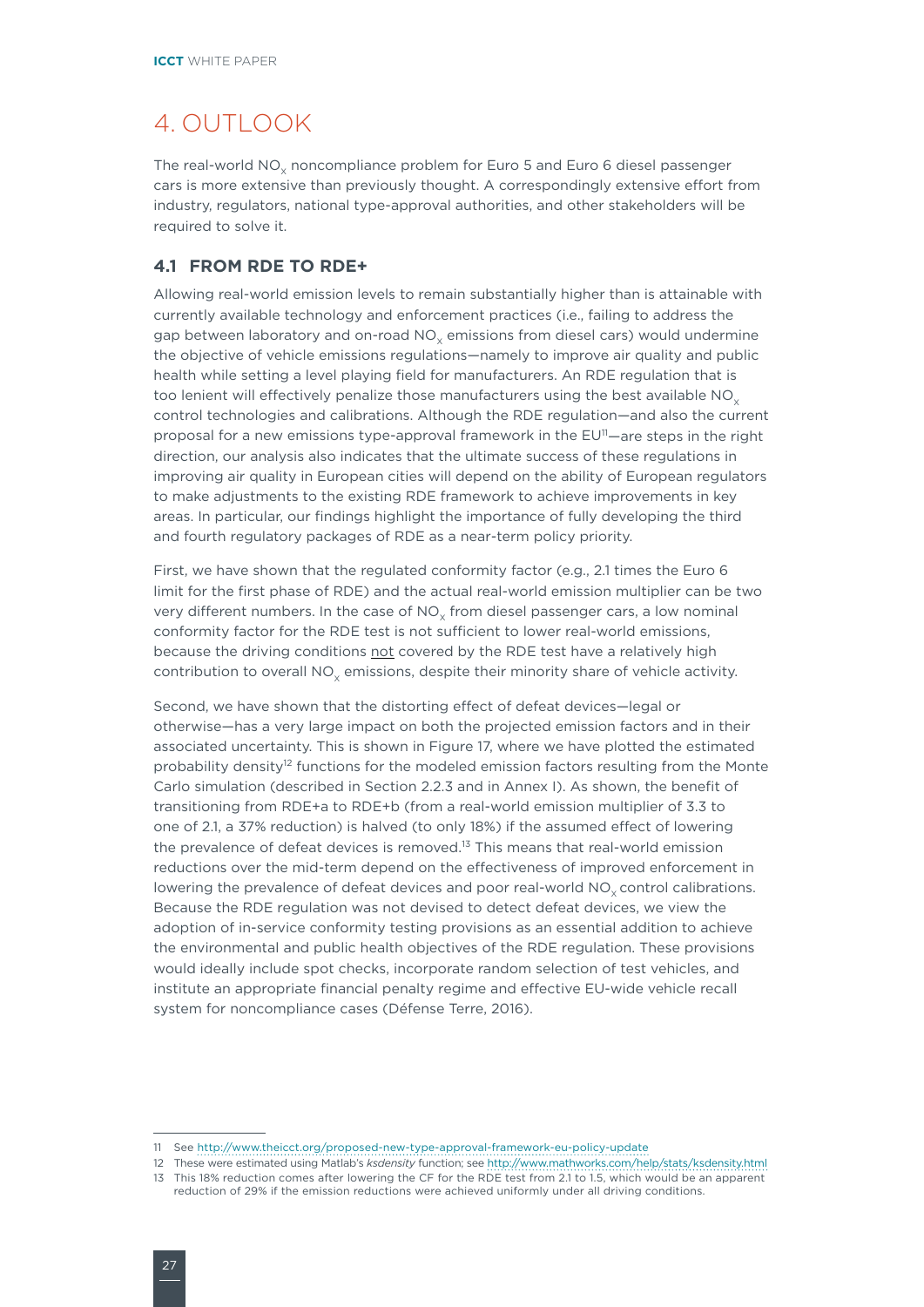# 4. OUTLOOK

The real-world $NO_x$ noncompliance problem for Euro 5 and Euro 6 diesel passenger cars is more extensive than previously thought. A correspondingly extensive effort from industry, regulators, national type-approval authorities, and other stakeholders will be required to solve it.

## 4.1 FROM RDE TO RDE+

Allowing real-world emission levels to remain substantially higher than is attainable with currently available technology and enforcement practices (i.e., failing to address the gap between laboratory and on-road $NO_x$ emissions from diesel cars) would undermine the objective of vehicle emissions regulations—namely to improve air quality and public health while setting a level playing field for manufacturers. An RDE regulation that is too lenient will effectively penalize those manufacturers using the best available $NO_x$ control technologies and calibrations. Although the RDE regulation—and also the current proposal for a new emissions type-approval framework in the EU[11]—are steps in the right direction, our analysis also indicates that the ultimate success of these regulations in improving air quality in European cities will depend on the ability of European regulators to make adjustments to the existing RDE framework to achieve improvements in key areas. In particular, our findings highlight the importance of fully developing the third and fourth regulatory packages of RDE as a near-term policy priority.

First, we have shown that the regulated conformity factor (e.g., 2.1 times the Euro 6 limit for the first phase of RDE) and the actual real-world emission multiplier can be two very different numbers. In the case of $NO_x$ from diesel passenger cars, a low nominal conformity factor for the RDE test is not sufficient to lower real-world emissions, because the driving conditions not covered by the RDE test have a relatively high contribution to overall $NO_x$ emissions, despite their minority share of vehicle activity.

Second, we have shown that the distorting effect of defeat devices—legal or otherwise—has a very large impact on both the projected emission factors and in their associated uncertainty. This is shown in Figure 17, where we have plotted the estimated probability density[12] functions for the modeled emission factors resulting from the Monte Carlo simulation (described in Section 2.2.3 and in Annex I). As shown, the benefit of transitioning from RDE+a to RDE+b (from a real-world emission multiplier of 3.3 to one of 2.1, a 37% reduction) is halved (to only 18%) if the assumed effect of lowering the prevalence of defeat devices is removed.[13] This means that real-world emission reductions over the mid-term depend on the effectiveness of improved enforcement in lowering the prevalence of defeat devices and poor real-world $NO_x$ control calibrations. Because the RDE regulation was not devised to detect defeat devices, we view the adoption of in-service conformity testing provisions as an essential addition to achieve the environmental and public health objectives of the RDE regulation. These provisions would ideally include spot checks, incorporate random selection of test vehicles, and institute an appropriate financial penalty regime and effective EU-wide vehicle recall system for noncompliance cases (Défense Terre, 2016).

---

11 See http://www.theicct.org/proposed-new-type-approval-framework-eu-policy-update

12 These were estimated using Matlab's *ksdensity* function; see http://www.mathworks.com/help/stats/ksdensity.html

13 This 18% reduction comes after lowering the CF for the RDE test from 2.1 to 1.5, which would be an apparent reduction of 29% if the emission reductions were achieved uniformly under all driving conditions.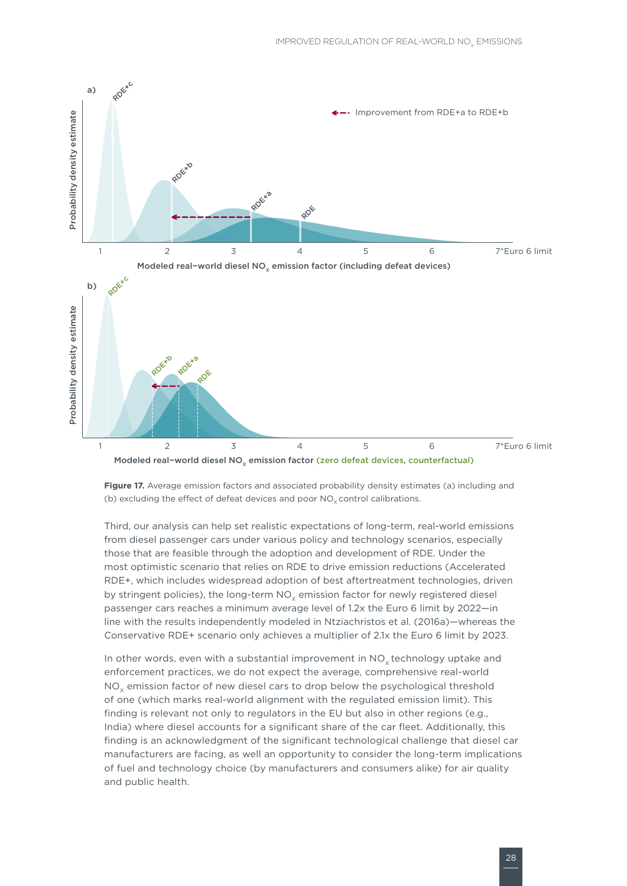**Figure 17.** Average emission factors and associated probability density estimates (a) including and (b) excluding the effect of defeat devices and poor $NO_x$ control calibrations.

Third, our analysis can help set realistic expectations of long-term, real-world emissions from diesel passenger cars under various policy and technology scenarios, especially those that are feasible through the adoption and development of RDE. Under the most optimistic scenario that relies on RDE to drive emission reductions (Accelerated RDE+, which includes widespread adoption of best aftertreatment technologies, driven by stringent policies), the long-term $NO_x$ emission factor for newly registered diesel passenger cars reaches a minimum average level of 1.2x the Euro 6 limit by 2022—in line with the results independently modeled in Ntziachristos et al. (2016a)—whereas the Conservative RDE+ scenario only achieves a multiplier of 2.1x the Euro 6 limit by 2023.

In other words, even with a substantial improvement in $NO_x$ technology uptake and enforcement practices, we do not expect the average, comprehensive real-world $NO_x$ emission factor of new diesel cars to drop below the psychological threshold of one (which marks real-world alignment with the regulated emission limit). This finding is relevant not only to regulators in the EU but also in other regions (e.g., India) where diesel accounts for a significant share of the car fleet. Additionally, this finding is an acknowledgment of the significant technological challenge that diesel car manufacturers are facing, as well an opportunity to consider the long-term implications of fuel and technology choice (by manufacturers and consumers alike) for air quality and public health.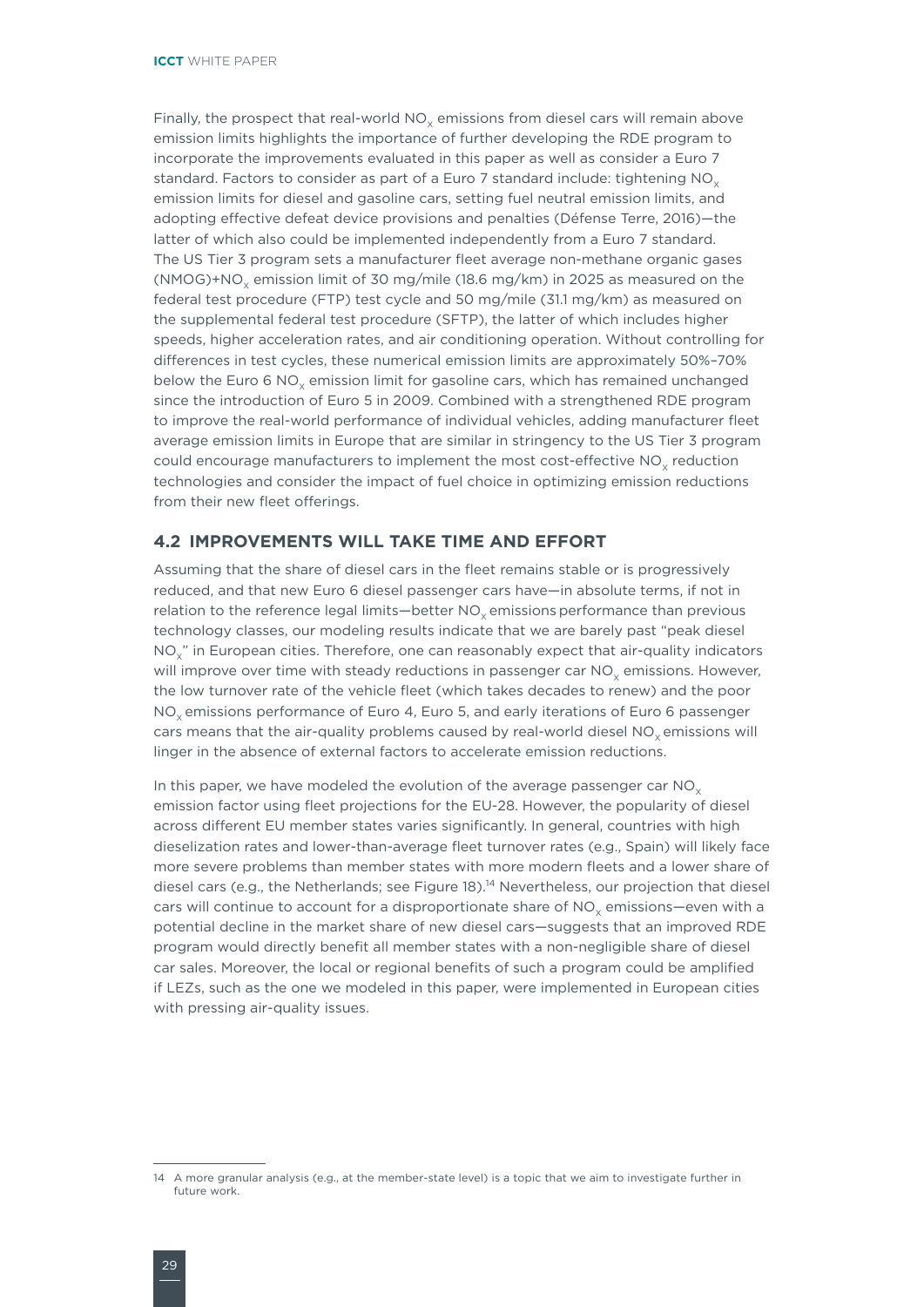Finally, the prospect that real-world $NO_x$ emissions from diesel cars will remain above emission limits highlights the importance of further developing the RDE program to incorporate the improvements evaluated in this paper as well as consider a Euro 7 standard. Factors to consider as part of a Euro 7 standard include: tightening $NO_x$ emission limits for diesel and gasoline cars, setting fuel neutral emission limits, and adopting effective defeat device provisions and penalties (Défense Terre, 2016)—the latter of which also could be implemented independently from a Euro 7 standard. The US Tier 3 program sets a manufacturer fleet average non-methane organic gases (NMOG)+$NO_x$ emission limit of 30 mg/mile (18.6 mg/km) in 2025 as measured on the federal test procedure (FTP) test cycle and 50 mg/mile (31.1 mg/km) as measured on the supplemental federal test procedure (SFTP), the latter of which includes higher speeds, higher acceleration rates, and air conditioning operation. Without controlling for differences in test cycles, these numerical emission limits are approximately 50%–70% below the Euro 6 $NO_x$ emission limit for gasoline cars, which has remained unchanged since the introduction of Euro 5 in 2009. Combined with a strengthened RDE program to improve the real-world performance of individual vehicles, adding manufacturer fleet average emission limits in Europe that are similar in stringency to the US Tier 3 program could encourage manufacturers to implement the most cost-effective $NO_x$ reduction technologies and consider the impact of fuel choice in optimizing emission reductions from their new fleet offerings.

## 4.2 IMPROVEMENTS WILL TAKE TIME AND EFFORT

Assuming that the share of diesel cars in the fleet remains stable or is progressively reduced, and that new Euro 6 diesel passenger cars have—in absolute terms, if not in relation to the reference legal limits—better $NO_x$ emissions performance than previous technology classes, our modeling results indicate that we are barely past "peak diesel $NO_x$" in European cities. Therefore, one can reasonably expect that air-quality indicators will improve over time with steady reductions in passenger car $NO_x$ emissions. However, the low turnover rate of the vehicle fleet (which takes decades to renew) and the poor $NO_x$ emissions performance of Euro 4, Euro 5, and early iterations of Euro 6 passenger cars means that the air-quality problems caused by real-world diesel $NO_x$ emissions will linger in the absence of external factors to accelerate emission reductions.

In this paper, we have modeled the evolution of the average passenger car $NO_x$ emission factor using fleet projections for the EU-28. However, the popularity of diesel across different EU member states varies significantly. In general, countries with high dieselization rates and lower-than-average fleet turnover rates (e.g., Spain) will likely face more severe problems than member states with more modern fleets and a lower share of diesel cars (e.g., the Netherlands; see Figure 18).[14] Nevertheless, our projection that diesel cars will continue to account for a disproportionate share of $NO_x$ emissions—even with a potential decline in the market share of new diesel cars—suggests that an improved RDE program would directly benefit all member states with a non-negligible share of diesel car sales. Moreover, the local or regional benefits of such a program could be amplified if LEZs, such as the one we modeled in this paper, were implemented in European cities with pressing air-quality issues.

---

14 A more granular analysis (e.g., at the member-state level) is a topic that we aim to investigate further in future work.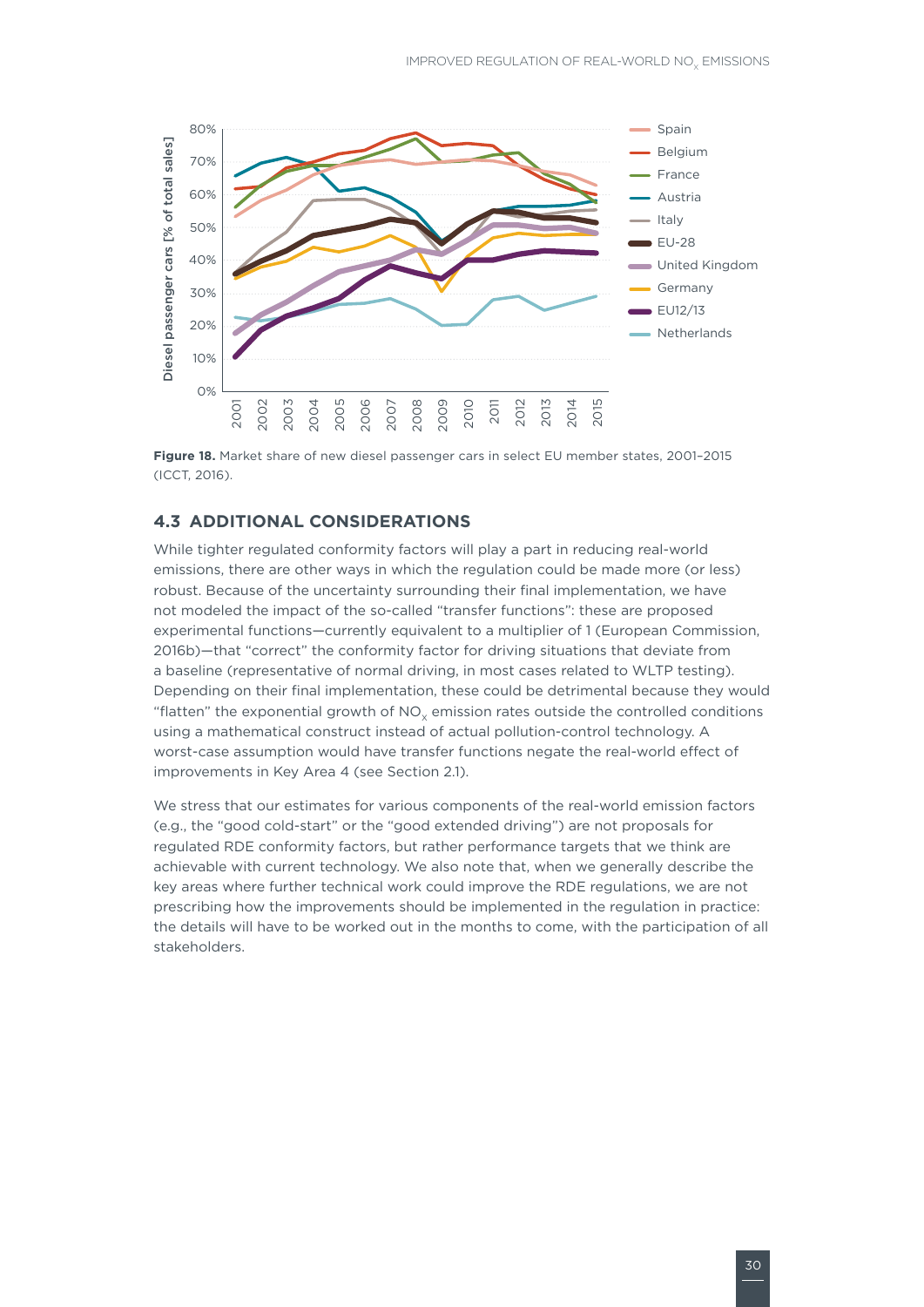**Figure 18.** Market share of new diesel passenger cars in select EU member states, 2001–2015 (ICCT, 2016).

## 4.3 ADDITIONAL CONSIDERATIONS

While tighter regulated conformity factors will play a part in reducing real-world emissions, there are other ways in which the regulation could be made more (or less) robust. Because of the uncertainty surrounding their final implementation, we have not modeled the impact of the so-called "transfer functions": these are proposed experimental functions—currently equivalent to a multiplier of 1 (European Commission, 2016b)—that "correct" the conformity factor for driving situations that deviate from a baseline (representative of normal driving, in most cases related to WLTP testing). Depending on their final implementation, these could be detrimental because they would "flatten" the exponential growth of $NO_x$ emission rates outside the controlled conditions using a mathematical construct instead of actual pollution-control technology. A worst-case assumption would have transfer functions negate the real-world effect of improvements in Key Area 4 (see Section 2.1).

We stress that our estimates for various components of the real-world emission factors (e.g., the "good cold-start" or the "good extended driving") are not proposals for regulated RDE conformity factors, but rather performance targets that we think are achievable with current technology. We also note that, when we generally describe the key areas where further technical work could improve the RDE regulations, we are not prescribing how the improvements should be implemented in the regulation in practice: the details will have to be worked out in the months to come, with the participation of all stakeholders.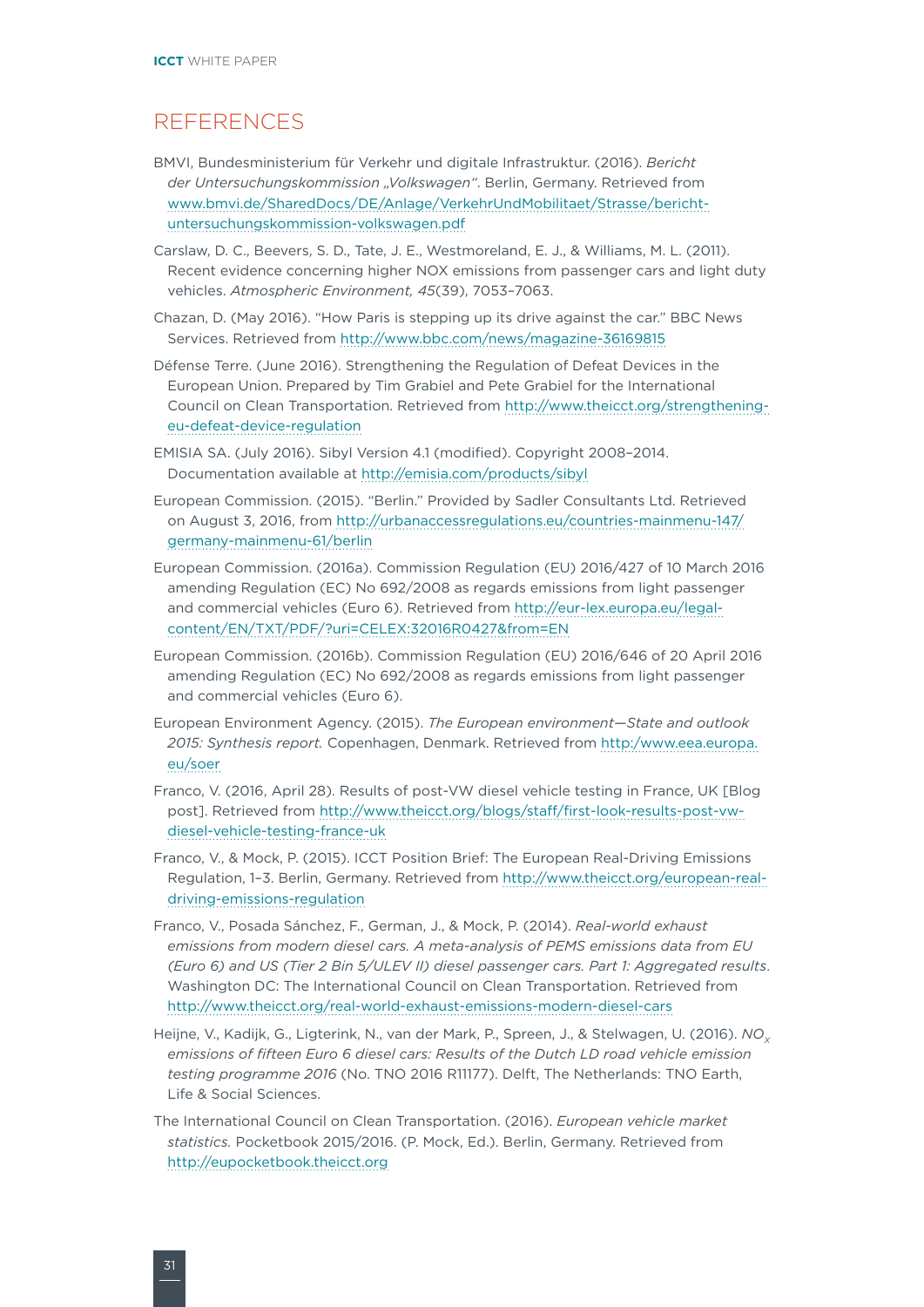# REFERENCES

BMVI, Bundesministerium für Verkehr und digitale Infrastruktur. (2016). *Bericht der Untersuchungskommission „Volkswagen"*. Berlin, Germany. Retrieved from www.bmvi.de/SharedDocs/DE/Anlage/VerkehrUndMobilitaet/Strasse/bericht-untersuchungskommission-volkswagen.pdf

Carslaw, D. C., Beevers, S. D., Tate, J. E., Westmoreland, E. J., & Williams, M. L. (2011). Recent evidence concerning higher NOX emissions from passenger cars and light duty vehicles. *Atmospheric Environment, 45*(39), 7053–7063.

Chazan, D. (May 2016). "How Paris is stepping up its drive against the car." BBC News Services. Retrieved from http://www.bbc.com/news/magazine-36169815

Défense Terre. (June 2016). Strengthening the Regulation of Defeat Devices in the European Union. Prepared by Tim Grabiel and Pete Grabiel for the International Council on Clean Transportation. Retrieved from http://www.theicct.org/strengthening-eu-defeat-device-regulation

EMISIA SA. (July 2016). Sibyl Version 4.1 (modified). Copyright 2008–2014. Documentation available at http://emisia.com/products/sibyl

European Commission. (2015). "Berlin." Provided by Sadler Consultants Ltd. Retrieved on August 3, 2016, from http://urbanaccessregulations.eu/countries-mainmenu-147/germany-mainmenu-61/berlin

European Commission. (2016a). Commission Regulation (EU) 2016/427 of 10 March 2016 amending Regulation (EC) No 692/2008 as regards emissions from light passenger and commercial vehicles (Euro 6). Retrieved from http://eur-lex.europa.eu/legal-content/EN/TXT/PDF/?uri=CELEX:32016R0427&from=EN

European Commission. (2016b). Commission Regulation (EU) 2016/646 of 20 April 2016 amending Regulation (EC) No 692/2008 as regards emissions from light passenger and commercial vehicles (Euro 6).

European Environment Agency. (2015). *The European environment—State and outlook 2015: Synthesis report.* Copenhagen, Denmark. Retrieved from http:/www.eea.europa.eu/soer

Franco, V. (2016, April 28). Results of post-VW diesel vehicle testing in France, UK [Blog post]. Retrieved from http://www.theicct.org/blogs/staff/first-look-results-post-vw-diesel-vehicle-testing-france-uk

Franco, V., & Mock, P. (2015). ICCT Position Brief: The European Real-Driving Emissions Regulation, 1–3. Berlin, Germany. Retrieved from http://www.theicct.org/european-real-driving-emissions-regulation

Franco, V., Posada Sánchez, F., German, J., & Mock, P. (2014). *Real-world exhaust emissions from modern diesel cars. A meta-analysis of PEMS emissions data from EU (Euro 6) and US (Tier 2 Bin 5/ULEV II) diesel passenger cars. Part 1: Aggregated results*. Washington DC: The International Council on Clean Transportation. Retrieved from http://www.theicct.org/real-world-exhaust-emissions-modern-diesel-cars

Heijne, V., Kadijk, G., Ligterink, N., van der Mark, P., Spreen, J., & Stelwagen, U. (2016). *$NO_x$ emissions of fifteen Euro 6 diesel cars: Results of the Dutch LD road vehicle emission testing programme 2016* (No. TNO 2016 R11177). Delft, The Netherlands: TNO Earth, Life & Social Sciences.

The International Council on Clean Transportation. (2016). *European vehicle market statistics.* Pocketbook 2015/2016. (P. Mock, Ed.). Berlin, Germany. Retrieved from http://eupocketbook.theicct.org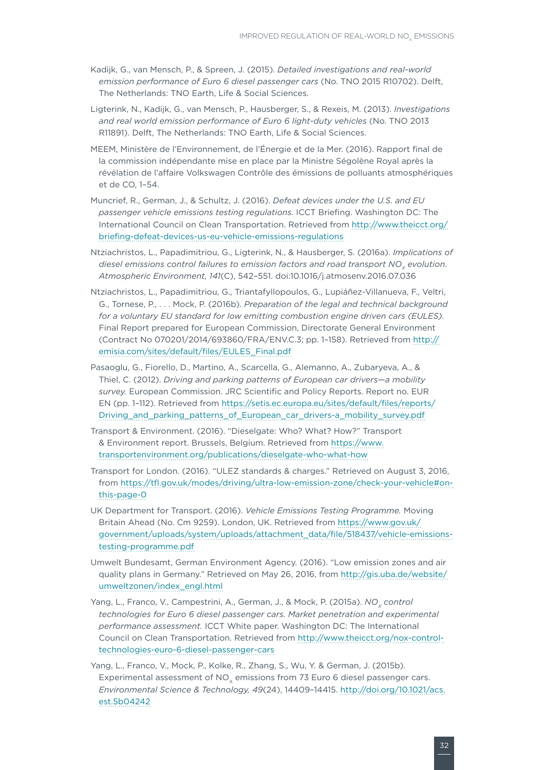Kadijk, G., van Mensch, P., & Spreen, J. (2015). *Detailed investigations and real-world emission performance of Euro 6 diesel passenger cars* (No. TNO 2015 R10702). Delft, The Netherlands: TNO Earth, Life & Social Sciences.

Ligterink, N., Kadijk, G., van Mensch, P., Hausberger, S., & Rexeis, M. (2013). *Investigations and real world emission performance of Euro 6 light-duty vehicles* (No. TNO 2013 R11891). Delft, The Netherlands: TNO Earth, Life & Social Sciences.

MEEM, Ministère de l'Environnement, de l'Énergie et de la Mer. (2016). Rapport final de la commission indépendante mise en place par la Ministre Ségolène Royal après la révélation de l'affaire Volkswagen Contrôle des émissions de polluants atmosphériques et de CO, 1–54.

Muncrief, R., German, J., & Schultz, J. (2016). *Defeat devices under the U.S. and EU passenger vehicle emissions testing regulations.* ICCT Briefing. Washington DC: The International Council on Clean Transportation. Retrieved from http://www.theicct.org/briefing-defeat-devices-us-eu-vehicle-emissions-regulations

Ntziachristos, L., Papadimitriou, G., Ligterink, N., & Hausberger, S. (2016a). *Implications of diesel emissions control failures to emission factors and road transport $NO_x$ evolution. Atmospheric Environment, 141*(C), 542–551. doi:10.1016/j.atmosenv.2016.07.036

Ntziachristos, L., Papadimitriou, G., Triantafyllopoulos, G., Lupiáñez-Villanueva, F., Veltri, G., Tornese, P., . . . Mock, P. (2016b). *Preparation of the legal and technical background for a voluntary EU standard for low emitting combustion engine driven cars (EULES).* Final Report prepared for European Commission, Directorate General Environment (Contract No 070201/2014/693860/FRA/ENV.C.3; pp. 1–158). Retrieved from http://emisia.com/sites/default/files/EULES_Final.pdf

Pasaoglu, G., Fiorello, D., Martino, A., Scarcella, G., Alemanno, A., Zubaryeva, A., & Thiel, C. (2012). *Driving and parking patterns of European car drivers—a mobility survey.* European Commission. JRC Scientific and Policy Reports. Report no. EUR EN (pp. 1–112). Retrieved from https://setis.ec.europa.eu/sites/default/files/reports/Driving_and_parking_patterns_of_European_car_drivers-a_mobility_survey.pdf

Transport & Environment. (2016). "Dieselgate: Who? What? How?" Transport & Environment report. Brussels, Belgium. Retrieved from https://www.transportenvironment.org/publications/dieselgate-who-what-how

Transport for London. (2016). "ULEZ standards & charges." Retrieved on August 3, 2016, from https://tfl.gov.uk/modes/driving/ultra-low-emission-zone/check-your-vehicle#on-this-page-0

UK Department for Transport. (2016). *Vehicle Emissions Testing Programme.* Moving Britain Ahead (No. Cm 9259). London, UK. Retrieved from https://www.gov.uk/government/uploads/system/uploads/attachment_data/file/518437/vehicle-emissions-testing-programme.pdf

Umwelt Bundesamt, German Environment Agency. (2016). "Low emission zones and air quality plans in Germany." Retrieved on May 26, 2016, from http://gis.uba.de/website/umweltzonen/index_engl.html

Yang, L., Franco, V., Campestrini, A., German, J., & Mock, P. (2015a). *$NO_x$ control technologies for Euro 6 diesel passenger cars. Market penetration and experimental performance assessment.* ICCT White paper. Washington DC: The International Council on Clean Transportation. Retrieved from http://www.theicct.org/nox-control-technologies-euro-6-diesel-passenger-cars

Yang, L., Franco, V., Mock, P., Kolke, R., Zhang, S., Wu, Y. & German, J. (2015b). Experimental assessment of $NO_x$ emissions from 73 Euro 6 diesel passenger cars. *Environmental Science & Technology, 49*(24), 14409–14415. http://doi.org/10.1021/acs.est.5b04242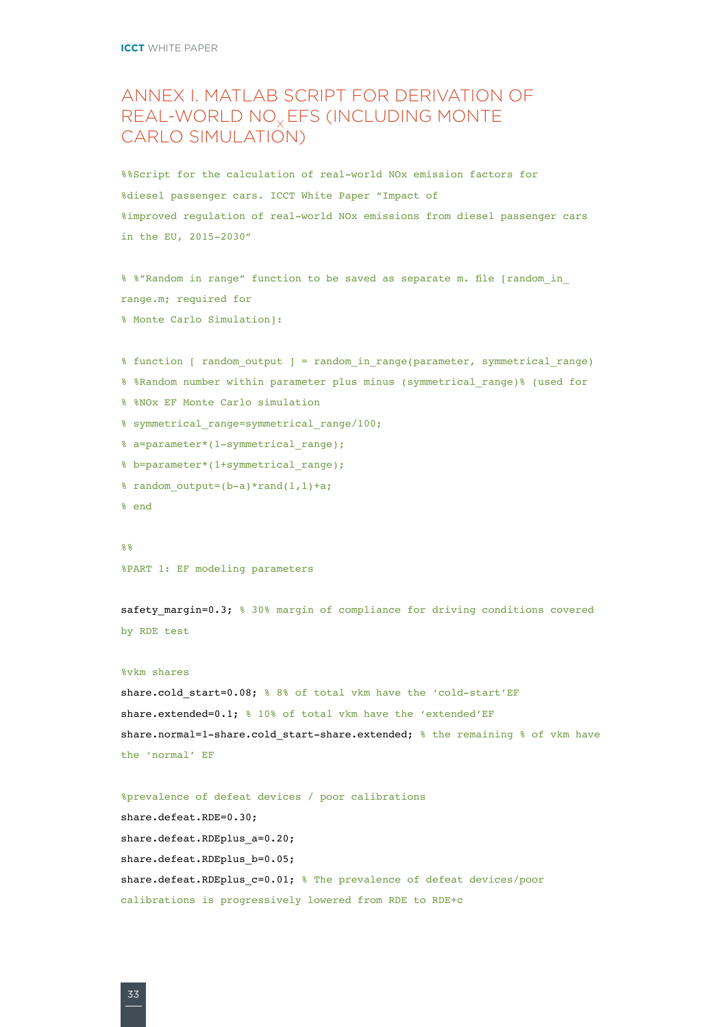# ANNEX I. MATLAB SCRIPT FOR DERIVATION OF REAL-WORLD $NO_x$ EFS (INCLUDING MONTE CARLO SIMULATION)

```
%%Script for the calculation of real-world NOx emission factors for
%diesel passenger cars. ICCT White Paper "Impact of
%improved regulation of real-world NOx emissions from diesel passenger cars
in the EU, 2015-2030"

% %"Random in range" function to be saved as separate m. file [random_in_
range.m; required for
% Monte Carlo Simulation]:

% function [ random_output ] = random_in_range(parameter, symmetrical_range)
% %Random number within parameter plus minus (symmetrical_range)% (used for
% %NOx EF Monte Carlo simulation
% symmetrical_range=symmetrical_range/100;
% a=parameter*(1-symmetrical_range);
% b=parameter*(1+symmetrical_range);
% random_output=(b-a)*rand(1,1)+a;
% end

%%
%PART 1: EF modeling parameters

safety_margin=0.3; % 30% margin of compliance for driving conditions covered
by RDE test

%vkm shares
share.cold_start=0.08; % 8% of total vkm have the 'cold-start'EF
share.extended=0.1; % 10% of total vkm have the 'extended'EF
share.normal=1-share.cold_start-share.extended; % the remaining % of vkm have
the 'normal' EF

%prevalence of defeat devices / poor calibrations
share.defeat.RDE=0.30;
share.defeat.RDEplus_a=0.20;
share.defeat.RDEplus_b=0.05;
share.defeat.RDEplus_c=0.01; % The prevalence of defeat devices/poor
calibrations is progressively lowered from RDE to RDE+c
```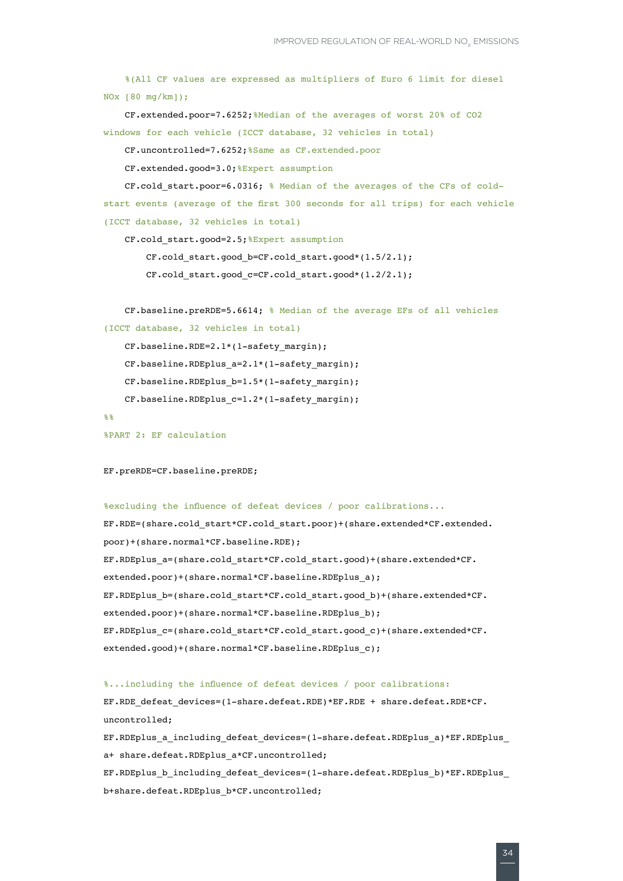```
    %(All CF values are expressed as multipliers of Euro 6 limit for diesel
NOx [80 mg/km]);
    CF.extended.poor=7.6252;%Median of the averages of worst 20% of CO2
windows for each vehicle (ICCT database, 32 vehicles in total)
    CF.uncontrolled=7.6252;%Same as CF.extended.poor
    CF.extended.good=3.0;%Expert assumption
    CF.cold_start.poor=6.0316; % Median of the averages of the CFs of cold-
start events (average of the first 300 seconds for all trips) for each vehicle
(ICCT database, 32 vehicles in total)
    CF.cold_start.good=2.5;%Expert assumption
        CF.cold_start.good_b=CF.cold_start.good*(1.5/2.1);
        CF.cold_start.good_c=CF.cold_start.good*(1.2/2.1);

    CF.baseline.preRDE=5.6614; % Median of the average EFs of all vehicles
(ICCT database, 32 vehicles in total)
    CF.baseline.RDE=2.1*(1-safety_margin);
    CF.baseline.RDEplus_a=2.1*(1-safety_margin);
    CF.baseline.RDEplus_b=1.5*(1-safety_margin);
    CF.baseline.RDEplus_c=1.2*(1-safety_margin);
%%
%PART 2: EF calculation

EF.preRDE=CF.baseline.preRDE;

%excluding the influence of defeat devices / poor calibrations...
EF.RDE=(share.cold_start*CF.cold_start.poor)+(share.extended*CF.extended.
poor)+(share.normal*CF.baseline.RDE);
EF.RDEplus_a=(share.cold_start*CF.cold_start.good)+(share.extended*CF.
extended.poor)+(share.normal*CF.baseline.RDEplus_a);
EF.RDEplus_b=(share.cold_start*CF.cold_start.good_b)+(share.extended*CF.
extended.poor)+(share.normal*CF.baseline.RDEplus_b);
EF.RDEplus_c=(share.cold_start*CF.cold_start.good_c)+(share.extended*CF.
extended.good)+(share.normal*CF.baseline.RDEplus_c);

%...including the influence of defeat devices / poor calibrations:
EF.RDE_defeat_devices=(1-share.defeat.RDE)*EF.RDE + share.defeat.RDE*CF.
uncontrolled;
EF.RDEplus_a_including_defeat_devices=(1-share.defeat.RDEplus_a)*EF.RDEplus_
a+ share.defeat.RDEplus_a*CF.uncontrolled;
EF.RDEplus_b_including_defeat_devices=(1-share.defeat.RDEplus_b)*EF.RDEplus_
b+share.defeat.RDEplus_b*CF.uncontrolled;
```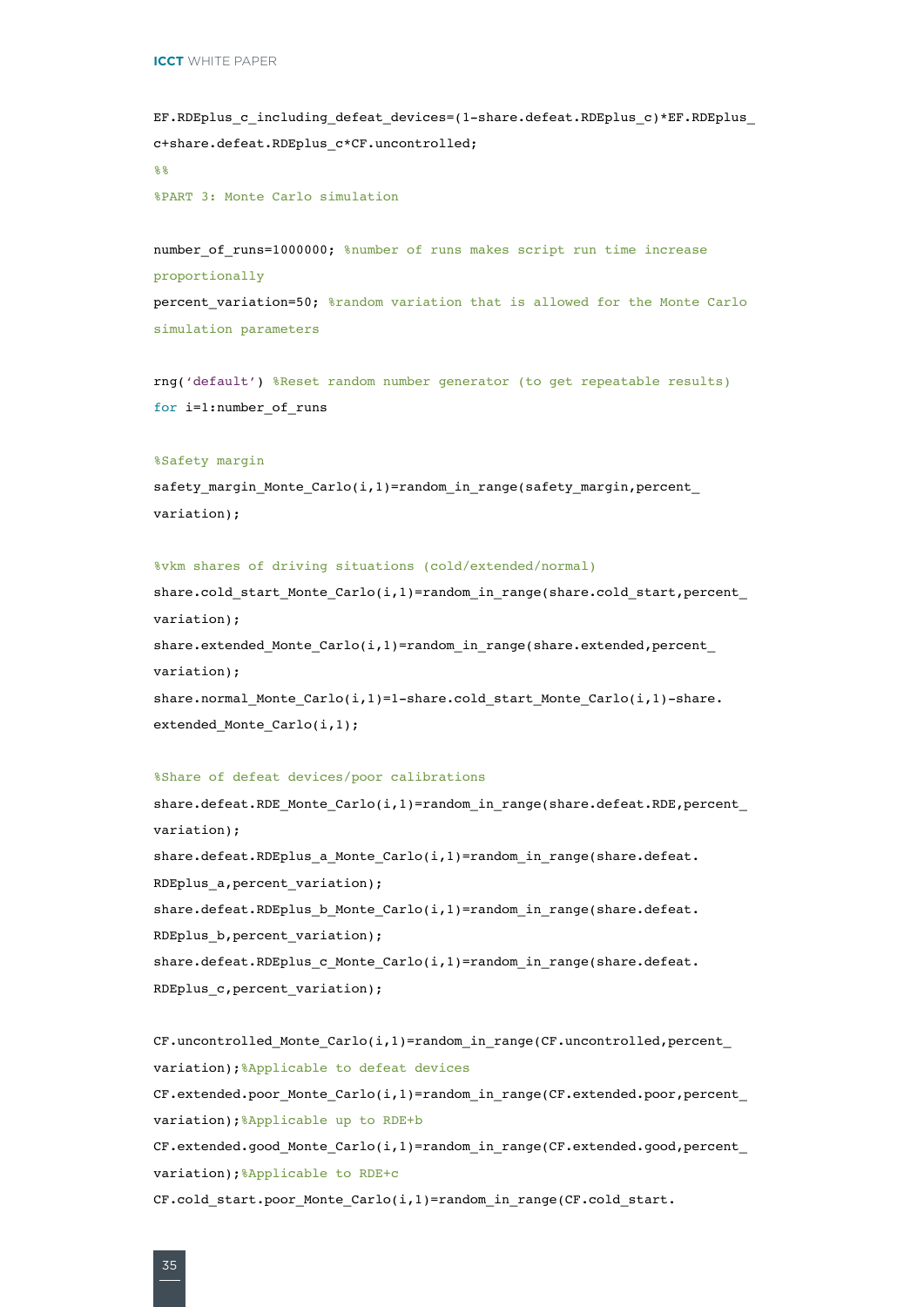```
EF.RDEplus_c_including_defeat_devices=(1-share.defeat.RDEplus_c)*EF.RDEplus_
c+share.defeat.RDEplus_c*CF.uncontrolled;
%%
%PART 3: Monte Carlo simulation

number_of_runs=1000000; %number of runs makes script run time increase
proportionally
percent_variation=50; %random variation that is allowed for the Monte Carlo
simulation parameters

rng('default') %Reset random number generator (to get repeatable results)
for i=1:number_of_runs

%Safety margin
safety_margin_Monte_Carlo(i,1)=random_in_range(safety_margin,percent_
variation);

%vkm shares of driving situations (cold/extended/normal)
share.cold_start_Monte_Carlo(i,1)=random_in_range(share.cold_start,percent_
variation);
share.extended_Monte_Carlo(i,1)=random_in_range(share.extended,percent_
variation);
share.normal_Monte_Carlo(i,1)=1-share.cold_start_Monte_Carlo(i,1)-share.
extended_Monte_Carlo(i,1);

%Share of defeat devices/poor calibrations
share.defeat.RDE_Monte_Carlo(i,1)=random_in_range(share.defeat.RDE,percent_
variation);
share.defeat.RDEplus_a_Monte_Carlo(i,1)=random_in_range(share.defeat.
RDEplus_a,percent_variation);
share.defeat.RDEplus_b_Monte_Carlo(i,1)=random_in_range(share.defeat.
RDEplus_b,percent_variation);
share.defeat.RDEplus_c_Monte_Carlo(i,1)=random_in_range(share.defeat.
RDEplus_c,percent_variation);

CF.uncontrolled_Monte_Carlo(i,1)=random_in_range(CF.uncontrolled,percent_
variation);%Applicable to defeat devices
CF.extended.poor_Monte_Carlo(i,1)=random_in_range(CF.extended.poor,percent_
variation);%Applicable up to RDE+b
CF.extended.good_Monte_Carlo(i,1)=random_in_range(CF.extended.good,percent_
variation);%Applicable to RDE+c
CF.cold_start.poor_Monte_Carlo(i,1)=random_in_range(CF.cold_start.
```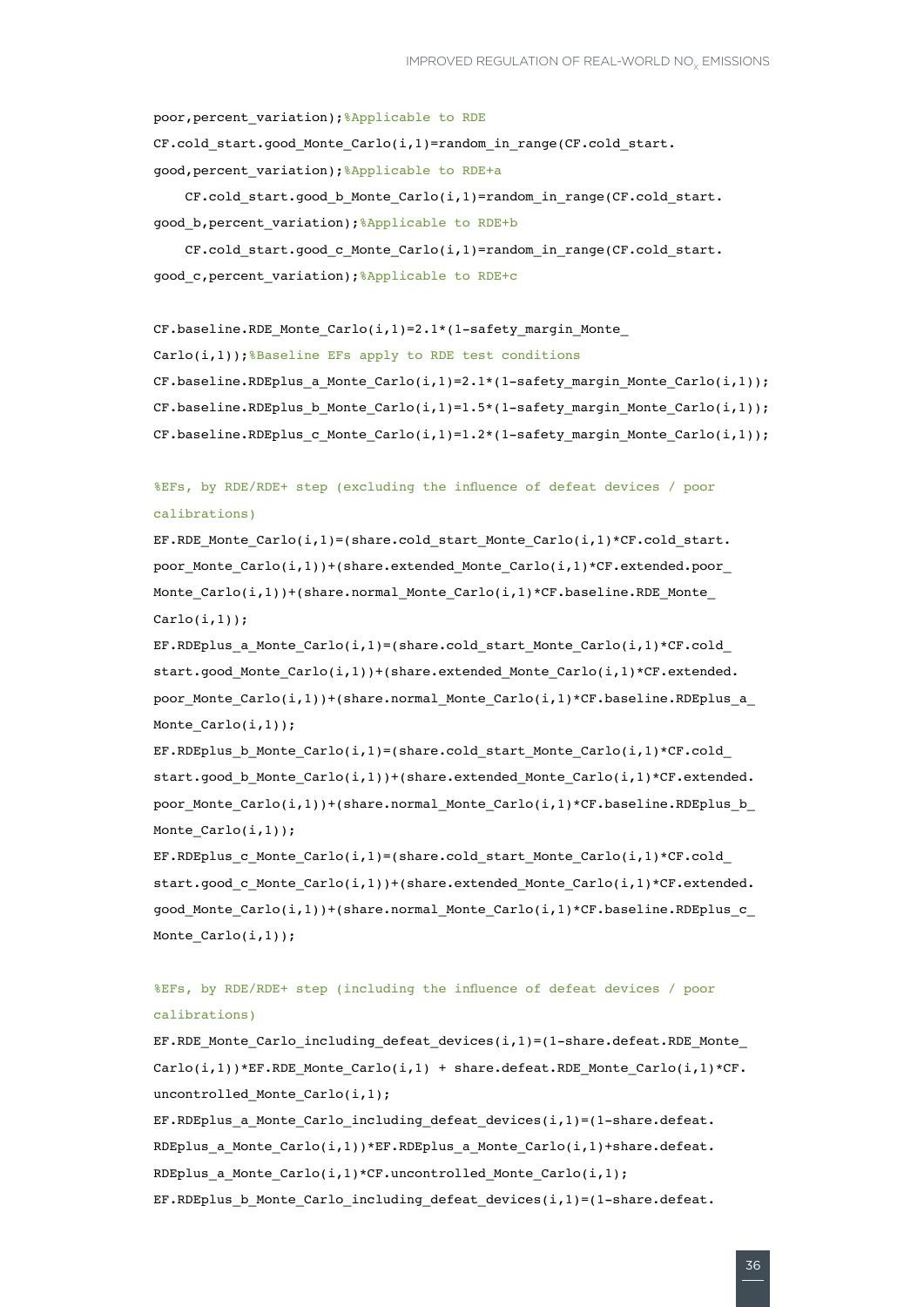```
poor,percent_variation);%Applicable to RDE
CF.cold_start.good_Monte_Carlo(i,1)=random_in_range(CF.cold_start.
good,percent_variation);%Applicable to RDE+a
    CF.cold_start.good_b_Monte_Carlo(i,1)=random_in_range(CF.cold_start.
good_b,percent_variation);%Applicable to RDE+b
    CF.cold_start.good_c_Monte_Carlo(i,1)=random_in_range(CF.cold_start.
good_c,percent_variation);%Applicable to RDE+c

CF.baseline.RDE_Monte_Carlo(i,1)=2.1*(1-safety_margin_Monte_
Carlo(i,1));%Baseline EFs apply to RDE test conditions
CF.baseline.RDEplus_a_Monte_Carlo(i,1)=2.1*(1-safety_margin_Monte_Carlo(i,1));
CF.baseline.RDEplus_b_Monte_Carlo(i,1)=1.5*(1-safety_margin_Monte_Carlo(i,1));
CF.baseline.RDEplus_c_Monte_Carlo(i,1)=1.2*(1-safety_margin_Monte_Carlo(i,1));

%EFs, by RDE/RDE+ step (excluding the influence of defeat devices / poor
calibrations)
EF.RDE_Monte_Carlo(i,1)=(share.cold_start_Monte_Carlo(i,1)*CF.cold_start.
poor_Monte_Carlo(i,1))+(share.extended_Monte_Carlo(i,1)*CF.extended.poor_
Monte_Carlo(i,1))+(share.normal_Monte_Carlo(i,1)*CF.baseline.RDE_Monte_
Carlo(i,1));
EF.RDEplus_a_Monte_Carlo(i,1)=(share.cold_start_Monte_Carlo(i,1)*CF.cold_
start.good_Monte_Carlo(i,1))+(share.extended_Monte_Carlo(i,1)*CF.extended.
poor_Monte_Carlo(i,1))+(share.normal_Monte_Carlo(i,1)*CF.baseline.RDEplus_a_
Monte_Carlo(i,1));
EF.RDEplus_b_Monte_Carlo(i,1)=(share.cold_start_Monte_Carlo(i,1)*CF.cold_
start.good_b_Monte_Carlo(i,1))+(share.extended_Monte_Carlo(i,1)*CF.extended.
poor_Monte_Carlo(i,1))+(share.normal_Monte_Carlo(i,1)*CF.baseline.RDEplus_b_
Monte_Carlo(i,1));
EF.RDEplus_c_Monte_Carlo(i,1)=(share.cold_start_Monte_Carlo(i,1)*CF.cold_
start.good_c_Monte_Carlo(i,1))+(share.extended_Monte_Carlo(i,1)*CF.extended.
good_Monte_Carlo(i,1))+(share.normal_Monte_Carlo(i,1)*CF.baseline.RDEplus_c_
Monte_Carlo(i,1));

%EFs, by RDE/RDE+ step (including the influence of defeat devices / poor
calibrations)
EF.RDE_Monte_Carlo_including_defeat_devices(i,1)=(1-share.defeat.RDE_Monte_
Carlo(i,1))*EF.RDE_Monte_Carlo(i,1) + share.defeat.RDE_Monte_Carlo(i,1)*CF.
uncontrolled_Monte_Carlo(i,1);
EF.RDEplus_a_Monte_Carlo_including_defeat_devices(i,1)=(1-share.defeat.
RDEplus_a_Monte_Carlo(i,1))*EF.RDEplus_a_Monte_Carlo(i,1)+share.defeat.
RDEplus_a_Monte_Carlo(i,1)*CF.uncontrolled_Monte_Carlo(i,1);
EF.RDEplus_b_Monte_Carlo_including_defeat_devices(i,1)=(1-share.defeat.
```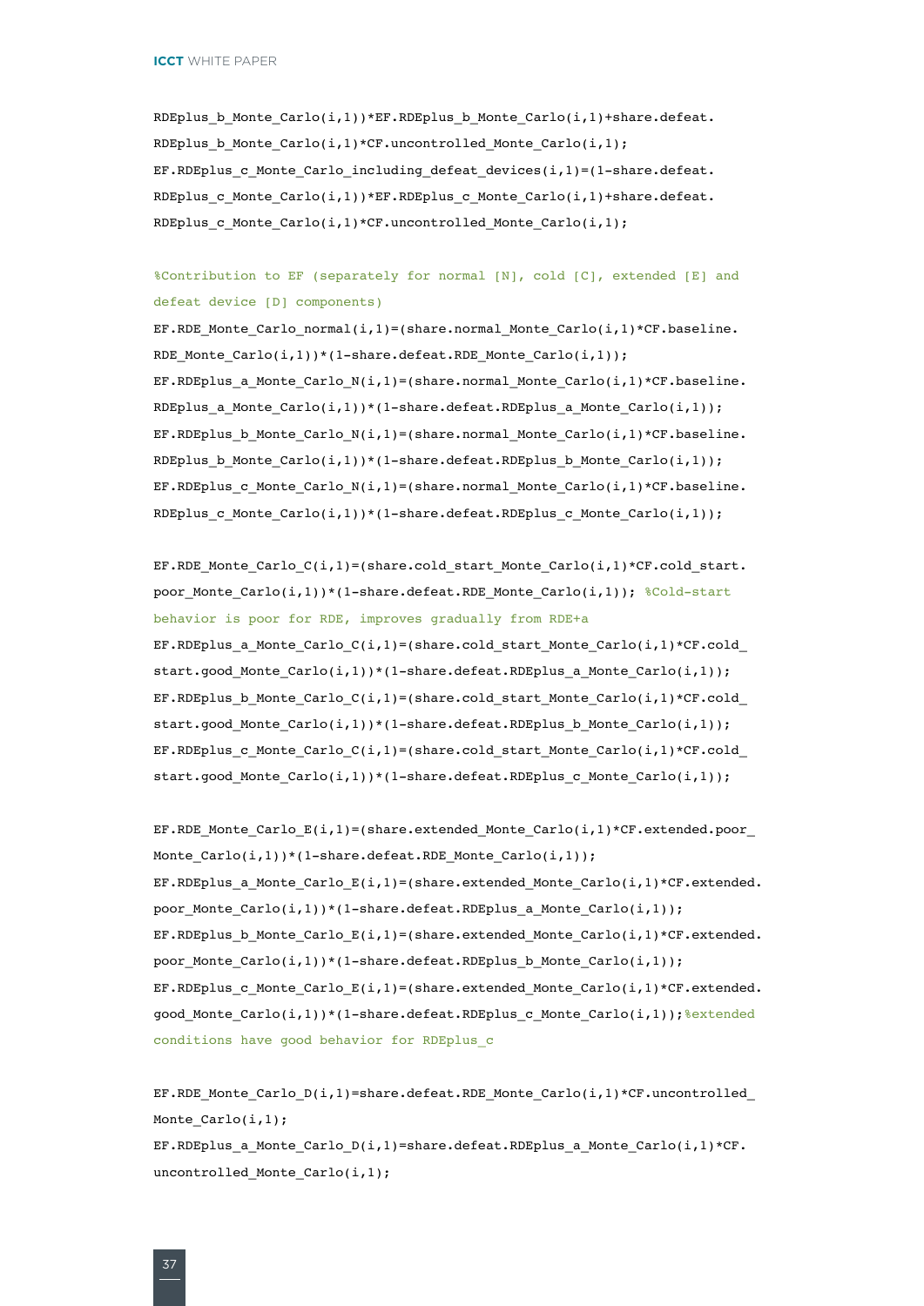```
RDEplus_b_Monte_Carlo(i,1))*EF.RDEplus_b_Monte_Carlo(i,1)+share.defeat.
RDEplus_b_Monte_Carlo(i,1)*CF.uncontrolled_Monte_Carlo(i,1);
EF.RDEplus_c_Monte_Carlo_including_defeat_devices(i,1)=(1-share.defeat.
RDEplus_c_Monte_Carlo(i,1))*EF.RDEplus_c_Monte_Carlo(i,1)+share.defeat.
RDEplus_c_Monte_Carlo(i,1)*CF.uncontrolled_Monte_Carlo(i,1);

%Contribution to EF (separately for normal [N], cold [C], extended [E] and
defeat device [D] components)
EF.RDE_Monte_Carlo_normal(i,1)=(share.normal_Monte_Carlo(i,1)*CF.baseline.
RDE_Monte_Carlo(i,1))*(1-share.defeat.RDE_Monte_Carlo(i,1));
EF.RDEplus_a_Monte_Carlo_N(i,1)=(share.normal_Monte_Carlo(i,1)*CF.baseline.
RDEplus_a_Monte_Carlo(i,1))*(1-share.defeat.RDEplus_a_Monte_Carlo(i,1));
EF.RDEplus_b_Monte_Carlo_N(i,1)=(share.normal_Monte_Carlo(i,1)*CF.baseline.
RDEplus_b_Monte_Carlo(i,1))*(1-share.defeat.RDEplus_b_Monte_Carlo(i,1));
EF.RDEplus_c_Monte_Carlo_N(i,1)=(share.normal_Monte_Carlo(i,1)*CF.baseline.
RDEplus_c_Monte_Carlo(i,1))*(1-share.defeat.RDEplus_c_Monte_Carlo(i,1));

EF.RDE_Monte_Carlo_C(i,1)=(share.cold_start_Monte_Carlo(i,1)*CF.cold_start.
poor_Monte_Carlo(i,1))*(1-share.defeat.RDE_Monte_Carlo(i,1)); %Cold-start
behavior is poor for RDE, improves gradually from RDE+a
EF.RDEplus_a_Monte_Carlo_C(i,1)=(share.cold_start_Monte_Carlo(i,1)*CF.cold_
start.good_Monte_Carlo(i,1))*(1-share.defeat.RDEplus_a_Monte_Carlo(i,1));
EF.RDEplus_b_Monte_Carlo_C(i,1)=(share.cold_start_Monte_Carlo(i,1)*CF.cold_
start.good_Monte_Carlo(i,1))*(1-share.defeat.RDEplus_b_Monte_Carlo(i,1));
EF.RDEplus_c_Monte_Carlo_C(i,1)=(share.cold_start_Monte_Carlo(i,1)*CF.cold_
start.good_Monte_Carlo(i,1))*(1-share.defeat.RDEplus_c_Monte_Carlo(i,1));

EF.RDE_Monte_Carlo_E(i,1)=(share.extended_Monte_Carlo(i,1)*CF.extended.poor_
Monte_Carlo(i,1))*(1-share.defeat.RDE_Monte_Carlo(i,1));
EF.RDEplus_a_Monte_Carlo_E(i,1)=(share.extended_Monte_Carlo(i,1)*CF.extended.
poor_Monte_Carlo(i,1))*(1-share.defeat.RDEplus_a_Monte_Carlo(i,1));
EF.RDEplus_b_Monte_Carlo_E(i,1)=(share.extended_Monte_Carlo(i,1)*CF.extended.
poor_Monte_Carlo(i,1))*(1-share.defeat.RDEplus_b_Monte_Carlo(i,1));
EF.RDEplus_c_Monte_Carlo_E(i,1)=(share.extended_Monte_Carlo(i,1)*CF.extended.
good_Monte_Carlo(i,1))*(1-share.defeat.RDEplus_c_Monte_Carlo(i,1));%extended
conditions have good behavior for RDEplus_c

EF.RDE_Monte_Carlo_D(i,1)=share.defeat.RDE_Monte_Carlo(i,1)*CF.uncontrolled_
Monte_Carlo(i,1);
EF.RDEplus_a_Monte_Carlo_D(i,1)=share.defeat.RDEplus_a_Monte_Carlo(i,1)*CF.
uncontrolled_Monte_Carlo(i,1);
```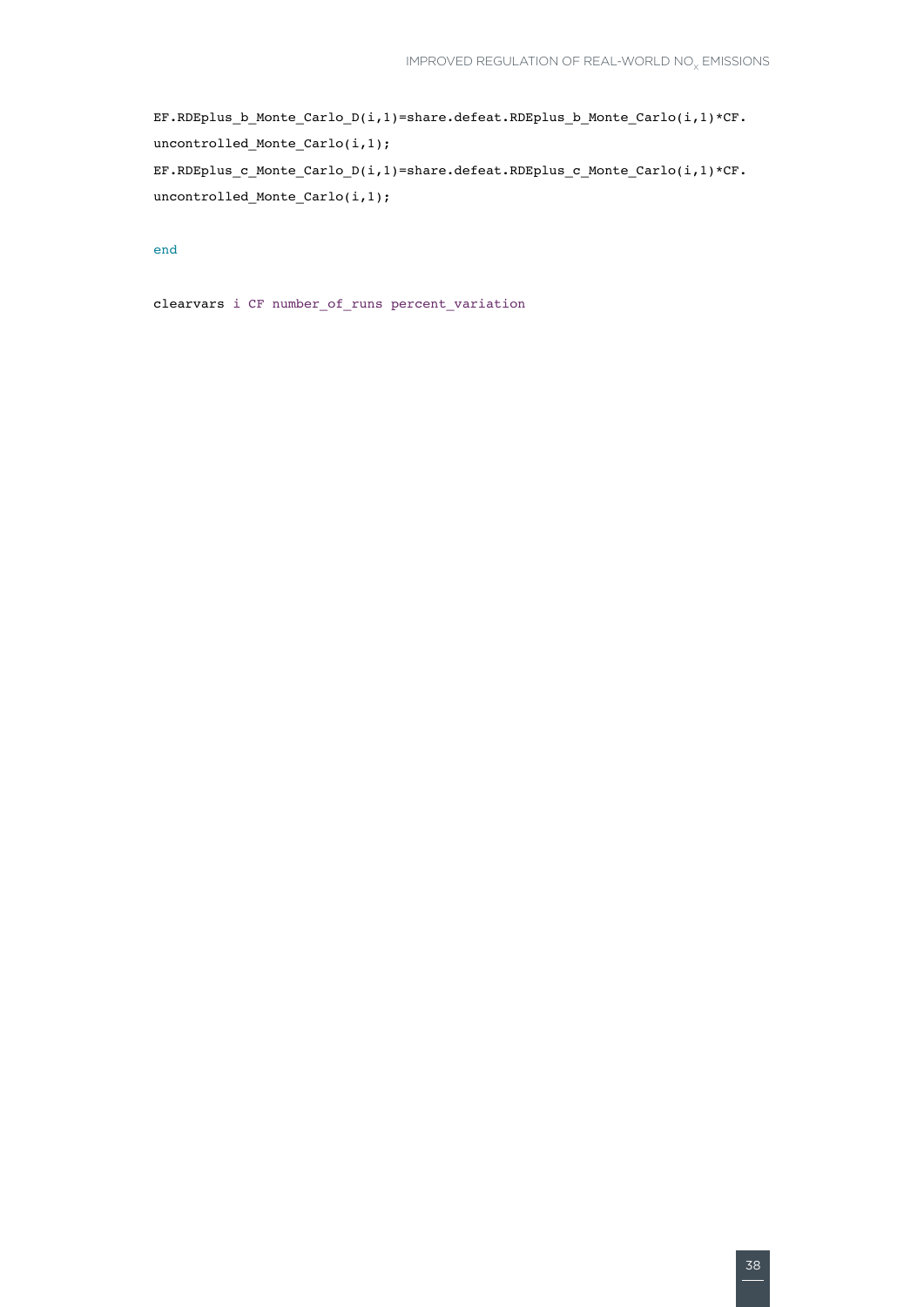```
EF.RDEplus_b_Monte_Carlo_D(i,1)=share.defeat.RDEplus_b_Monte_Carlo(i,1)*CF.
uncontrolled_Monte_Carlo(i,1);
EF.RDEplus_c_Monte_Carlo_D(i,1)=share.defeat.RDEplus_c_Monte_Carlo(i,1)*CF.
uncontrolled_Monte_Carlo(i,1);

end

clearvars i CF number_of_runs percent_variation
```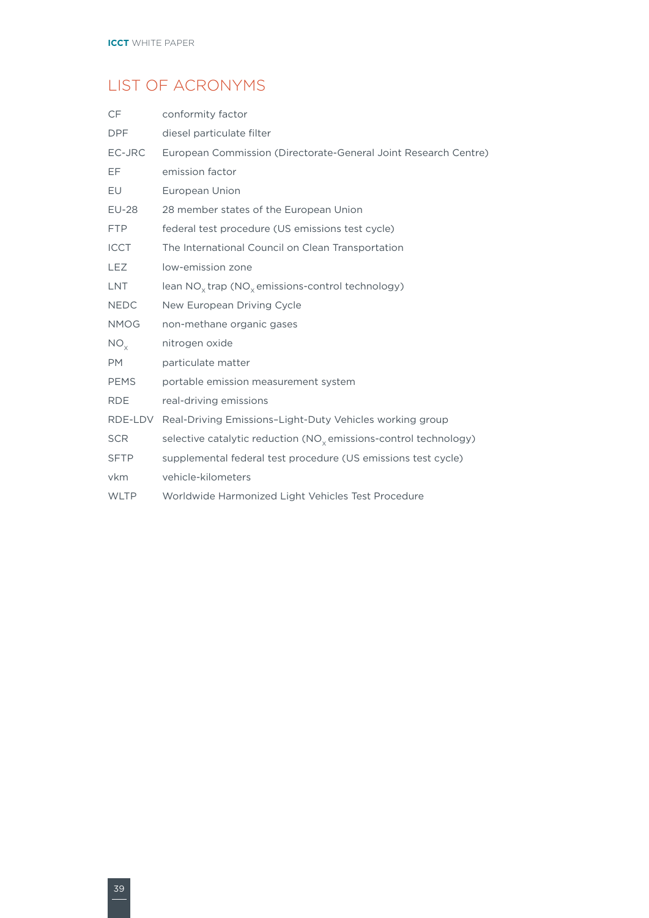## LIST OF ACRONYMS

| | |
|---|---|
| CF | conformity factor |
| DPF | diesel particulate filter |
| EC-JRC | European Commission (Directorate-General Joint Research Centre) |
| EF | emission factor |
| EU | European Union |
| EU-28 | 28 member states of the European Union |
| FTP | federal test procedure (US emissions test cycle) |
| ICCT | The International Council on Clean Transportation |
| LEZ | low-emission zone |
| LNT | lean $NO_x$ trap ($NO_x$ emissions-control technology) |
| NEDC | New European Driving Cycle |
| NMOG | non-methane organic gases |
| $NO_x$ | nitrogen oxide |
| PM | particulate matter |
| PEMS | portable emission measurement system |
| RDE | real-driving emissions |
| RDE-LDV | Real-Driving Emissions–Light-Duty Vehicles working group |
| SCR | selective catalytic reduction ($NO_x$ emissions-control technology) |
| SFTP | supplemental federal test procedure (US emissions test cycle) |
| vkm | vehicle-kilometers |
| WLTP | Worldwide Harmonized Light Vehicles Test Procedure |